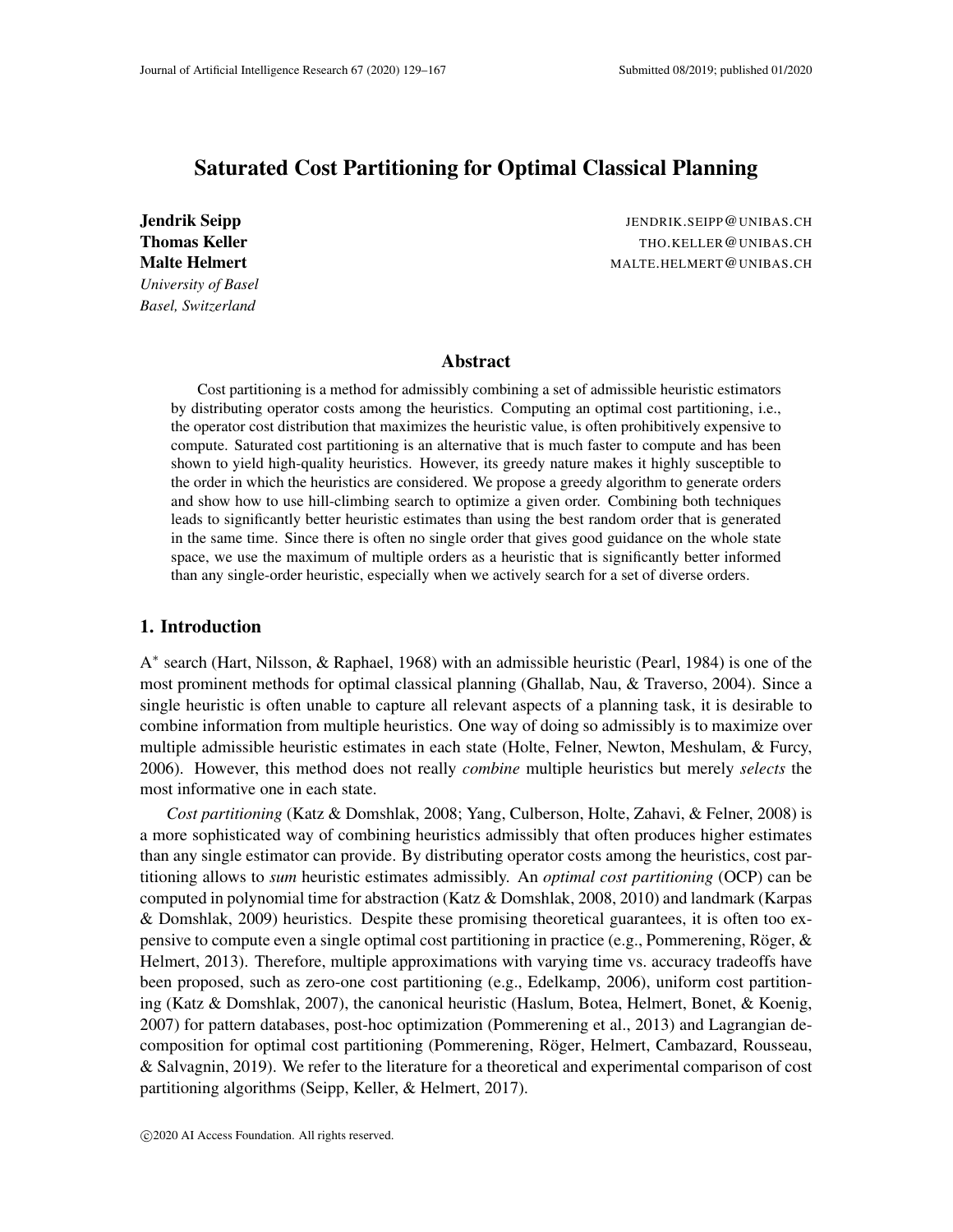# Saturated Cost Partitioning for Optimal Classical Planning

**Jendrik Seipp** JENDRIK.SEIPP@UNIBAS.CH
**Thomas Keller** THO.KELLER@UNIBAS.CH
**Malte Helmert** MALTE.HELMERT@UNIBAS.CH
*University of Basel*
*Basel, Switzerland*

## Abstract

Cost partitioning is a method for admissibly combining a set of admissible heuristic estimators by distributing operator costs among the heuristics. Computing an optimal cost partitioning, i.e., the operator cost distribution that maximizes the heuristic value, is often prohibitively expensive to compute. Saturated cost partitioning is an alternative that is much faster to compute and has been shown to yield high-quality heuristics. However, its greedy nature makes it highly susceptible to the order in which the heuristics are considered. We propose a greedy algorithm to generate orders and show how to use hill-climbing search to optimize a given order. Combining both techniques leads to significantly better heuristic estimates than using the best random order that is generated in the same time. Since there is often no single order that gives good guidance on the whole state space, we use the maximum of multiple orders as a heuristic that is significantly better informed than any single-order heuristic, especially when we actively search for a set of diverse orders.

## 1. Introduction

A* search (Hart, Nilsson, & Raphael, 1968) with an admissible heuristic (Pearl, 1984) is one of the most prominent methods for optimal classical planning (Ghallab, Nau, & Traverso, 2004). Since a single heuristic is often unable to capture all relevant aspects of a planning task, it is desirable to combine information from multiple heuristics. One way of doing so admissibly is to maximize over multiple admissible heuristic estimates in each state (Holte, Felner, Newton, Meshulam, & Furcy, 2006). However, this method does not really *combine* multiple heuristics but merely *selects* the most informative one in each state.

*Cost partitioning* (Katz & Domshlak, 2008; Yang, Culberson, Holte, Zahavi, & Felner, 2008) is a more sophisticated way of combining heuristics admissibly that often produces higher estimates than any single estimator can provide. By distributing operator costs among the heuristics, cost partitioning allows to *sum* heuristic estimates admissibly. An *optimal cost partitioning* (OCP) can be computed in polynomial time for abstraction (Katz & Domshlak, 2008, 2010) and landmark (Karpas & Domshlak, 2009) heuristics. Despite these promising theoretical guarantees, it is often too expensive to compute even a single optimal cost partitioning in practice (e.g., Pommerening, Röger, & Helmert, 2013). Therefore, multiple approximations with varying time vs. accuracy tradeoffs have been proposed, such as zero-one cost partitioning (e.g., Edelkamp, 2006), uniform cost partitioning (Katz & Domshlak, 2007), the canonical heuristic (Haslum, Botea, Helmert, Bonet, & Koenig, 2007) for pattern databases, post-hoc optimization (Pommerening et al., 2013) and Lagrangian decomposition for optimal cost partitioning (Pommerening, Röger, Helmert, Cambazard, Rousseau, & Salvagnin, 2019). We refer to the literature for a theoretical and experimental comparison of cost partitioning algorithms (Seipp, Keller, & Helmert, 2017).

©2020 AI Access Foundation. All rights reserved.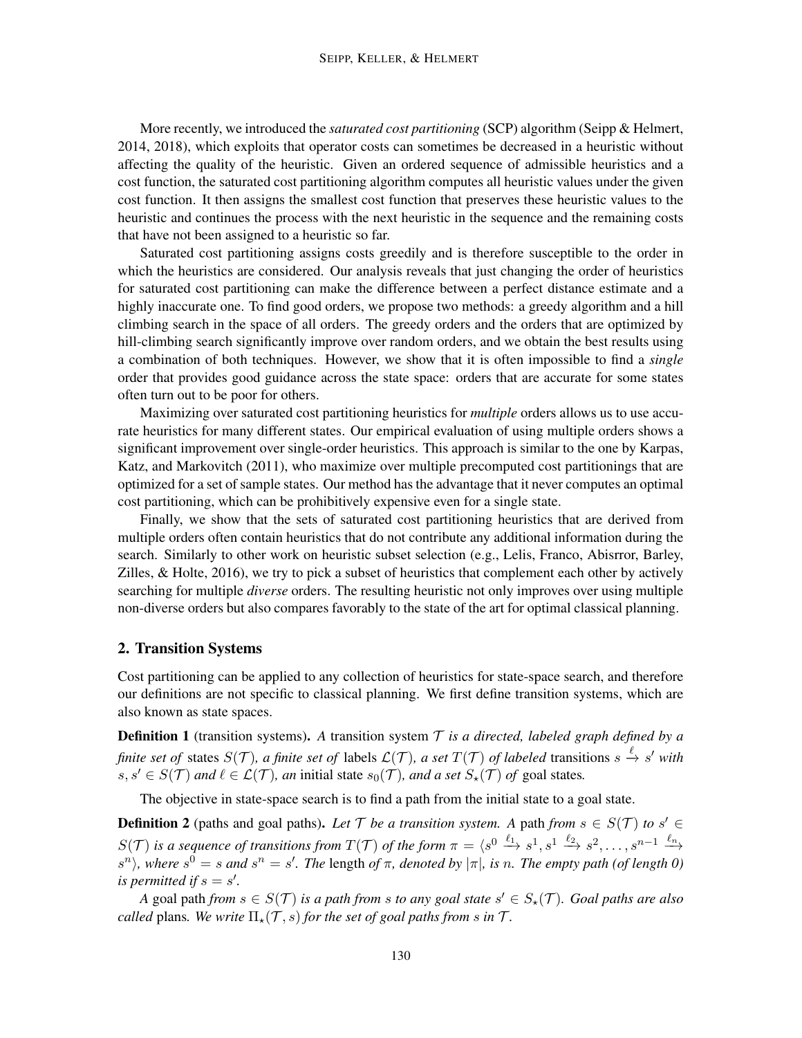More recently, we introduced the *saturated cost partitioning* (SCP) algorithm (Seipp & Helmert, 2014, 2018), which exploits that operator costs can sometimes be decreased in a heuristic without affecting the quality of the heuristic. Given an ordered sequence of admissible heuristics and a cost function, the saturated cost partitioning algorithm computes all heuristic values under the given cost function. It then assigns the smallest cost function that preserves these heuristic values to the heuristic and continues the process with the next heuristic in the sequence and the remaining costs that have not been assigned to a heuristic so far.

Saturated cost partitioning assigns costs greedily and is therefore susceptible to the order in which the heuristics are considered. Our analysis reveals that just changing the order of heuristics for saturated cost partitioning can make the difference between a perfect distance estimate and a highly inaccurate one. To find good orders, we propose two methods: a greedy algorithm and a hill climbing search in the space of all orders. The greedy orders and the orders that are optimized by hill-climbing search significantly improve over random orders, and we obtain the best results using a combination of both techniques. However, we show that it is often impossible to find a *single* order that provides good guidance across the state space: orders that are accurate for some states often turn out to be poor for others.

Maximizing over saturated cost partitioning heuristics for *multiple* orders allows us to use accurate heuristics for many different states. Our empirical evaluation of using multiple orders shows a significant improvement over single-order heuristics. This approach is similar to the one by Karpas, Katz, and Markovitch (2011), who maximize over multiple precomputed cost partitionings that are optimized for a set of sample states. Our method has the advantage that it never computes an optimal cost partitioning, which can be prohibitively expensive even for a single state.

Finally, we show that the sets of saturated cost partitioning heuristics that are derived from multiple orders often contain heuristics that do not contribute any additional information during the search. Similarly to other work on heuristic subset selection (e.g., Lelis, Franco, Abisrror, Barley, Zilles, & Holte, 2016), we try to pick a subset of heuristics that complement each other by actively searching for multiple *diverse* orders. The resulting heuristic not only improves over using multiple non-diverse orders but also compares favorably to the state of the art for optimal classical planning.

## 2. Transition Systems

Cost partitioning can be applied to any collection of heuristics for state-space search, and therefore our definitions are not specific to classical planning. We first define transition systems, which are also known as state spaces.

**Definition 1** (transition systems). *A* transition system $\mathcal{T}$ *is a directed, labeled graph defined by a finite set of* states $S(\mathcal{T})$*, a finite set of* labels $\mathcal{L}(\mathcal{T})$*, a set* $T(\mathcal{T})$ *of labeled* transitions $s \xrightarrow{\ell} s'$ *with* $s, s' \in S(\mathcal{T})$ *and* $\ell \in \mathcal{L}(\mathcal{T})$*, an* initial state $s_0(\mathcal{T})$*, and a set* $S_\star(\mathcal{T})$ *of* goal states*.*

The objective in state-space search is to find a path from the initial state to a goal state.

**Definition 2** (paths and goal paths). *Let* $\mathcal{T}$ *be a transition system. A* path *from* $s \in S(\mathcal{T})$ *to* $s' \in S(\mathcal{T})$ *is a sequence of transitions from* $T(\mathcal{T})$ *of the form* $\pi = \langle s^0 \xrightarrow{\ell_1} s^1, s^1 \xrightarrow{\ell_2} s^2, \ldots, s^{n-1} \xrightarrow{\ell_n} s^n \rangle$*, where* $s^0 = s$ *and* $s^n = s'$*. The* length *of* $\pi$*, denoted by* $|\pi|$*, is* $n$*. The empty path (of length 0) is permitted if* $s = s'$*.*

*A* goal path *from* $s \in S(\mathcal{T})$ *is a path from* $s$ *to any goal state* $s' \in S_\star(\mathcal{T})$*. Goal paths are also called* plans*. We write* $\Pi_\star(\mathcal{T}, s)$ *for the set of goal paths from* $s$ *in* $\mathcal{T}$*.*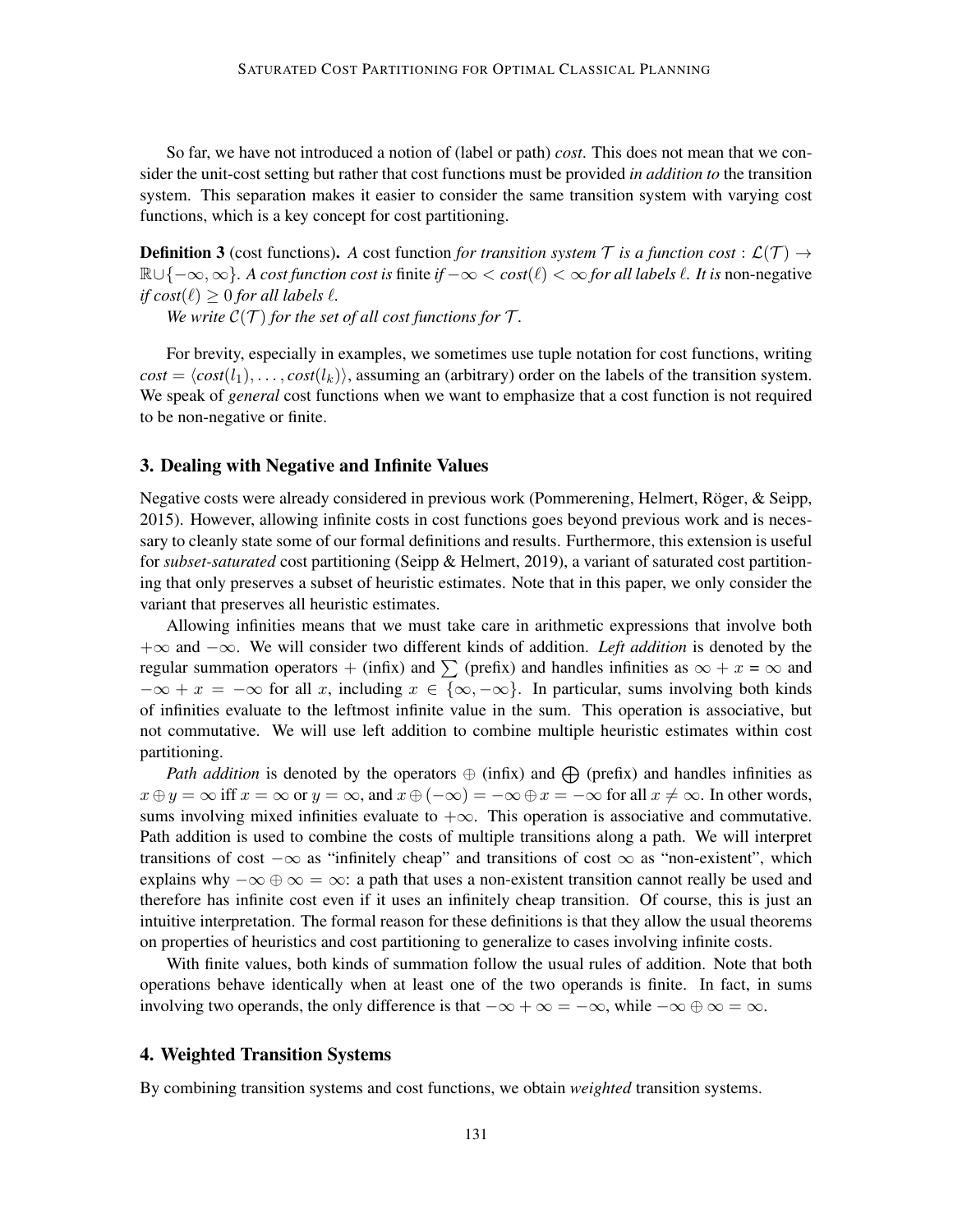So far, we have not introduced a notion of (label or path) *cost*. This does not mean that we consider the unit-cost setting but rather that cost functions must be provided *in addition to* the transition system. This separation makes it easier to consider the same transition system with varying cost functions, which is a key concept for cost partitioning.

**Definition 3** (cost functions)**.** *A* cost function *for transition system $\mathcal{T}$ is a function $cost : \mathcal{L}(\mathcal{T}) \to \mathbb{R} \cup \{-\infty, \infty\}$. A cost function cost is* finite *if $-\infty < cost(\ell) < \infty$ for all labels $\ell$. It is* non-negative *if $cost(\ell) \geq 0$ for all labels $\ell$.*

*We write $\mathcal{C}(\mathcal{T})$ for the set of all cost functions for $\mathcal{T}$.*

For brevity, especially in examples, we sometimes use tuple notation for cost functions, writing $cost = \langle cost(l_1), \ldots, cost(l_k) \rangle$, assuming an (arbitrary) order on the labels of the transition system. We speak of *general* cost functions when we want to emphasize that a cost function is not required to be non-negative or finite.

## 3. Dealing with Negative and Infinite Values

Negative costs were already considered in previous work (Pommerening, Helmert, Röger, & Seipp, 2015). However, allowing infinite costs in cost functions goes beyond previous work and is necessary to cleanly state some of our formal definitions and results. Furthermore, this extension is useful for *subset-saturated* cost partitioning (Seipp & Helmert, 2019), a variant of saturated cost partitioning that only preserves a subset of heuristic estimates. Note that in this paper, we only consider the variant that preserves all heuristic estimates.

Allowing infinities means that we must take care in arithmetic expressions that involve both $+\infty$ and $-\infty$. We will consider two different kinds of addition. *Left addition* is denoted by the regular summation operators $+$ (infix) and $\sum$ (prefix) and handles infinities as $\infty + x = \infty$ and $-\infty + x = -\infty$ for all $x$, including $x \in \{\infty, -\infty\}$. In particular, sums involving both kinds of infinities evaluate to the leftmost infinite value in the sum. This operation is associative, but not commutative. We will use left addition to combine multiple heuristic estimates within cost partitioning.

*Path addition* is denoted by the operators $\oplus$ (infix) and $\bigoplus$ (prefix) and handles infinities as $x \oplus y = \infty$ iff $x = \infty$ or $y = \infty$, and $x \oplus (-\infty) = -\infty \oplus x = -\infty$ for all $x \neq \infty$. In other words, sums involving mixed infinities evaluate to $+\infty$. This operation is associative and commutative. Path addition is used to combine the costs of multiple transitions along a path. We will interpret transitions of cost $-\infty$ as "infinitely cheap" and transitions of cost $\infty$ as "non-existent", which explains why $-\infty \oplus \infty = \infty$: a path that uses a non-existent transition cannot really be used and therefore has infinite cost even if it uses an infinitely cheap transition. Of course, this is just an intuitive interpretation. The formal reason for these definitions is that they allow the usual theorems on properties of heuristics and cost partitioning to generalize to cases involving infinite costs.

With finite values, both kinds of summation follow the usual rules of addition. Note that both operations behave identically when at least one of the two operands is finite. In fact, in sums involving two operands, the only difference is that $-\infty + \infty = -\infty$, while $-\infty \oplus \infty = \infty$.

## 4. Weighted Transition Systems

By combining transition systems and cost functions, we obtain *weighted* transition systems.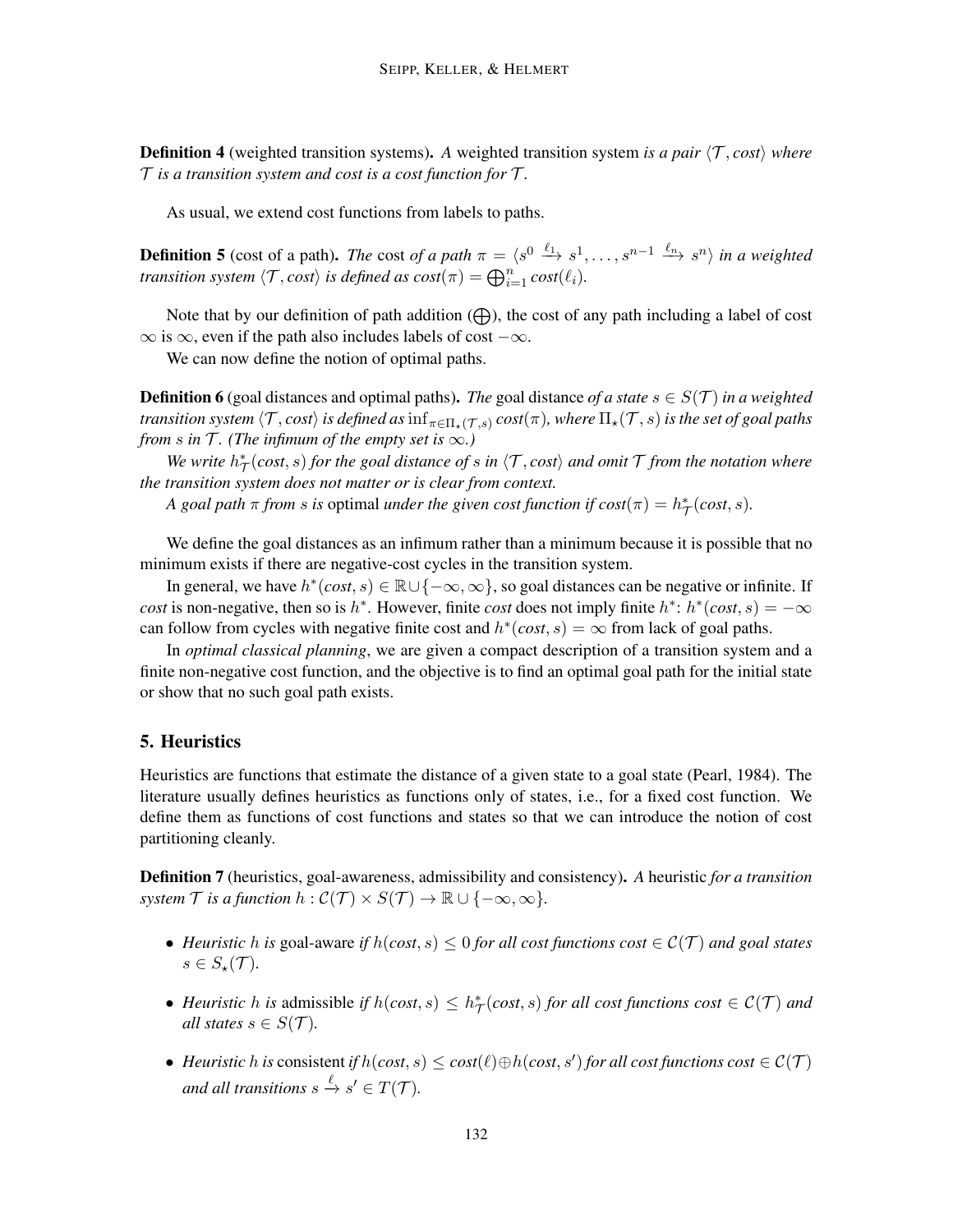**Definition 4** (weighted transition systems). *A* weighted transition system *is a pair* $\langle \mathcal{T}, cost \rangle$ *where* $\mathcal{T}$ *is a transition system and cost is a cost function for* $\mathcal{T}$.

As usual, we extend cost functions from labels to paths.

**Definition 5** (cost of a path). *The* cost *of a path* $\pi = \langle s^0 \xrightarrow{\ell_1} s^1, \ldots, s^{n-1} \xrightarrow{\ell_n} s^n \rangle$ *in a weighted transition system* $\langle \mathcal{T}, cost \rangle$ *is defined as* $cost(\pi) = \bigoplus_{i=1}^{n} cost(\ell_i)$.

Note that by our definition of path addition ($\bigoplus$), the cost of any path including a label of cost $\infty$ is $\infty$, even if the path also includes labels of cost $-\infty$.

We can now define the notion of optimal paths.

**Definition 6** (goal distances and optimal paths). *The* goal distance *of a state* $s \in S(\mathcal{T})$ *in a weighted transition system* $\langle \mathcal{T}, cost \rangle$ *is defined as* $\inf_{\pi \in \Pi_\star(\mathcal{T}, s)} cost(\pi)$, *where* $\Pi_\star(\mathcal{T}, s)$ *is the set of goal paths from* $s$ *in* $\mathcal{T}$. *(The infimum of the empty set is* $\infty$.*)*

*We write* $h^*_\mathcal{T}(cost, s)$ *for the goal distance of* $s$ *in* $\langle \mathcal{T}, cost \rangle$ *and omit* $\mathcal{T}$ *from the notation where the transition system does not matter or is clear from context.*

*A goal path* $\pi$ *from* $s$ *is* optimal *under the given cost function if* $cost(\pi) = h^*_\mathcal{T}(cost, s)$.

We define the goal distances as an infimum rather than a minimum because it is possible that no minimum exists if there are negative-cost cycles in the transition system.

In general, we have $h^*(cost, s) \in \mathbb{R} \cup \{-\infty, \infty\}$, so goal distances can be negative or infinite. If *cost* is non-negative, then so is $h^*$. However, finite *cost* does not imply finite $h^*$: $h^*(cost, s) = -\infty$ can follow from cycles with negative finite cost and $h^*(cost, s) = \infty$ from lack of goal paths.

In *optimal classical planning*, we are given a compact description of a transition system and a finite non-negative cost function, and the objective is to find an optimal goal path for the initial state or show that no such goal path exists.

## 5. Heuristics

Heuristics are functions that estimate the distance of a given state to a goal state (Pearl, 1984). The literature usually defines heuristics as functions only of states, i.e., for a fixed cost function. We define them as functions of cost functions and states so that we can introduce the notion of cost partitioning cleanly.

**Definition 7** (heuristics, goal-awareness, admissibility and consistency). *A* heuristic *for a transition system* $\mathcal{T}$ *is a function* $h : \mathcal{C}(\mathcal{T}) \times S(\mathcal{T}) \to \mathbb{R} \cup \{-\infty, \infty\}$.

- *Heuristic* $h$ *is* goal-aware *if* $h(cost, s) \leq 0$ *for all cost functions* $cost \in \mathcal{C}(\mathcal{T})$ *and goal states* $s \in S_\star(\mathcal{T})$.
- *Heuristic* $h$ *is* admissible *if* $h(cost, s) \leq h^*_\mathcal{T}(cost, s)$ *for all cost functions* $cost \in \mathcal{C}(\mathcal{T})$ *and all states* $s \in S(\mathcal{T})$.
- *Heuristic* $h$ *is* consistent *if* $h(cost, s) \leq cost(\ell) \oplus h(cost, s')$ *for all cost functions* $cost \in \mathcal{C}(\mathcal{T})$ *and all transitions* $s \xrightarrow{\ell} s' \in T(\mathcal{T})$.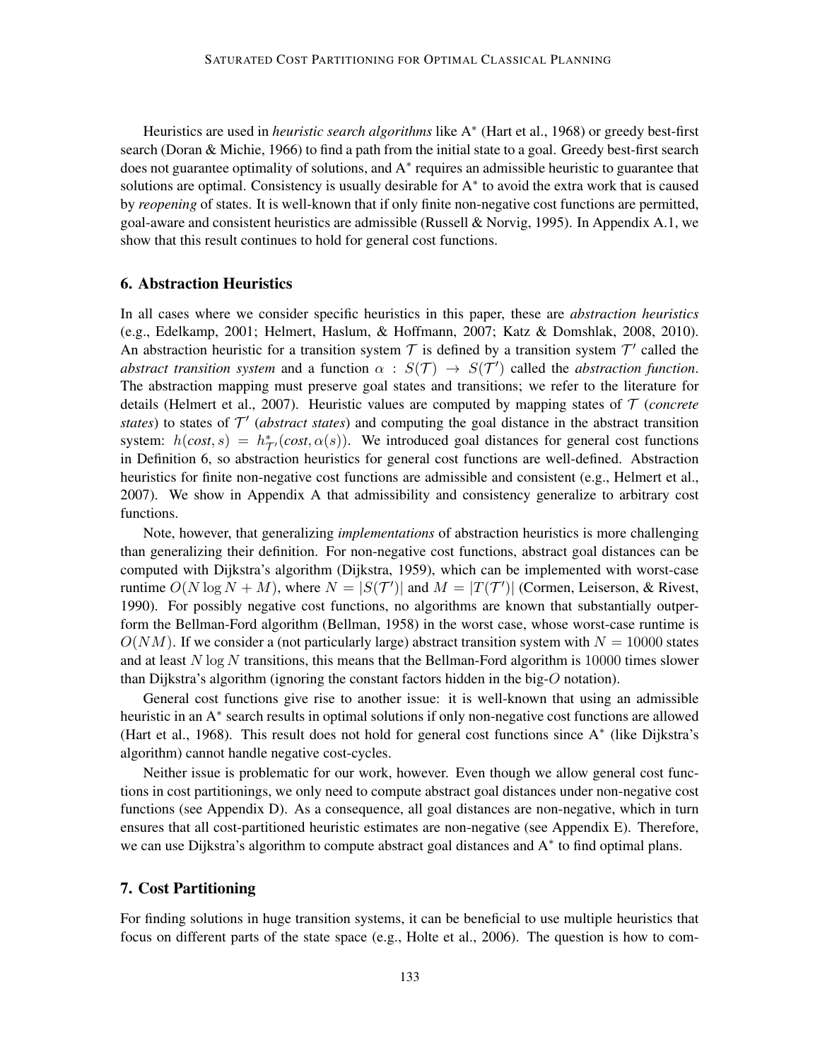Heuristics are used in *heuristic search algorithms* like A$^*$ (Hart et al., 1968) or greedy best-first search (Doran & Michie, 1966) to find a path from the initial state to a goal. Greedy best-first search does not guarantee optimality of solutions, and A$^*$ requires an admissible heuristic to guarantee that solutions are optimal. Consistency is usually desirable for A$^*$ to avoid the extra work that is caused by *reopening* of states. It is well-known that if only finite non-negative cost functions are permitted, goal-aware and consistent heuristics are admissible (Russell & Norvig, 1995). In Appendix A.1, we show that this result continues to hold for general cost functions.

## 6. Abstraction Heuristics

In all cases where we consider specific heuristics in this paper, these are *abstraction heuristics* (e.g., Edelkamp, 2001; Helmert, Haslum, & Hoffmann, 2007; Katz & Domshlak, 2008, 2010). An abstraction heuristic for a transition system $\mathcal{T}$ is defined by a transition system $\mathcal{T}'$ called the *abstract transition system* and a function $\alpha : S(\mathcal{T}) \rightarrow S(\mathcal{T}')$ called the *abstraction function*. The abstraction mapping must preserve goal states and transitions; we refer to the literature for details (Helmert et al., 2007). Heuristic values are computed by mapping states of $\mathcal{T}$ (*concrete states*) to states of $\mathcal{T}'$ (*abstract states*) and computing the goal distance in the abstract transition system: $h(cost, s) = h^*_{\mathcal{T}'}(cost, \alpha(s))$. We introduced goal distances for general cost functions in Definition 6, so abstraction heuristics for general cost functions are well-defined. Abstraction heuristics for finite non-negative cost functions are admissible and consistent (e.g., Helmert et al., 2007). We show in Appendix A that admissibility and consistency generalize to arbitrary cost functions.

Note, however, that generalizing *implementations* of abstraction heuristics is more challenging than generalizing their definition. For non-negative cost functions, abstract goal distances can be computed with Dijkstra's algorithm (Dijkstra, 1959), which can be implemented with worst-case runtime $O(N \log N + M)$, where $N = |S(\mathcal{T}')|$ and $M = |T(\mathcal{T}')|$ (Cormen, Leiserson, & Rivest, 1990). For possibly negative cost functions, no algorithms are known that substantially outperform the Bellman-Ford algorithm (Bellman, 1958) in the worst case, whose worst-case runtime is $O(NM)$. If we consider a (not particularly large) abstract transition system with $N = 10000$ states and at least $N \log N$ transitions, this means that the Bellman-Ford algorithm is $10000$ times slower than Dijkstra's algorithm (ignoring the constant factors hidden in the big-$O$ notation).

General cost functions give rise to another issue: it is well-known that using an admissible heuristic in an A$^*$ search results in optimal solutions if only non-negative cost functions are allowed (Hart et al., 1968). This result does not hold for general cost functions since A$^*$ (like Dijkstra's algorithm) cannot handle negative cost-cycles.

Neither issue is problematic for our work, however. Even though we allow general cost functions in cost partitionings, we only need to compute abstract goal distances under non-negative cost functions (see Appendix D). As a consequence, all goal distances are non-negative, which in turn ensures that all cost-partitioned heuristic estimates are non-negative (see Appendix E). Therefore, we can use Dijkstra's algorithm to compute abstract goal distances and A$^*$ to find optimal plans.

## 7. Cost Partitioning

For finding solutions in huge transition systems, it can be beneficial to use multiple heuristics that focus on different parts of the state space (e.g., Holte et al., 2006). The question is how to com-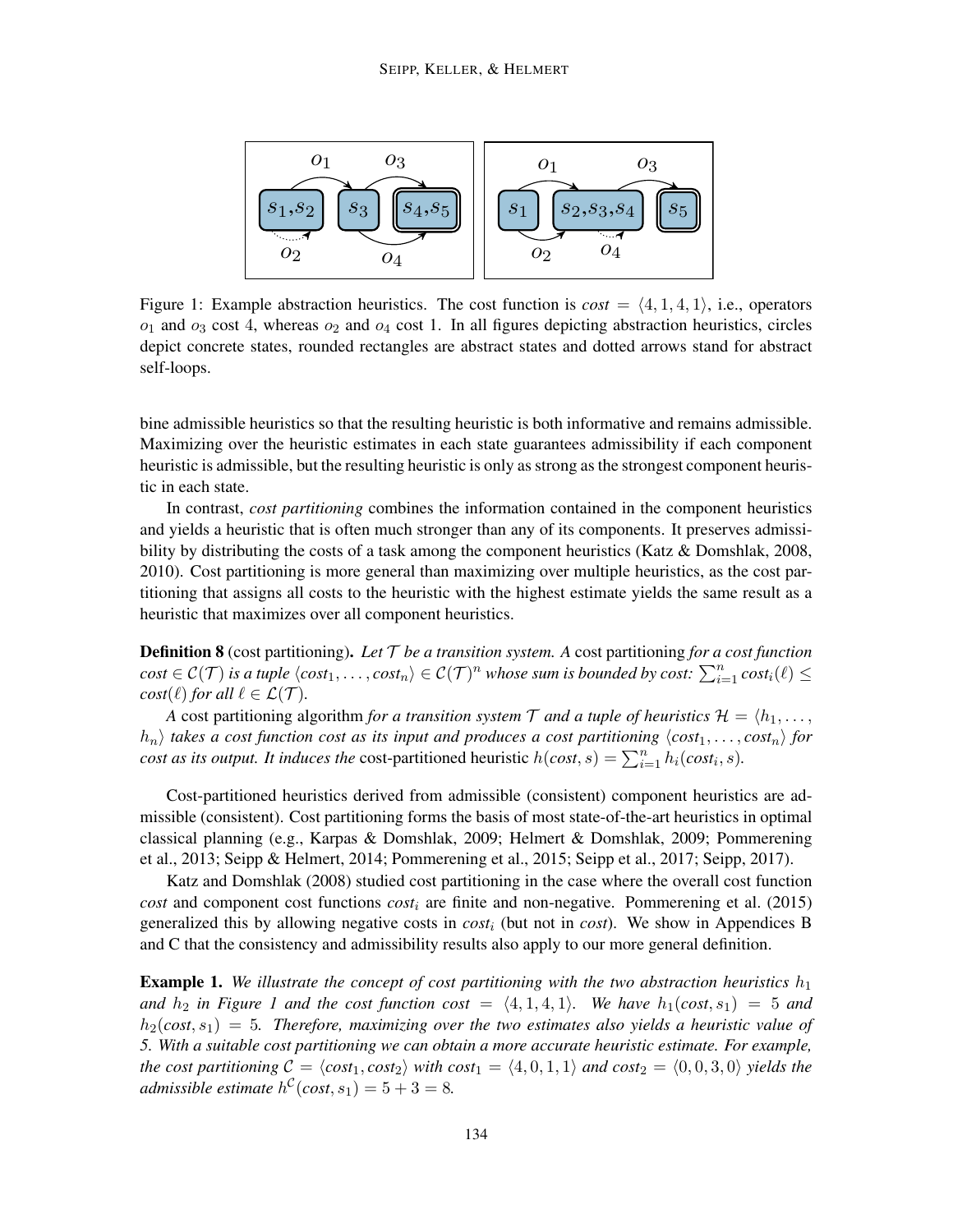Figure 1: Example abstraction heuristics. The cost function is $cost = \langle 4, 1, 4, 1 \rangle$, i.e., operators $o_1$ and $o_3$ cost 4, whereas $o_2$ and $o_4$ cost 1. In all figures depicting abstraction heuristics, circles depict concrete states, rounded rectangles are abstract states and dotted arrows stand for abstract self-loops.

bine admissible heuristics so that the resulting heuristic is both informative and remains admissible. Maximizing over the heuristic estimates in each state guarantees admissibility if each component heuristic is admissible, but the resulting heuristic is only as strong as the strongest component heuristic in each state.

In contrast, *cost partitioning* combines the information contained in the component heuristics and yields a heuristic that is often much stronger than any of its components. It preserves admissibility by distributing the costs of a task among the component heuristics (Katz & Domshlak, 2008, 2010). Cost partitioning is more general than maximizing over multiple heuristics, as the cost partitioning that assigns all costs to the heuristic with the highest estimate yields the same result as a heuristic that maximizes over all component heuristics.

**Definition 8** (cost partitioning). *Let $\mathcal{T}$ be a transition system. A* cost partitioning *for a cost function $cost \in \mathcal{C}(\mathcal{T})$ is a tuple $\langle cost_1, \ldots, cost_n \rangle \in \mathcal{C}(\mathcal{T})^n$ whose sum is bounded by cost: $\sum_{i=1}^{n} cost_i(\ell) \leq cost(\ell)$ for all $\ell \in \mathcal{L}(\mathcal{T})$.*

*A* cost partitioning algorithm *for a transition system $\mathcal{T}$ and a tuple of heuristics $\mathcal{H} = \langle h_1, \ldots, h_n \rangle$ takes a cost function cost as its input and produces a cost partitioning $\langle cost_1, \ldots, cost_n \rangle$ for cost as its output. It induces the* cost-partitioned heuristic *$h(cost, s) = \sum_{i=1}^{n} h_i(cost_i, s)$.*

Cost-partitioned heuristics derived from admissible (consistent) component heuristics are admissible (consistent). Cost partitioning forms the basis of most state-of-the-art heuristics in optimal classical planning (e.g., Karpas & Domshlak, 2009; Helmert & Domshlak, 2009; Pommerening et al., 2013; Seipp & Helmert, 2014; Pommerening et al., 2015; Seipp et al., 2017; Seipp, 2017).

Katz and Domshlak (2008) studied cost partitioning in the case where the overall cost function *cost* and component cost functions $cost_i$ are finite and non-negative. Pommerening et al. (2015) generalized this by allowing negative costs in $cost_i$ (but not in *cost*). We show in Appendices B and C that the consistency and admissibility results also apply to our more general definition.

**Example 1.** *We illustrate the concept of cost partitioning with the two abstraction heuristics $h_1$ and $h_2$ in Figure 1 and the cost function $cost = \langle 4, 1, 4, 1 \rangle$. We have $h_1(cost, s_1) = 5$ and $h_2(cost, s_1) = 5$. Therefore, maximizing over the two estimates also yields a heuristic value of 5. With a suitable cost partitioning we can obtain a more accurate heuristic estimate. For example, the cost partitioning $\mathcal{C} = \langle cost_1, cost_2 \rangle$ with $cost_1 = \langle 4, 0, 1, 1 \rangle$ and $cost_2 = \langle 0, 0, 3, 0 \rangle$ yields the admissible estimate $h^{\mathcal{C}}(cost, s_1) = 5 + 3 = 8$.*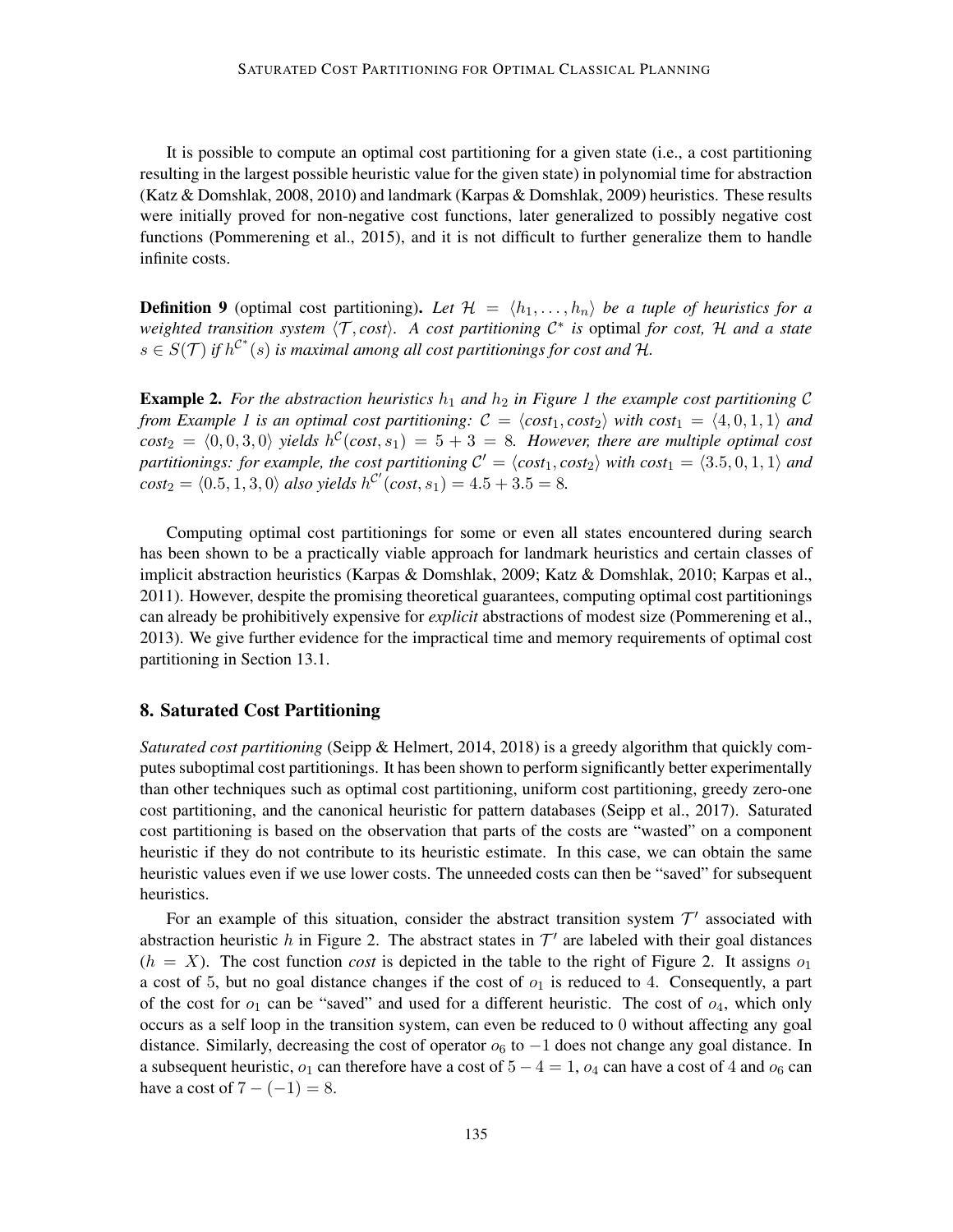It is possible to compute an optimal cost partitioning for a given state (i.e., a cost partitioning resulting in the largest possible heuristic value for the given state) in polynomial time for abstraction (Katz & Domshlak, 2008, 2010) and landmark (Karpas & Domshlak, 2009) heuristics. These results were initially proved for non-negative cost functions, later generalized to possibly negative cost functions (Pommerening et al., 2015), and it is not difficult to further generalize them to handle infinite costs.

**Definition 9** (optimal cost partitioning). *Let $\mathcal{H} = \langle h_1, \dots, h_n \rangle$ be a tuple of heuristics for a weighted transition system $\langle \mathcal{T}, cost \rangle$. A cost partitioning $\mathcal{C}^*$ is* optimal *for cost, $\mathcal{H}$ and a state $s \in S(\mathcal{T})$ if $h^{\mathcal{C}^*}(s)$ is maximal among all cost partitionings for cost and $\mathcal{H}$.*

**Example 2.** *For the abstraction heuristics $h_1$ and $h_2$ in Figure 1 the example cost partitioning $\mathcal{C}$ from Example 1 is an optimal cost partitioning: $\mathcal{C} = \langle cost_1, cost_2 \rangle$ with $cost_1 = \langle 4, 0, 1, 1 \rangle$ and $cost_2 = \langle 0, 0, 3, 0 \rangle$ yields $h^{\mathcal{C}}(cost, s_1) = 5 + 3 = 8$. However, there are multiple optimal cost partitionings: for example, the cost partitioning $\mathcal{C}' = \langle cost_1, cost_2 \rangle$ with $cost_1 = \langle 3.5, 0, 1, 1 \rangle$ and $cost_2 = \langle 0.5, 1, 3, 0 \rangle$ also yields $h^{\mathcal{C}'}(cost, s_1) = 4.5 + 3.5 = 8$.*

Computing optimal cost partitionings for some or even all states encountered during search has been shown to be a practically viable approach for landmark heuristics and certain classes of implicit abstraction heuristics (Karpas & Domshlak, 2009; Katz & Domshlak, 2010; Karpas et al., 2011). However, despite the promising theoretical guarantees, computing optimal cost partitionings can already be prohibitively expensive for *explicit* abstractions of modest size (Pommerening et al., 2013). We give further evidence for the impractical time and memory requirements of optimal cost partitioning in Section 13.1.

## 8. Saturated Cost Partitioning

*Saturated cost partitioning* (Seipp & Helmert, 2014, 2018) is a greedy algorithm that quickly computes suboptimal cost partitionings. It has been shown to perform significantly better experimentally than other techniques such as optimal cost partitioning, uniform cost partitioning, greedy zero-one cost partitioning, and the canonical heuristic for pattern databases (Seipp et al., 2017). Saturated cost partitioning is based on the observation that parts of the costs are "wasted" on a component heuristic if they do not contribute to its heuristic estimate. In this case, we can obtain the same heuristic values even if we use lower costs. The unneeded costs can then be "saved" for subsequent heuristics.

For an example of this situation, consider the abstract transition system $\mathcal{T}'$ associated with abstraction heuristic $h$ in Figure 2. The abstract states in $\mathcal{T}'$ are labeled with their goal distances ($h = X$). The cost function *cost* is depicted in the table to the right of Figure 2. It assigns $o_1$ a cost of 5, but no goal distance changes if the cost of $o_1$ is reduced to 4. Consequently, a part of the cost for $o_1$ can be "saved" and used for a different heuristic. The cost of $o_4$, which only occurs as a self loop in the transition system, can even be reduced to 0 without affecting any goal distance. Similarly, decreasing the cost of operator $o_6$ to $-1$ does not change any goal distance. In a subsequent heuristic, $o_1$ can therefore have a cost of $5 - 4 = 1$, $o_4$ can have a cost of 4 and $o_6$ can have a cost of $7 - (-1) = 8$.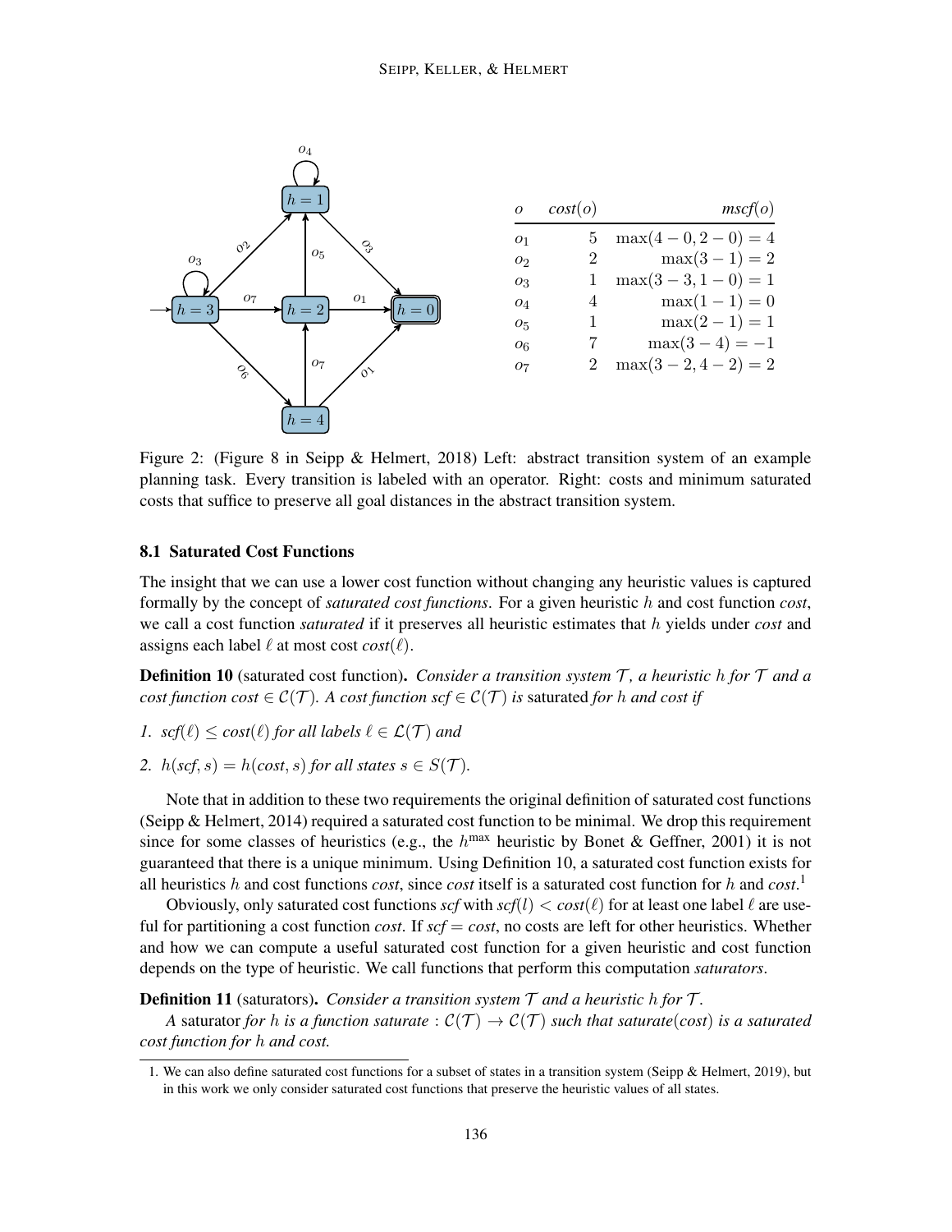| $o$ | $cost(o)$ | $mscf(o)$ |
|---|---|---|
| $o_1$ | 5 | $\max(4-0, 2-0) = 4$ |
| $o_2$ | 2 | $\max(3-1) = 2$ |
| $o_3$ | 1 | $\max(3-3, 1-0) = 1$ |
| $o_4$ | 4 | $\max(1-1) = 0$ |
| $o_5$ | 1 | $\max(2-1) = 1$ |
| $o_6$ | 7 | $\max(3-4) = -1$ |
| $o_7$ | 2 | $\max(3-2, 4-2) = 2$ |

Figure 2: (Figure 8 in Seipp & Helmert, 2018) Left: abstract transition system of an example planning task. Every transition is labeled with an operator. Right: costs and minimum saturated costs that suffice to preserve all goal distances in the abstract transition system.

### 8.1 Saturated Cost Functions

The insight that we can use a lower cost function without changing any heuristic values is captured formally by the concept of *saturated cost functions*. For a given heuristic $h$ and cost function *cost*, we call a cost function *saturated* if it preserves all heuristic estimates that $h$ yields under *cost* and assigns each label $\ell$ at most cost $cost(\ell)$.

**Definition 10** (saturated cost function). *Consider a transition system $\mathcal{T}$, a heuristic $h$ for $\mathcal{T}$ and a cost function $cost \in \mathcal{C}(\mathcal{T})$. A cost function $scf \in \mathcal{C}(\mathcal{T})$ is* saturated *for $h$ and cost if*

1. *$scf(\ell) \leq cost(\ell)$ for all labels $\ell \in \mathcal{L}(\mathcal{T})$ and*
2. *$h(scf, s) = h(cost, s)$ for all states $s \in S(\mathcal{T})$.*

Note that in addition to these two requirements the original definition of saturated cost functions (Seipp & Helmert, 2014) required a saturated cost function to be minimal. We drop this requirement since for some classes of heuristics (e.g., the $h^{\max}$ heuristic by Bonet & Geffner, 2001) it is not guaranteed that there is a unique minimum. Using Definition 10, a saturated cost function exists for all heuristics $h$ and cost functions *cost*, since *cost* itself is a saturated cost function for $h$ and *cost*.[1]

Obviously, only saturated cost functions *scf* with $scf(l) < cost(\ell)$ for at least one label $\ell$ are useful for partitioning a cost function *cost*. If $scf = cost$, no costs are left for other heuristics. Whether and how we can compute a useful saturated cost function for a given heuristic and cost function depends on the type of heuristic. We call functions that perform this computation *saturators*.

**Definition 11** (saturators). *Consider a transition system $\mathcal{T}$ and a heuristic $h$ for $\mathcal{T}$.*

*A* saturator *for $h$ is a function $saturate : \mathcal{C}(\mathcal{T}) \to \mathcal{C}(\mathcal{T})$ such that $saturate(cost)$ is a saturated cost function for $h$ and cost.*

1. We can also define saturated cost functions for a subset of states in a transition system (Seipp & Helmert, 2019), but in this work we only consider saturated cost functions that preserve the heuristic values of all states.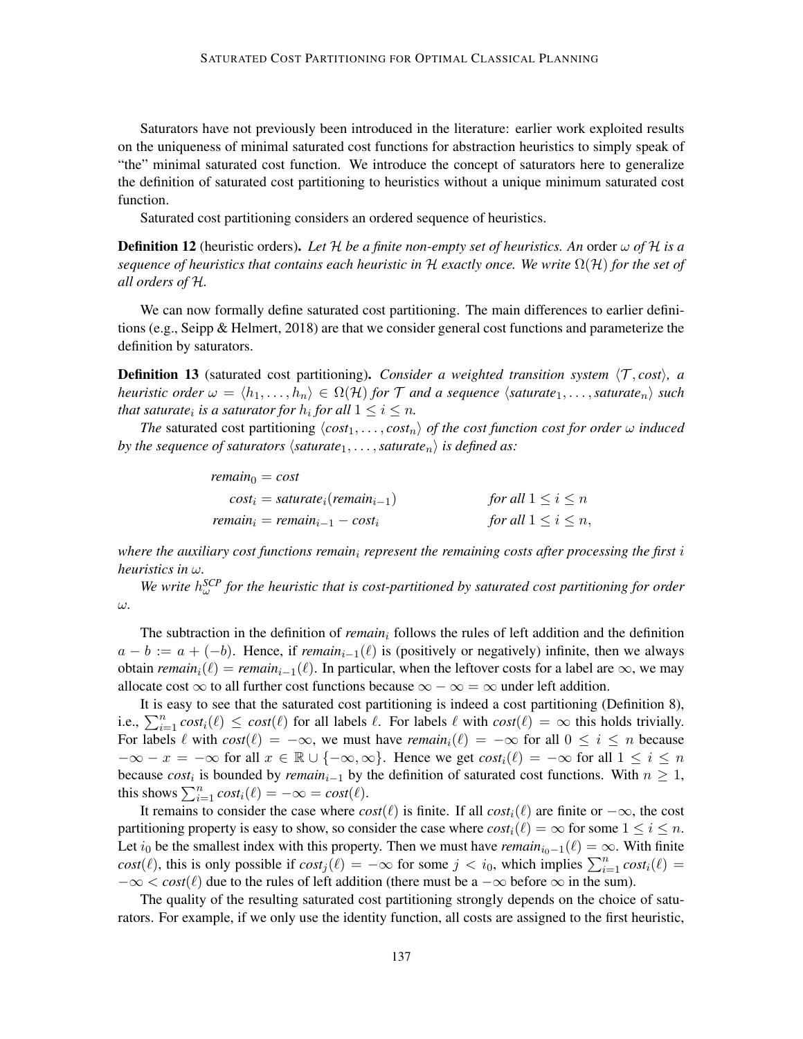Saturators have not previously been introduced in the literature: earlier work exploited results on the uniqueness of minimal saturated cost functions for abstraction heuristics to simply speak of "the" minimal saturated cost function. We introduce the concept of saturators here to generalize the definition of saturated cost partitioning to heuristics without a unique minimum saturated cost function.

Saturated cost partitioning considers an ordered sequence of heuristics.

**Definition 12** (heuristic orders). *Let $\mathcal{H}$ be a finite non-empty set of heuristics. An* order *$\omega$ of $\mathcal{H}$ is a sequence of heuristics that contains each heuristic in $\mathcal{H}$ exactly once. We write $\Omega(\mathcal{H})$ for the set of all orders of $\mathcal{H}$.*

We can now formally define saturated cost partitioning. The main differences to earlier definitions (e.g., Seipp & Helmert, 2018) are that we consider general cost functions and parameterize the definition by saturators.

**Definition 13** (saturated cost partitioning). *Consider a weighted transition system $\langle \mathcal{T}, cost\rangle$, a heuristic order $\omega = \langle h_1, \dots, h_n\rangle \in \Omega(\mathcal{H})$ for $\mathcal{T}$ and a sequence $\langle saturate_1, \dots, saturate_n\rangle$ such that $saturate_i$ is a saturator for $h_i$ for all $1 \le i \le n$.*

*The* saturated cost partitioning *$\langle cost_1, \dots, cost_n\rangle$ of the cost function cost for order $\omega$ induced by the sequence of saturators $\langle saturate_1, \dots, saturate_n\rangle$ is defined as:*

$$
\begin{aligned}
remain_0 &= cost & \\
cost_i &= saturate_i(remain_{i-1}) & \text{for all } 1 \le i \le n \\
remain_i &= remain_{i-1} - cost_i & \text{for all } 1 \le i \le n,
\end{aligned}
$$

*where the auxiliary cost functions $remain_i$ represent the remaining costs after processing the first $i$ heuristics in $\omega$.*

*We write $h^{SCP}_\omega$ for the heuristic that is cost-partitioned by saturated cost partitioning for order $\omega$.*

The subtraction in the definition of $remain_i$ follows the rules of left addition and the definition $a - b := a + (-b)$. Hence, if $remain_{i-1}(\ell)$ is (positively or negatively) infinite, then we always obtain $remain_i(\ell) = remain_{i-1}(\ell)$. In particular, when the leftover costs for a label are $\infty$, we may allocate cost $\infty$ to all further cost functions because $\infty - \infty = \infty$ under left addition.

It is easy to see that the saturated cost partitioning is indeed a cost partitioning (Definition 8), i.e., $\sum_{i=1}^{n} cost_i(\ell) \le cost(\ell)$ for all labels $\ell$. For labels $\ell$ with $cost(\ell) = \infty$ this holds trivially. For labels $\ell$ with $cost(\ell) = -\infty$, we must have $remain_i(\ell) = -\infty$ for all $0 \le i \le n$ because $-\infty - x = -\infty$ for all $x \in \mathbb{R} \cup \{-\infty, \infty\}$. Hence we get $cost_i(\ell) = -\infty$ for all $1 \le i \le n$ because $cost_i$ is bounded by $remain_{i-1}$ by the definition of saturated cost functions. With $n \ge 1$, this shows $\sum_{i=1}^{n} cost_i(\ell) = -\infty = cost(\ell)$.

It remains to consider the case where $cost(\ell)$ is finite. If all $cost_i(\ell)$ are finite or $-\infty$, the cost partitioning property is easy to show, so consider the case where $cost_i(\ell) = \infty$ for some $1 \le i \le n$. Let $i_0$ be the smallest index with this property. Then we must have $remain_{i_0-1}(\ell) = \infty$. With finite $cost(\ell)$, this is only possible if $cost_j(\ell) = -\infty$ for some $j < i_0$, which implies $\sum_{i=1}^{n} cost_i(\ell) = -\infty < cost(\ell)$ due to the rules of left addition (there must be a $-\infty$ before $\infty$ in the sum).

The quality of the resulting saturated cost partitioning strongly depends on the choice of saturators. For example, if we only use the identity function, all costs are assigned to the first heuristic,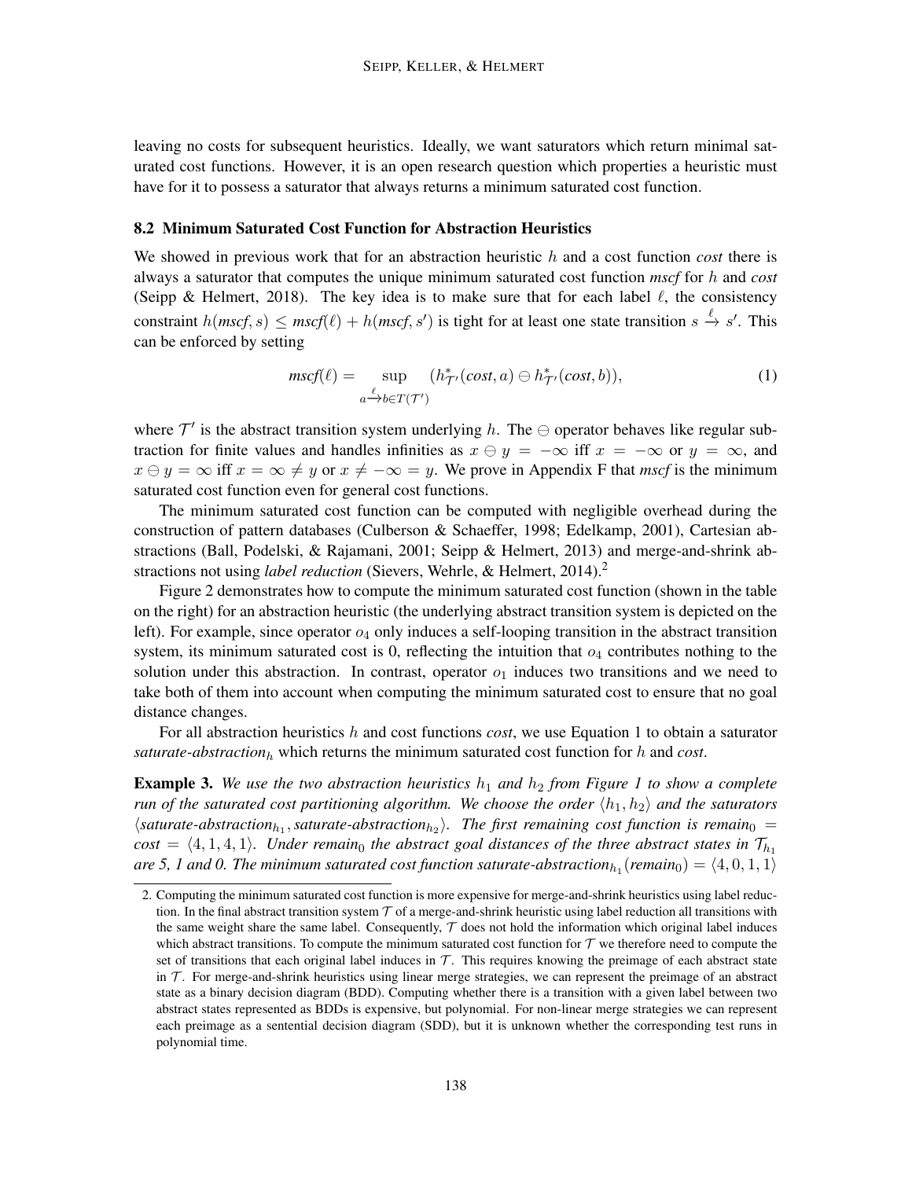leaving no costs for subsequent heuristics. Ideally, we want saturators which return minimal saturated cost functions. However, it is an open research question which properties a heuristic must have for it to possess a saturator that always returns a minimum saturated cost function.

### 8.2 Minimum Saturated Cost Function for Abstraction Heuristics

We showed in previous work that for an abstraction heuristic $h$ and a cost function *cost* there is always a saturator that computes the unique minimum saturated cost function *mscf* for $h$ and *cost* (Seipp & Helmert, 2018). The key idea is to make sure that for each label $\ell$, the consistency constraint $h(\mathit{mscf}, s) \leq \mathit{mscf}(\ell) + h(\mathit{mscf}, s')$ is tight for at least one state transition $s \xrightarrow{\ell} s'$. This can be enforced by setting

$$\mathit{mscf}(\ell) = \sup_{a \xrightarrow{\ell} b \in T(\mathcal{T}')} (h^*_{\mathcal{T}'}(\mathit{cost}, a) \ominus h^*_{\mathcal{T}'}(\mathit{cost}, b)), \tag{1}$$

where $\mathcal{T}'$ is the abstract transition system underlying $h$. The $\ominus$ operator behaves like regular subtraction for finite values and handles infinities as $x \ominus y = -\infty$ iff $x = -\infty$ or $y = \infty$, and $x \ominus y = \infty$ iff $x = \infty \neq y$ or $x \neq -\infty = y$. We prove in Appendix F that *mscf* is the minimum saturated cost function even for general cost functions.

The minimum saturated cost function can be computed with negligible overhead during the construction of pattern databases (Culberson & Schaeffer, 1998; Edelkamp, 2001), Cartesian abstractions (Ball, Podelski, & Rajamani, 2001; Seipp & Helmert, 2013) and merge-and-shrink abstractions not using *label reduction* (Sievers, Wehrle, & Helmert, 2014).[2]

Figure 2 demonstrates how to compute the minimum saturated cost function (shown in the table on the right) for an abstraction heuristic (the underlying abstract transition system is depicted on the left). For example, since operator $o_4$ only induces a self-looping transition in the abstract transition system, its minimum saturated cost is 0, reflecting the intuition that $o_4$ contributes nothing to the solution under this abstraction. In contrast, operator $o_1$ induces two transitions and we need to take both of them into account when computing the minimum saturated cost to ensure that no goal distance changes.

For all abstraction heuristics $h$ and cost functions *cost*, we use Equation 1 to obtain a saturator *saturate-abstraction*$_h$ which returns the minimum saturated cost function for $h$ and *cost*.

**Example 3.** *We use the two abstraction heuristics $h_1$ and $h_2$ from Figure 1 to show a complete run of the saturated cost partitioning algorithm. We choose the order $\langle h_1, h_2 \rangle$ and the saturators $\langle$saturate-abstraction$_{h_1}$, saturate-abstraction$_{h_2}\rangle$. The first remaining cost function is remain$_0$ = cost = $\langle 4, 1, 4, 1 \rangle$. Under remain$_0$ the abstract goal distances of the three abstract states in $\mathcal{T}_{h_1}$ are 5, 1 and 0. The minimum saturated cost function saturate-abstraction$_{h_1}$(remain$_0$) = $\langle 4, 0, 1, 1 \rangle$*

2. Computing the minimum saturated cost function is more expensive for merge-and-shrink heuristics using label reduction. In the final abstract transition system $\mathcal{T}$ of a merge-and-shrink heuristic using label reduction all transitions with the same weight share the same label. Consequently, $\mathcal{T}$ does not hold the information which original label induces which abstract transitions. To compute the minimum saturated cost function for $\mathcal{T}$ we therefore need to compute the set of transitions that each original label induces in $\mathcal{T}$. This requires knowing the preimage of each abstract state in $\mathcal{T}$. For merge-and-shrink heuristics using linear merge strategies, we can represent the preimage of an abstract state as a binary decision diagram (BDD). Computing whether there is a transition with a given label between two abstract states represented as BDDs is expensive, but polynomial. For non-linear merge strategies we can represent each preimage as a sentential decision diagram (SDD), but it is unknown whether the corresponding test runs in polynomial time.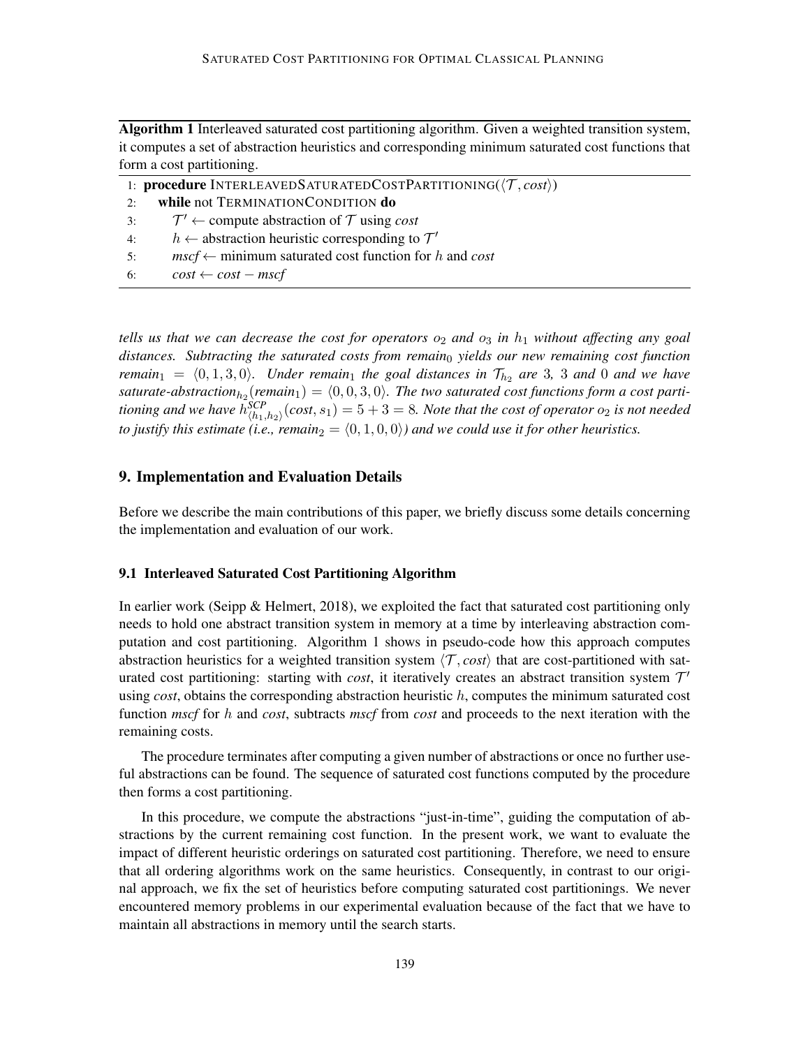**Algorithm 1** Interleaved saturated cost partitioning algorithm. Given a weighted transition system, it computes a set of abstraction heuristics and corresponding minimum saturated cost functions that form a cost partitioning.

```
1: procedure INTERLEAVEDSATURATEDCOSTPARTITIONING(⟨T, cost⟩)
2:   while not TERMINATIONCONDITION do
3:     T' ← compute abstraction of T using cost
4:     h ← abstraction heuristic corresponding to T'
5:     mscf ← minimum saturated cost function for h and cost
6:     cost ← cost − mscf
```

*tells us that we can decrease the cost for operators $o_2$ and $o_3$ in $h_1$ without affecting any goal distances. Subtracting the saturated costs from $remain_0$ yields our new remaining cost function $remain_1 = \langle 0, 1, 3, 0 \rangle$. Under $remain_1$ the goal distances in $\mathcal{T}_{h_2}$ are 3, 3 and 0 and we have $saturate\text{-}abstraction_{h_2}(remain_1) = \langle 0, 0, 3, 0 \rangle$. The two saturated cost functions form a cost partitioning and we have $h^{SCP}_{\langle h_1, h_2 \rangle}(cost, s_1) = 5 + 3 = 8$. Note that the cost of operator $o_2$ is not needed to justify this estimate (i.e., $remain_2 = \langle 0, 1, 0, 0 \rangle$) and we could use it for other heuristics.*

## 9. Implementation and Evaluation Details

Before we describe the main contributions of this paper, we briefly discuss some details concerning the implementation and evaluation of our work.

### 9.1 Interleaved Saturated Cost Partitioning Algorithm

In earlier work (Seipp & Helmert, 2018), we exploited the fact that saturated cost partitioning only needs to hold one abstract transition system in memory at a time by interleaving abstraction computation and cost partitioning. Algorithm 1 shows in pseudo-code how this approach computes abstraction heuristics for a weighted transition system $\langle \mathcal{T}, cost \rangle$ that are cost-partitioned with saturated cost partitioning: starting with *cost*, it iteratively creates an abstract transition system $\mathcal{T}'$ using *cost*, obtains the corresponding abstraction heuristic $h$, computes the minimum saturated cost function *mscf* for $h$ and *cost*, subtracts *mscf* from *cost* and proceeds to the next iteration with the remaining costs.

The procedure terminates after computing a given number of abstractions or once no further useful abstractions can be found. The sequence of saturated cost functions computed by the procedure then forms a cost partitioning.

In this procedure, we compute the abstractions "just-in-time", guiding the computation of abstractions by the current remaining cost function. In the present work, we want to evaluate the impact of different heuristic orderings on saturated cost partitioning. Therefore, we need to ensure that all ordering algorithms work on the same heuristics. Consequently, in contrast to our original approach, we fix the set of heuristics before computing saturated cost partitionings. We never encountered memory problems in our experimental evaluation because of the fact that we have to maintain all abstractions in memory until the search starts.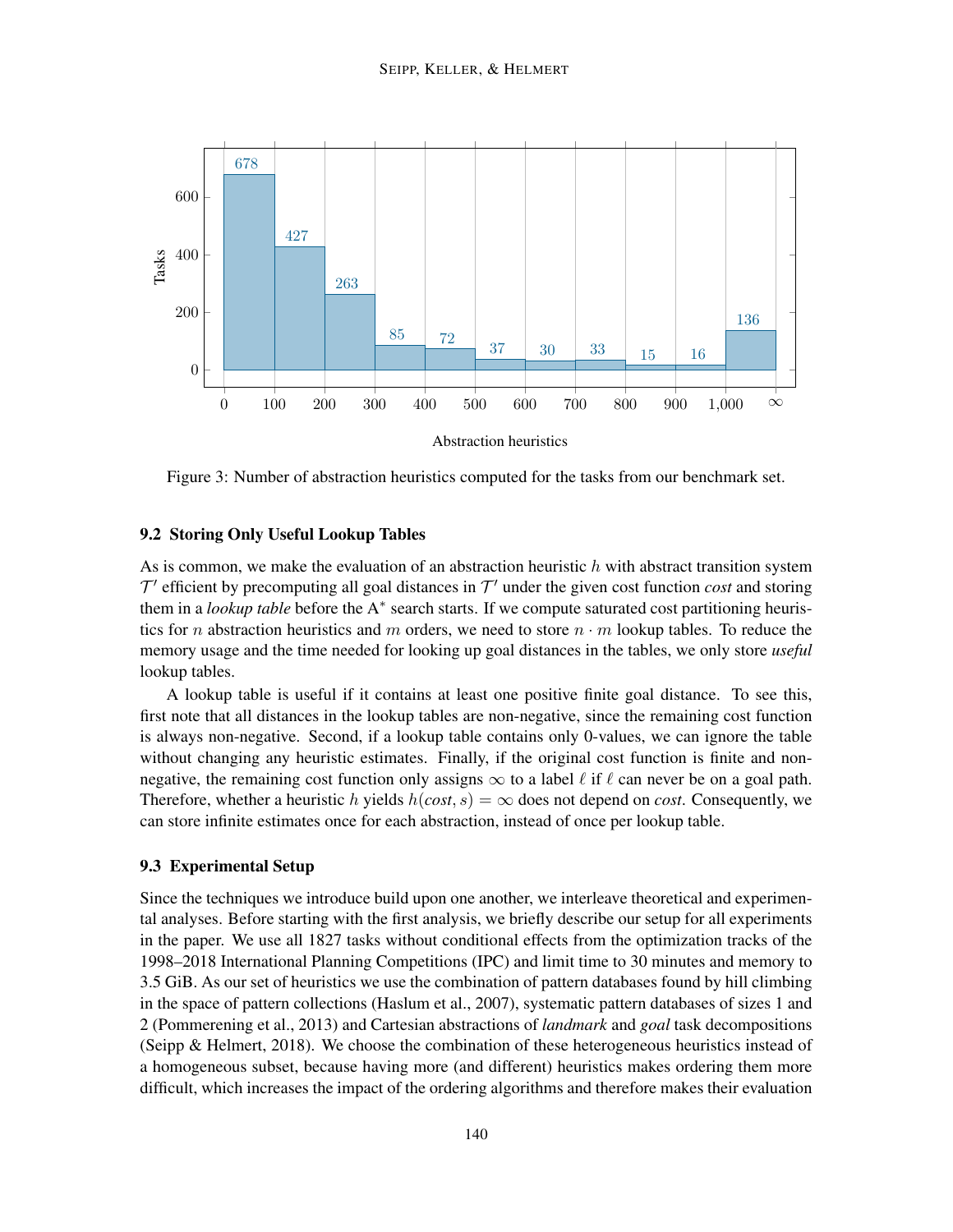Figure 3: Number of abstraction heuristics computed for the tasks from our benchmark set.

### 9.2 Storing Only Useful Lookup Tables

As is common, we make the evaluation of an abstraction heuristic $h$ with abstract transition system $\mathcal{T}'$ efficient by precomputing all goal distances in $\mathcal{T}'$ under the given cost function *cost* and storing them in a *lookup table* before the A$^*$ search starts. If we compute saturated cost partitioning heuristics for $n$ abstraction heuristics and $m$ orders, we need to store $n \cdot m$ lookup tables. To reduce the memory usage and the time needed for looking up goal distances in the tables, we only store *useful* lookup tables.

A lookup table is useful if it contains at least one positive finite goal distance. To see this, first note that all distances in the lookup tables are non-negative, since the remaining cost function is always non-negative. Second, if a lookup table contains only 0-values, we can ignore the table without changing any heuristic estimates. Finally, if the original cost function is finite and non-negative, the remaining cost function only assigns $\infty$ to a label $\ell$ if $\ell$ can never be on a goal path. Therefore, whether a heuristic $h$ yields $h(\mathit{cost}, s) = \infty$ does not depend on *cost*. Consequently, we can store infinite estimates once for each abstraction, instead of once per lookup table.

### 9.3 Experimental Setup

Since the techniques we introduce build upon one another, we interleave theoretical and experimental analyses. Before starting with the first analysis, we briefly describe our setup for all experiments in the paper. We use all 1827 tasks without conditional effects from the optimization tracks of the 1998–2018 International Planning Competitions (IPC) and limit time to 30 minutes and memory to 3.5 GiB. As our set of heuristics we use the combination of pattern databases found by hill climbing in the space of pattern collections (Haslum et al., 2007), systematic pattern databases of sizes 1 and 2 (Pommerening et al., 2013) and Cartesian abstractions of *landmark* and *goal* task decompositions (Seipp & Helmert, 2018). We choose the combination of these heterogeneous heuristics instead of a homogeneous subset, because having more (and different) heuristics makes ordering them more difficult, which increases the impact of the ordering algorithms and therefore makes their evaluation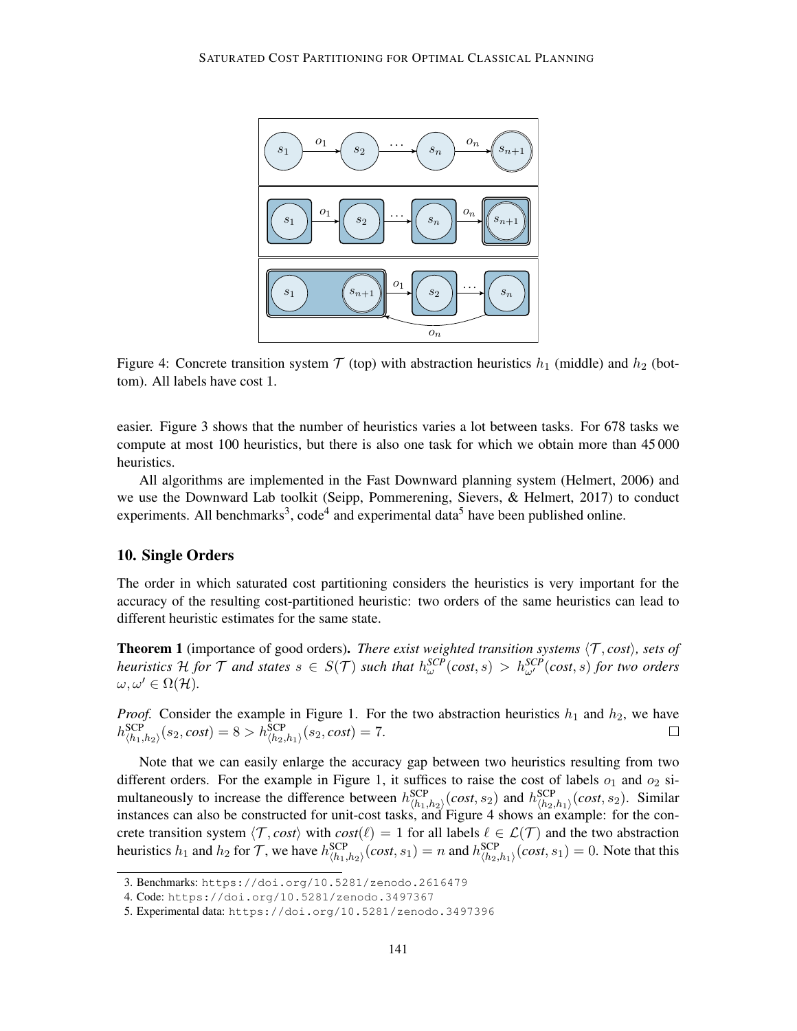Figure 4: Concrete transition system $\mathcal{T}$ (top) with abstraction heuristics $h_1$ (middle) and $h_2$ (bottom). All labels have cost 1.

easier. Figure 3 shows that the number of heuristics varies a lot between tasks. For 678 tasks we compute at most 100 heuristics, but there is also one task for which we obtain more than 45 000 heuristics.

All algorithms are implemented in the Fast Downward planning system (Helmert, 2006) and we use the Downward Lab toolkit (Seipp, Pommerening, Sievers, & Helmert, 2017) to conduct experiments. All benchmarks[3], code[4] and experimental data[5] have been published online.

## 10. Single Orders

The order in which saturated cost partitioning considers the heuristics is very important for the accuracy of the resulting cost-partitioned heuristic: two orders of the same heuristics can lead to different heuristic estimates for the same state.

**Theorem 1** (importance of good orders). *There exist weighted transition systems $\langle \mathcal{T}, cost \rangle$, sets of heuristics $\mathcal{H}$ for $\mathcal{T}$ and states $s \in S(\mathcal{T})$ such that $h^{SCP}_{\omega}(cost, s) > h^{SCP}_{\omega'}(cost, s)$ for two orders $\omega, \omega' \in \Omega(\mathcal{H})$.*

*Proof.* Consider the example in Figure 1. For the two abstraction heuristics $h_1$ and $h_2$, we have $h^{\text{SCP}}_{\langle h_1, h_2 \rangle}(s_2, cost) = 8 > h^{\text{SCP}}_{\langle h_2, h_1 \rangle}(s_2, cost) = 7$. □

Note that we can easily enlarge the accuracy gap between two heuristics resulting from two different orders. For the example in Figure 1, it suffices to raise the cost of labels $o_1$ and $o_2$ simultaneously to increase the difference between $h^{\text{SCP}}_{\langle h_1, h_2 \rangle}(cost, s_2)$ and $h^{\text{SCP}}_{\langle h_2, h_1 \rangle}(cost, s_2)$. Similar instances can also be constructed for unit-cost tasks, and Figure 4 shows an example: for the concrete transition system $\langle \mathcal{T}, cost \rangle$ with $cost(\ell) = 1$ for all labels $\ell \in \mathcal{L}(\mathcal{T})$ and the two abstraction heuristics $h_1$ and $h_2$ for $\mathcal{T}$, we have $h^{\text{SCP}}_{\langle h_1, h_2 \rangle}(cost, s_1) = n$ and $h^{\text{SCP}}_{\langle h_2, h_1 \rangle}(cost, s_1) = 0$. Note that this

3. Benchmarks: https://doi.org/10.5281/zenodo.2616479
4. Code: https://doi.org/10.5281/zenodo.3497367
5. Experimental data: https://doi.org/10.5281/zenodo.3497396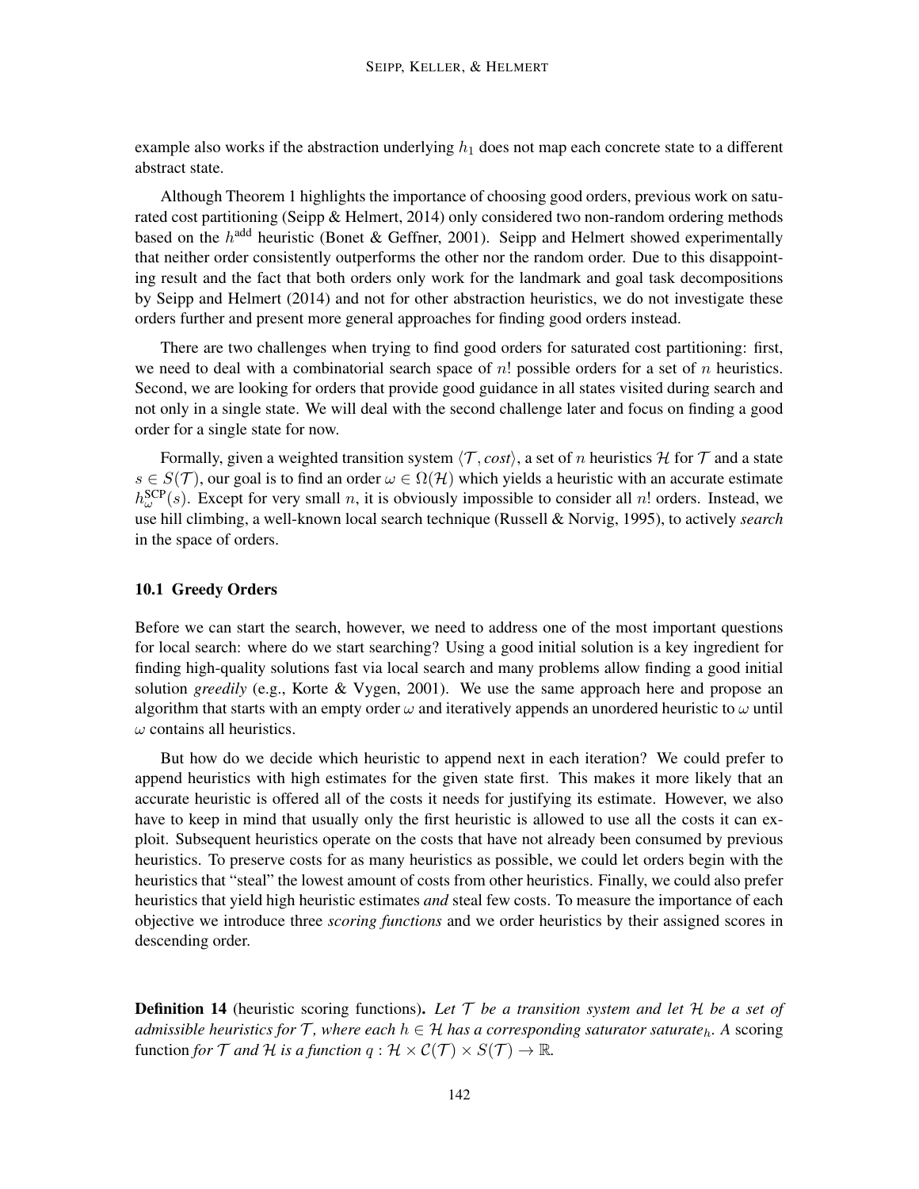example also works if the abstraction underlying $h_1$ does not map each concrete state to a different abstract state.

Although Theorem 1 highlights the importance of choosing good orders, previous work on saturated cost partitioning (Seipp & Helmert, 2014) only considered two non-random ordering methods based on the $h^{\text{add}}$ heuristic (Bonet & Geffner, 2001). Seipp and Helmert showed experimentally that neither order consistently outperforms the other nor the random order. Due to this disappointing result and the fact that both orders only work for the landmark and goal task decompositions by Seipp and Helmert (2014) and not for other abstraction heuristics, we do not investigate these orders further and present more general approaches for finding good orders instead.

There are two challenges when trying to find good orders for saturated cost partitioning: first, we need to deal with a combinatorial search space of $n!$ possible orders for a set of $n$ heuristics. Second, we are looking for orders that provide good guidance in all states visited during search and not only in a single state. We will deal with the second challenge later and focus on finding a good order for a single state for now.

Formally, given a weighted transition system $\langle \mathcal{T}, cost \rangle$, a set of $n$ heuristics $\mathcal{H}$ for $\mathcal{T}$ and a state $s \in S(\mathcal{T})$, our goal is to find an order $\omega \in \Omega(\mathcal{H})$ which yields a heuristic with an accurate estimate $h^{\text{SCP}}_{\omega}(s)$. Except for very small $n$, it is obviously impossible to consider all $n!$ orders. Instead, we use hill climbing, a well-known local search technique (Russell & Norvig, 1995), to actively *search* in the space of orders.

### 10.1 Greedy Orders

Before we can start the search, however, we need to address one of the most important questions for local search: where do we start searching? Using a good initial solution is a key ingredient for finding high-quality solutions fast via local search and many problems allow finding a good initial solution *greedily* (e.g., Korte & Vygen, 2001). We use the same approach here and propose an algorithm that starts with an empty order $\omega$ and iteratively appends an unordered heuristic to $\omega$ until $\omega$ contains all heuristics.

But how do we decide which heuristic to append next in each iteration? We could prefer to append heuristics with high estimates for the given state first. This makes it more likely that an accurate heuristic is offered all of the costs it needs for justifying its estimate. However, we also have to keep in mind that usually only the first heuristic is allowed to use all the costs it can exploit. Subsequent heuristics operate on the costs that have not already been consumed by previous heuristics. To preserve costs for as many heuristics as possible, we could let orders begin with the heuristics that "steal" the lowest amount of costs from other heuristics. Finally, we could also prefer heuristics that yield high heuristic estimates *and* steal few costs. To measure the importance of each objective we introduce three *scoring functions* and we order heuristics by their assigned scores in descending order.

**Definition 14** (heuristic scoring functions). *Let $\mathcal{T}$ be a transition system and let $\mathcal{H}$ be a set of admissible heuristics for $\mathcal{T}$, where each $h \in \mathcal{H}$ has a corresponding saturator $saturate_h$. A* scoring function *for $\mathcal{T}$ and $\mathcal{H}$ is a function $q : \mathcal{H} \times \mathcal{C}(\mathcal{T}) \times S(\mathcal{T}) \to \mathbb{R}$.*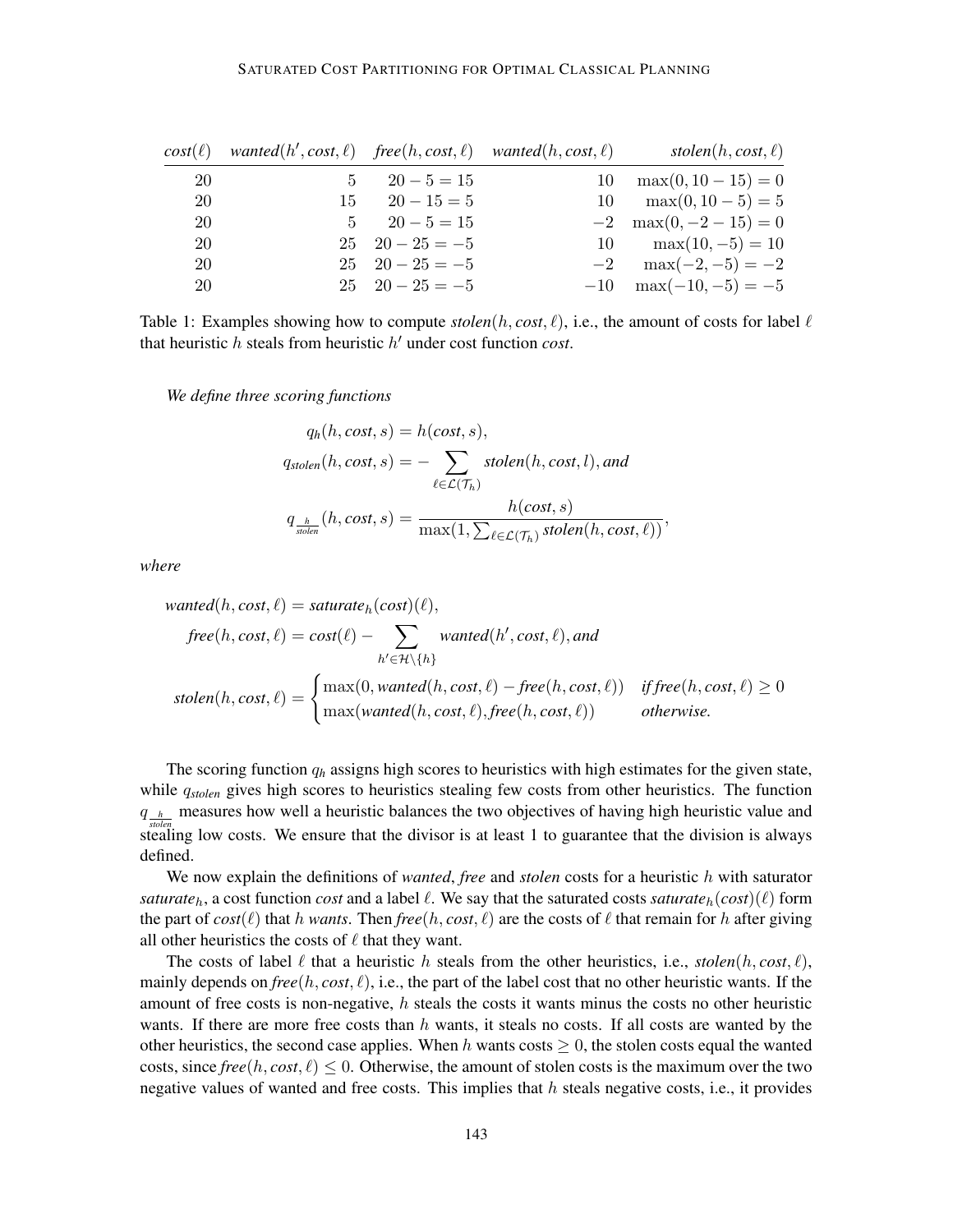| $cost(\ell)$ | $wanted(h', cost, \ell)$ | $free(h, cost, \ell)$ | $wanted(h, cost, \ell)$ | $stolen(h, cost, \ell)$ |
|---|---|---|---|---|
| 20 | 5 | $20 - 5 = 15$ | 10 | $\max(0, 10 - 15) = 0$ |
| 20 | 15 | $20 - 15 = 5$ | 10 | $\max(0, 10 - 5) = 5$ |
| 20 | 5 | $20 - 5 = 15$ | $-2$ | $\max(0, -2 - 15) = 0$ |
| 20 | 25 | $20 - 25 = -5$ | 10 | $\max(10, -5) = 10$ |
| 20 | 25 | $20 - 25 = -5$ | $-2$ | $\max(-2, -5) = -2$ |
| 20 | 25 | $20 - 25 = -5$ | $-10$ | $\max(-10, -5) = -5$ |

Table 1: Examples showing how to compute $stolen(h, cost, \ell)$, i.e., the amount of costs for label $\ell$ that heuristic $h$ steals from heuristic $h'$ under cost function $cost$.

*We define three scoring functions*

$$q_h(h, cost, s) = h(cost, s),$$

$$q_{stolen}(h, cost, s) = -\sum_{\ell \in \mathcal{L}(\mathcal{T}_h)} stolen(h, cost, l), \text{ and}$$

$$q_{\frac{h}{stolen}}(h, cost, s) = \frac{h(cost, s)}{\max(1, \sum_{\ell \in \mathcal{L}(\mathcal{T}_h)} stolen(h, cost, \ell))},$$

*where*

$$wanted(h, cost, \ell) = saturate_h(cost)(\ell),$$

$$free(h, cost, \ell) = cost(\ell) - \sum_{h' \in \mathcal{H} \setminus \{h\}} wanted(h', cost, \ell), \text{ and}$$

$$stolen(h, cost, \ell) = \begin{cases} \max(0, wanted(h, cost, \ell) - free(h, cost, \ell)) & \text{if } free(h, cost, \ell) \geq 0 \\ \max(wanted(h, cost, \ell), free(h, cost, \ell)) & \text{otherwise.} \end{cases}$$

The scoring function $q_h$ assigns high scores to heuristics with high estimates for the given state, while $q_{stolen}$ gives high scores to heuristics stealing few costs from other heuristics. The function $q_{\frac{h}{stolen}}$ measures how well a heuristic balances the two objectives of having high heuristic value and stealing low costs. We ensure that the divisor is at least 1 to guarantee that the division is always defined.

We now explain the definitions of *wanted*, *free* and *stolen* costs for a heuristic $h$ with saturator $saturate_h$, a cost function $cost$ and a label $\ell$. We say that the saturated costs $saturate_h(cost)(\ell)$ form the part of $cost(\ell)$ that $h$ *wants*. Then $free(h, cost, \ell)$ are the costs of $\ell$ that remain for $h$ after giving all other heuristics the costs of $\ell$ that they want.

The costs of label $\ell$ that a heuristic $h$ steals from the other heuristics, i.e., $stolen(h, cost, \ell)$, mainly depends on $free(h, cost, \ell)$, i.e., the part of the label cost that no other heuristic wants. If the amount of free costs is non-negative, $h$ steals the costs it wants minus the costs no other heuristic wants. If there are more free costs than $h$ wants, it steals no costs. If all costs are wanted by the other heuristics, the second case applies. When $h$ wants costs $\geq 0$, the stolen costs equal the wanted costs, since $free(h, cost, \ell) \leq 0$. Otherwise, the amount of stolen costs is the maximum over the two negative values of wanted and free costs. This implies that $h$ steals negative costs, i.e., it provides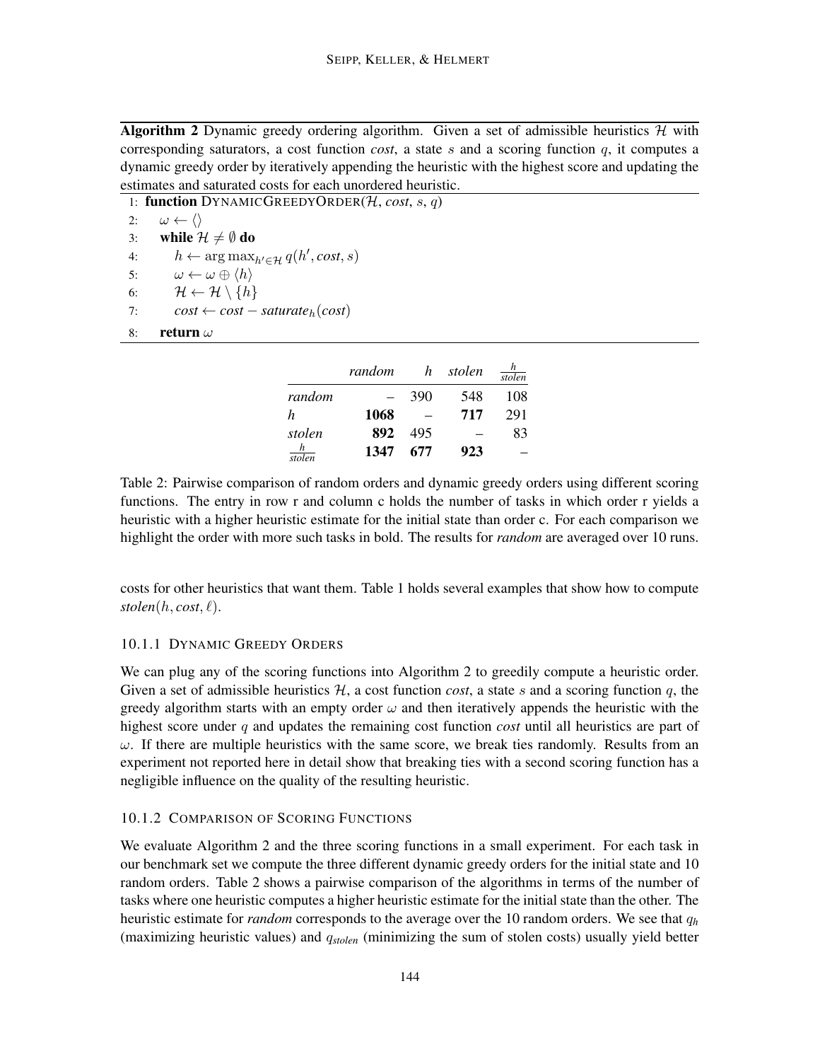**Algorithm 2** Dynamic greedy ordering algorithm. Given a set of admissible heuristics $\mathcal{H}$ with corresponding saturators, a cost function *cost*, a state $s$ and a scoring function $q$, it computes a dynamic greedy order by iteratively appending the heuristic with the highest score and updating the estimates and saturated costs for each unordered heuristic.

```
1: function DYNAMICGREEDYORDER(H, cost, s, q)
2:     ω ← ⟨⟩
3:     while H ≠ ∅ do
4:         h ← argmax_{h'∈H} q(h', cost, s)
5:         ω ← ω ⊕ ⟨h⟩
6:         H ← H \ {h}
7:         cost ← cost − saturate_h(cost)
8:     return ω
```

| | *random* | $h$ | *stolen* | $\frac{h}{stolen}$ |
|---|---|---|---|---|
| *random* | – | 390 | 548 | 108 |
| $h$ | **1068** | – | **717** | 291 |
| *stolen* | **892** | 495 | – | 83 |
| $\frac{h}{stolen}$ | **1347** | **677** | **923** | – |

Table 2: Pairwise comparison of random orders and dynamic greedy orders using different scoring functions. The entry in row r and column c holds the number of tasks in which order r yields a heuristic with a higher heuristic estimate for the initial state than order c. For each comparison we highlight the order with more such tasks in bold. The results for *random* are averaged over 10 runs.

costs for other heuristics that want them. Table 1 holds several examples that show how to compute $\mathit{stolen}(h, \mathit{cost}, \ell)$.

#### 10.1.1 Dynamic Greedy Orders

We can plug any of the scoring functions into Algorithm 2 to greedily compute a heuristic order. Given a set of admissible heuristics $\mathcal{H}$, a cost function *cost*, a state $s$ and a scoring function $q$, the greedy algorithm starts with an empty order $\omega$ and then iteratively appends the heuristic with the highest score under $q$ and updates the remaining cost function *cost* until all heuristics are part of $\omega$. If there are multiple heuristics with the same score, we break ties randomly. Results from an experiment not reported here in detail show that breaking ties with a second scoring function has a negligible influence on the quality of the resulting heuristic.

#### 10.1.2 Comparison of Scoring Functions

We evaluate Algorithm 2 and the three scoring functions in a small experiment. For each task in our benchmark set we compute the three different dynamic greedy orders for the initial state and 10 random orders. Table 2 shows a pairwise comparison of the algorithms in terms of the number of tasks where one heuristic computes a higher heuristic estimate for the initial state than the other. The heuristic estimate for *random* corresponds to the average over the 10 random orders. We see that $q_h$ (maximizing heuristic values) and $q_{stolen}$ (minimizing the sum of stolen costs) usually yield better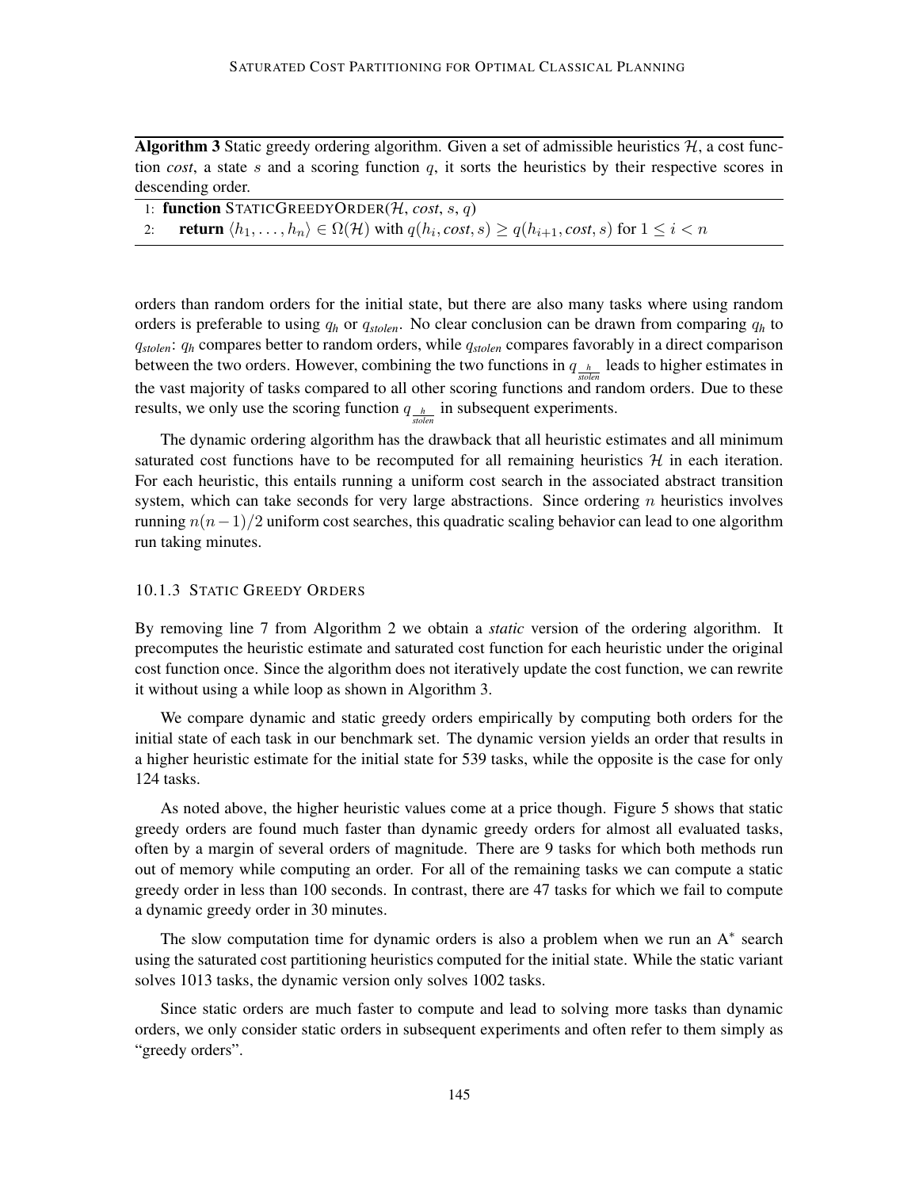**Algorithm 3** Static greedy ordering algorithm. Given a set of admissible heuristics $\mathcal{H}$, a cost function *cost*, a state $s$ and a scoring function $q$, it sorts the heuristics by their respective scores in descending order.

```
1: function StaticGreedyOrder(H, cost, s, q)
2:     return ⟨h_1, ..., h_n⟩ ∈ Ω(H) with q(h_i, cost, s) ≥ q(h_{i+1}, cost, s) for 1 ≤ i < n
```

orders than random orders for the initial state, but there are also many tasks where using random orders is preferable to using $q_h$ or $q_{stolen}$. No clear conclusion can be drawn from comparing $q_h$ to $q_{stolen}$: $q_h$ compares better to random orders, while $q_{stolen}$ compares favorably in a direct comparison between the two orders. However, combining the two functions in $q_{\frac{h}{stolen}}$ leads to higher estimates in the vast majority of tasks compared to all other scoring functions and random orders. Due to these results, we only use the scoring function $q_{\frac{h}{stolen}}$ in subsequent experiments.

The dynamic ordering algorithm has the drawback that all heuristic estimates and all minimum saturated cost functions have to be recomputed for all remaining heuristics $\mathcal{H}$ in each iteration. For each heuristic, this entails running a uniform cost search in the associated abstract transition system, which can take seconds for very large abstractions. Since ordering $n$ heuristics involves running $n(n-1)/2$ uniform cost searches, this quadratic scaling behavior can lead to one algorithm run taking minutes.

### 10.1.3 Static Greedy Orders

By removing line 7 from Algorithm 2 we obtain a *static* version of the ordering algorithm. It precomputes the heuristic estimate and saturated cost function for each heuristic under the original cost function once. Since the algorithm does not iteratively update the cost function, we can rewrite it without using a while loop as shown in Algorithm 3.

We compare dynamic and static greedy orders empirically by computing both orders for the initial state of each task in our benchmark set. The dynamic version yields an order that results in a higher heuristic estimate for the initial state for 539 tasks, while the opposite is the case for only 124 tasks.

As noted above, the higher heuristic values come at a price though. Figure 5 shows that static greedy orders are found much faster than dynamic greedy orders for almost all evaluated tasks, often by a margin of several orders of magnitude. There are 9 tasks for which both methods run out of memory while computing an order. For all of the remaining tasks we can compute a static greedy order in less than 100 seconds. In contrast, there are 47 tasks for which we fail to compute a dynamic greedy order in 30 minutes.

The slow computation time for dynamic orders is also a problem when we run an A$^*$ search using the saturated cost partitioning heuristics computed for the initial state. While the static variant solves 1013 tasks, the dynamic version only solves 1002 tasks.

Since static orders are much faster to compute and lead to solving more tasks than dynamic orders, we only consider static orders in subsequent experiments and often refer to them simply as "greedy orders".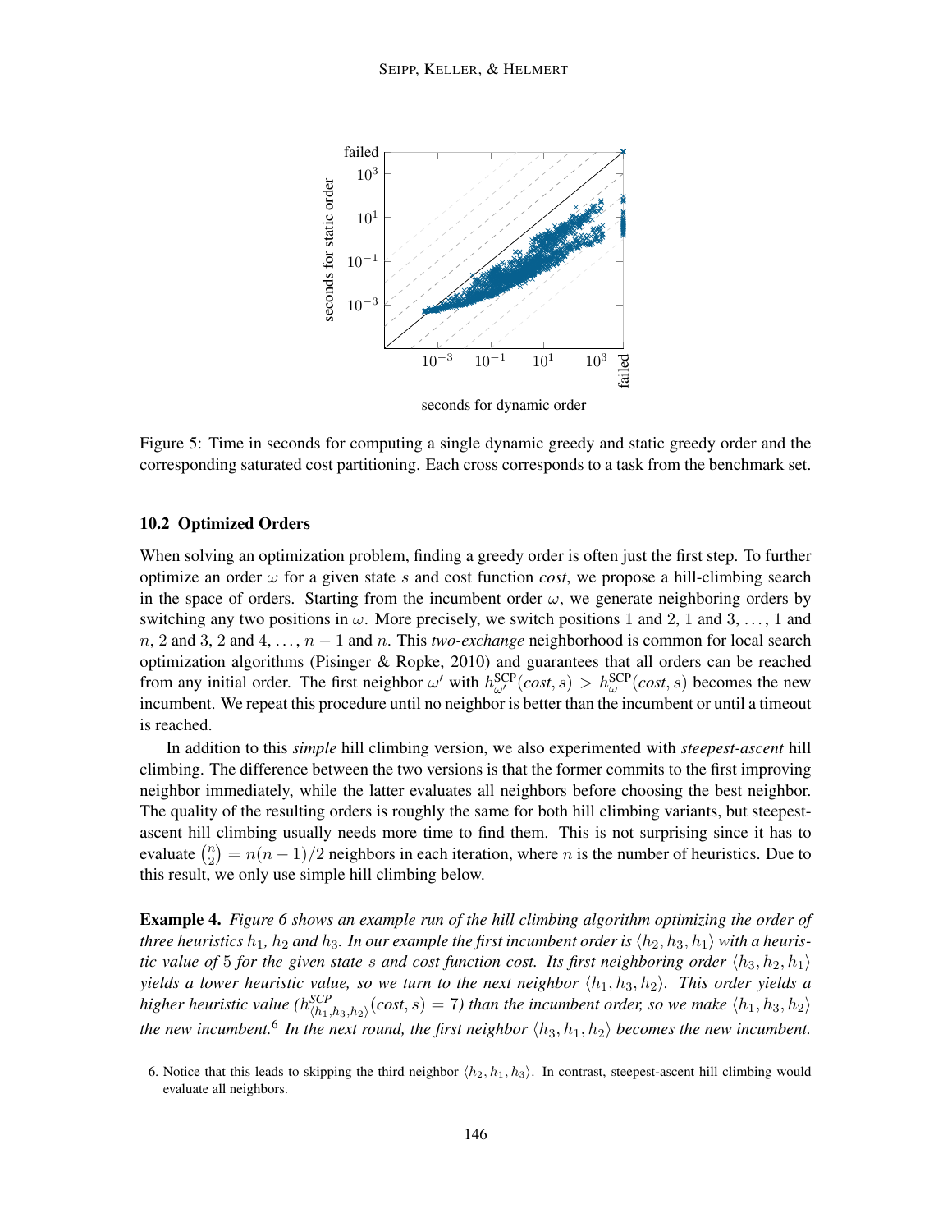Figure 5: Time in seconds for computing a single dynamic greedy and static greedy order and the corresponding saturated cost partitioning. Each cross corresponds to a task from the benchmark set.

### 10.2 Optimized Orders

When solving an optimization problem, finding a greedy order is often just the first step. To further optimize an order $\omega$ for a given state $s$ and cost function *cost*, we propose a hill-climbing search in the space of orders. Starting from the incumbent order $\omega$, we generate neighboring orders by switching any two positions in $\omega$. More precisely, we switch positions 1 and 2, 1 and 3, ..., 1 and $n$, 2 and 3, 2 and 4, ..., $n-1$ and $n$. This *two-exchange* neighborhood is common for local search optimization algorithms (Pisinger & Ropke, 2010) and guarantees that all orders can be reached from any initial order. The first neighbor $\omega'$ with $h^{\text{SCP}}_{\omega'}(cost, s) > h^{\text{SCP}}_{\omega}(cost, s)$ becomes the new incumbent. We repeat this procedure until no neighbor is better than the incumbent or until a timeout is reached.

In addition to this *simple* hill climbing version, we also experimented with *steepest-ascent* hill climbing. The difference between the two versions is that the former commits to the first improving neighbor immediately, while the latter evaluates all neighbors before choosing the best neighbor. The quality of the resulting orders is roughly the same for both hill climbing variants, but steepest-ascent hill climbing usually needs more time to find them. This is not surprising since it has to evaluate $\binom{n}{2} = n(n-1)/2$ neighbors in each iteration, where $n$ is the number of heuristics. Due to this result, we only use simple hill climbing below.

**Example 4.** *Figure 6 shows an example run of the hill climbing algorithm optimizing the order of three heuristics $h_1$, $h_2$ and $h_3$. In our example the first incumbent order is $\langle h_2, h_3, h_1 \rangle$ with a heuristic value of 5 for the given state $s$ and cost function cost. Its first neighboring order $\langle h_3, h_2, h_1 \rangle$ yields a lower heuristic value, so we turn to the next neighbor $\langle h_1, h_3, h_2 \rangle$. This order yields a higher heuristic value ($h^{SCP}_{\langle h_1, h_3, h_2 \rangle}(cost, s) = 7$) than the incumbent order, so we make $\langle h_1, h_3, h_2 \rangle$ the new incumbent.*[6] *In the next round, the first neighbor $\langle h_3, h_1, h_2 \rangle$ becomes the new incumbent.*

6. Notice that this leads to skipping the third neighbor $\langle h_2, h_1, h_3 \rangle$. In contrast, steepest-ascent hill climbing would evaluate all neighbors.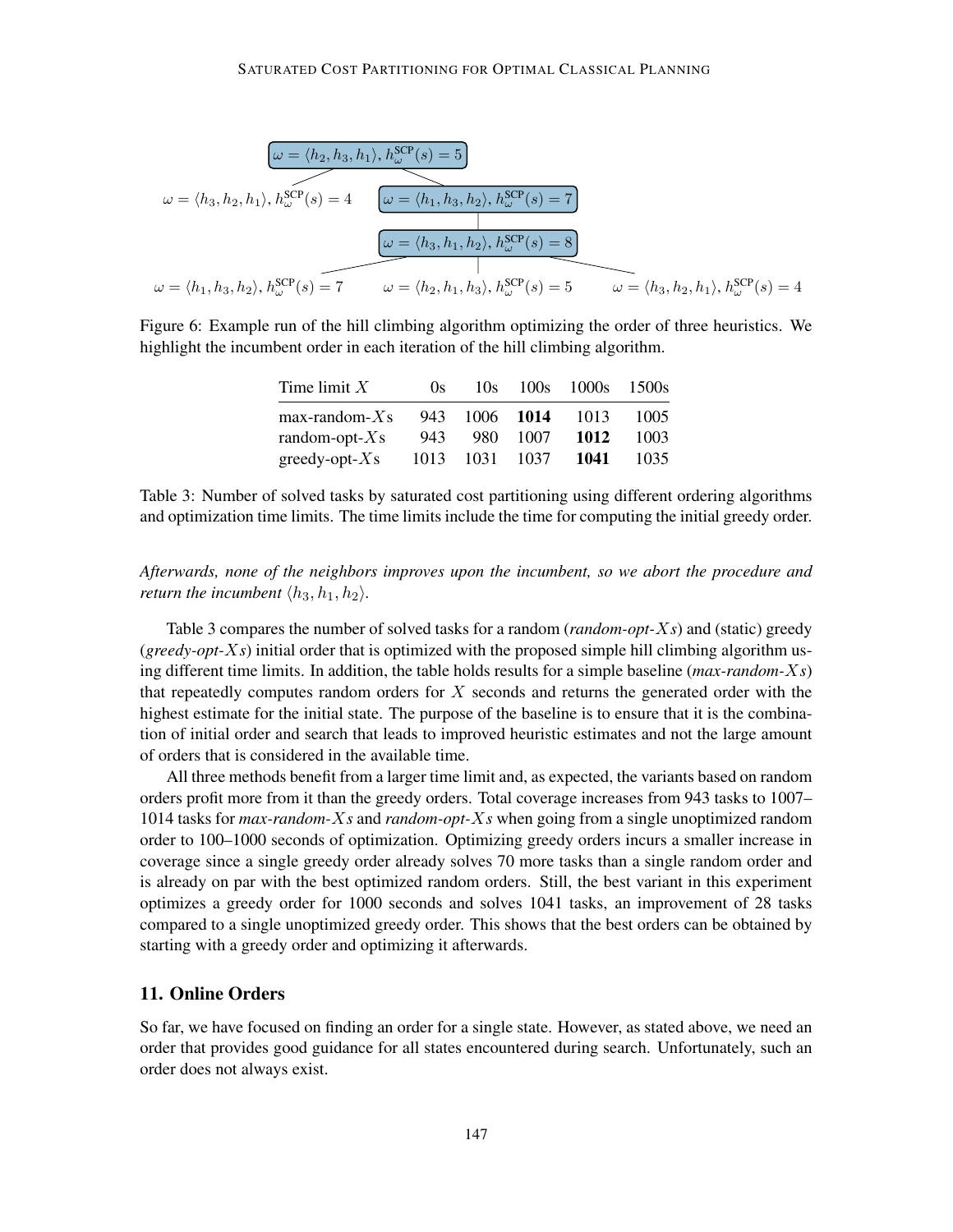$\omega = \langle h_2, h_3, h_1 \rangle$, $h^{\text{SCP}}_{\omega}(s) = 5$

$\omega = \langle h_3, h_2, h_1 \rangle$, $h^{\text{SCP}}_{\omega}(s) = 4$ $\omega = \langle h_1, h_3, h_2 \rangle$, $h^{\text{SCP}}_{\omega}(s) = 7$

$\omega = \langle h_3, h_1, h_2 \rangle$, $h^{\text{SCP}}_{\omega}(s) = 8$

$\omega = \langle h_1, h_3, h_2 \rangle$, $h^{\text{SCP}}_{\omega}(s) = 7$ $\omega = \langle h_2, h_1, h_3 \rangle$, $h^{\text{SCP}}_{\omega}(s) = 5$ $\omega = \langle h_3, h_2, h_1 \rangle$, $h^{\text{SCP}}_{\omega}(s) = 4$

Figure 6: Example run of the hill climbing algorithm optimizing the order of three heuristics. We highlight the incumbent order in each iteration of the hill climbing algorithm.

| Time limit $X$ | 0s | 10s | 100s | 1000s | 1500s |
|---|---|---|---|---|---|
| max-random-$X$s | 943 | 1006 | **1014** | 1013 | 1005 |
| random-opt-$X$s | 943 | 980 | 1007 | **1012** | 1003 |
| greedy-opt-$X$s | 1013 | 1031 | 1037 | **1041** | 1035 |

Table 3: Number of solved tasks by saturated cost partitioning using different ordering algorithms and optimization time limits. The time limits include the time for computing the initial greedy order.

*Afterwards, none of the neighbors improves upon the incumbent, so we abort the procedure and return the incumbent $\langle h_3, h_1, h_2 \rangle$.*

Table 3 compares the number of solved tasks for a random (*random-opt-$X$s*) and (static) greedy (*greedy-opt-$X$s*) initial order that is optimized with the proposed simple hill climbing algorithm using different time limits. In addition, the table holds results for a simple baseline (*max-random-$X$s*) that repeatedly computes random orders for $X$ seconds and returns the generated order with the highest estimate for the initial state. The purpose of the baseline is to ensure that it is the combination of initial order and search that leads to improved heuristic estimates and not the large amount of orders that is considered in the available time.

All three methods benefit from a larger time limit and, as expected, the variants based on random orders profit more from it than the greedy orders. Total coverage increases from 943 tasks to 1007–1014 tasks for *max-random-$X$s* and *random-opt-$X$s* when going from a single unoptimized random order to 100–1000 seconds of optimization. Optimizing greedy orders incurs a smaller increase in coverage since a single greedy order already solves 70 more tasks than a single random order and is already on par with the best optimized random orders. Still, the best variant in this experiment optimizes a greedy order for 1000 seconds and solves 1041 tasks, an improvement of 28 tasks compared to a single unoptimized greedy order. This shows that the best orders can be obtained by starting with a greedy order and optimizing it afterwards.

## 11. Online Orders

So far, we have focused on finding an order for a single state. However, as stated above, we need an order that provides good guidance for all states encountered during search. Unfortunately, such an order does not always exist.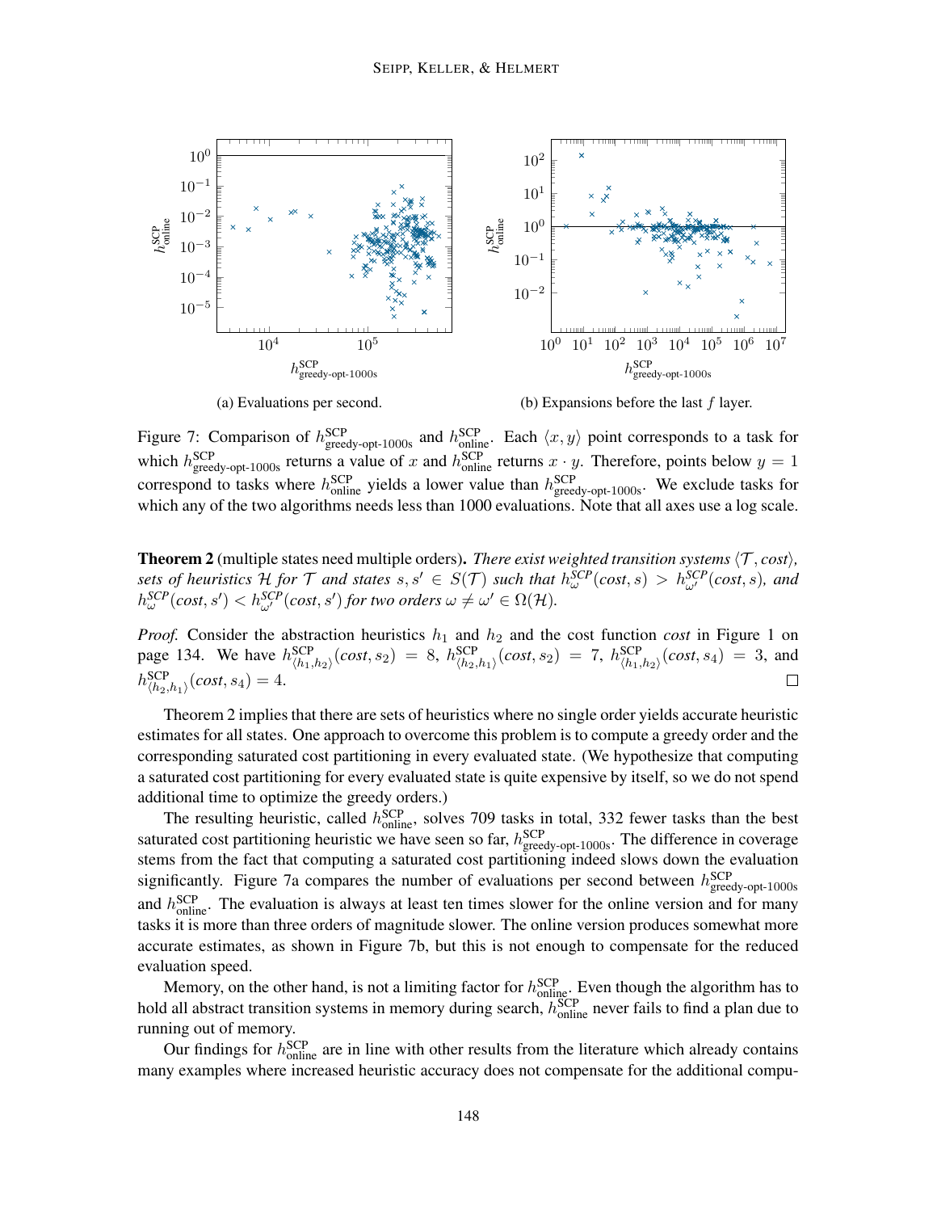(a) Evaluations per second.

(b) Expansions before the last $f$ layer.

Figure 7: Comparison of $h^{\text{SCP}}_{\text{greedy-opt-1000s}}$ and $h^{\text{SCP}}_{\text{online}}$. Each $\langle x, y \rangle$ point corresponds to a task for which $h^{\text{SCP}}_{\text{greedy-opt-1000s}}$ returns a value of $x$ and $h^{\text{SCP}}_{\text{online}}$ returns $x \cdot y$. Therefore, points below $y = 1$ correspond to tasks where $h^{\text{SCP}}_{\text{online}}$ yields a lower value than $h^{\text{SCP}}_{\text{greedy-opt-1000s}}$. We exclude tasks for which any of the two algorithms needs less than 1000 evaluations. Note that all axes use a log scale.

**Theorem 2** (multiple states need multiple orders)**.** *There exist weighted transition systems $\langle \mathcal{T}, cost \rangle$, sets of heuristics $\mathcal{H}$ for $\mathcal{T}$ and states $s, s' \in S(\mathcal{T})$ such that $h^{SCP}_{\omega}(cost, s) > h^{SCP}_{\omega'}(cost, s)$, and $h^{SCP}_{\omega}(cost, s') < h^{SCP}_{\omega'}(cost, s')$ for two orders $\omega \neq \omega' \in \Omega(\mathcal{H})$.*

*Proof.* Consider the abstraction heuristics $h_1$ and $h_2$ and the cost function *cost* in Figure 1 on page 134. We have $h^{\text{SCP}}_{\langle h_1,h_2 \rangle}(cost, s_2) = 8$, $h^{\text{SCP}}_{\langle h_2,h_1 \rangle}(cost, s_2) = 7$, $h^{\text{SCP}}_{\langle h_1,h_2 \rangle}(cost, s_4) = 3$, and $h^{\text{SCP}}_{\langle h_2,h_1 \rangle}(cost, s_4) = 4$. □

Theorem 2 implies that there are sets of heuristics where no single order yields accurate heuristic estimates for all states. One approach to overcome this problem is to compute a greedy order and the corresponding saturated cost partitioning in every evaluated state. (We hypothesize that computing a saturated cost partitioning for every evaluated state is quite expensive by itself, so we do not spend additional time to optimize the greedy orders.)

The resulting heuristic, called $h^{\text{SCP}}_{\text{online}}$, solves 709 tasks in total, 332 fewer tasks than the best saturated cost partitioning heuristic we have seen so far, $h^{\text{SCP}}_{\text{greedy-opt-1000s}}$. The difference in coverage stems from the fact that computing a saturated cost partitioning indeed slows down the evaluation significantly. Figure 7a compares the number of evaluations per second between $h^{\text{SCP}}_{\text{greedy-opt-1000s}}$ and $h^{\text{SCP}}_{\text{online}}$. The evaluation is always at least ten times slower for the online version and for many tasks it is more than three orders of magnitude slower. The online version produces somewhat more accurate estimates, as shown in Figure 7b, but this is not enough to compensate for the reduced evaluation speed.

Memory, on the other hand, is not a limiting factor for $h^{\text{SCP}}_{\text{online}}$. Even though the algorithm has to hold all abstract transition systems in memory during search, $h^{\text{SCP}}_{\text{online}}$ never fails to find a plan due to running out of memory.

Our findings for $h^{\text{SCP}}_{\text{online}}$ are in line with other results from the literature which already contains many examples where increased heuristic accuracy does not compensate for the additional compu-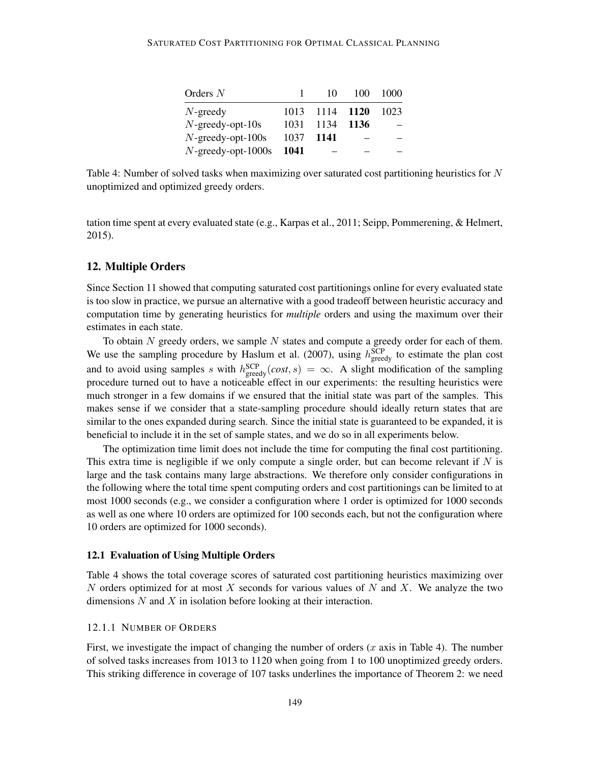| Orders $N$ | 1 | 10 | 100 | 1000 |
|---|---|---|---|---|
| $N$-greedy | 1013 | 1114 | **1120** | 1023 |
| $N$-greedy-opt-10s | 1031 | 1134 | **1136** | – |
| $N$-greedy-opt-100s | 1037 | **1141** | – | – |
| $N$-greedy-opt-1000s | **1041** | – | – | – |

Table 4: Number of solved tasks when maximizing over saturated cost partitioning heuristics for $N$ unoptimized and optimized greedy orders.

tation time spent at every evaluated state (e.g., Karpas et al., 2011; Seipp, Pommerening, & Helmert, 2015).

## 12. Multiple Orders

Since Section 11 showed that computing saturated cost partitionings online for every evaluated state is too slow in practice, we pursue an alternative with a good tradeoff between heuristic accuracy and computation time by generating heuristics for *multiple* orders and using the maximum over their estimates in each state.

To obtain $N$ greedy orders, we sample $N$ states and compute a greedy order for each of them. We use the sampling procedure by Haslum et al. (2007), using $h^{\text{SCP}}_{\text{greedy}}$ to estimate the plan cost and to avoid using samples $s$ with $h^{\text{SCP}}_{\text{greedy}}(cost, s) = \infty$. A slight modification of the sampling procedure turned out to have a noticeable effect in our experiments: the resulting heuristics were much stronger in a few domains if we ensured that the initial state was part of the samples. This makes sense if we consider that a state-sampling procedure should ideally return states that are similar to the ones expanded during search. Since the initial state is guaranteed to be expanded, it is beneficial to include it in the set of sample states, and we do so in all experiments below.

The optimization time limit does not include the time for computing the final cost partitioning. This extra time is negligible if we only compute a single order, but can become relevant if $N$ is large and the task contains many large abstractions. We therefore only consider configurations in the following where the total time spent computing orders and cost partitionings can be limited to at most 1000 seconds (e.g., we consider a configuration where 1 order is optimized for 1000 seconds as well as one where 10 orders are optimized for 100 seconds each, but not the configuration where 10 orders are optimized for 1000 seconds).

### 12.1 Evaluation of Using Multiple Orders

Table 4 shows the total coverage scores of saturated cost partitioning heuristics maximizing over $N$ orders optimized for at most $X$ seconds for various values of $N$ and $X$. We analyze the two dimensions $N$ and $X$ in isolation before looking at their interaction.

#### 12.1.1 Number of Orders

First, we investigate the impact of changing the number of orders ($x$ axis in Table 4). The number of solved tasks increases from 1013 to 1120 when going from 1 to 100 unoptimized greedy orders. This striking difference in coverage of 107 tasks underlines the importance of Theorem 2: we need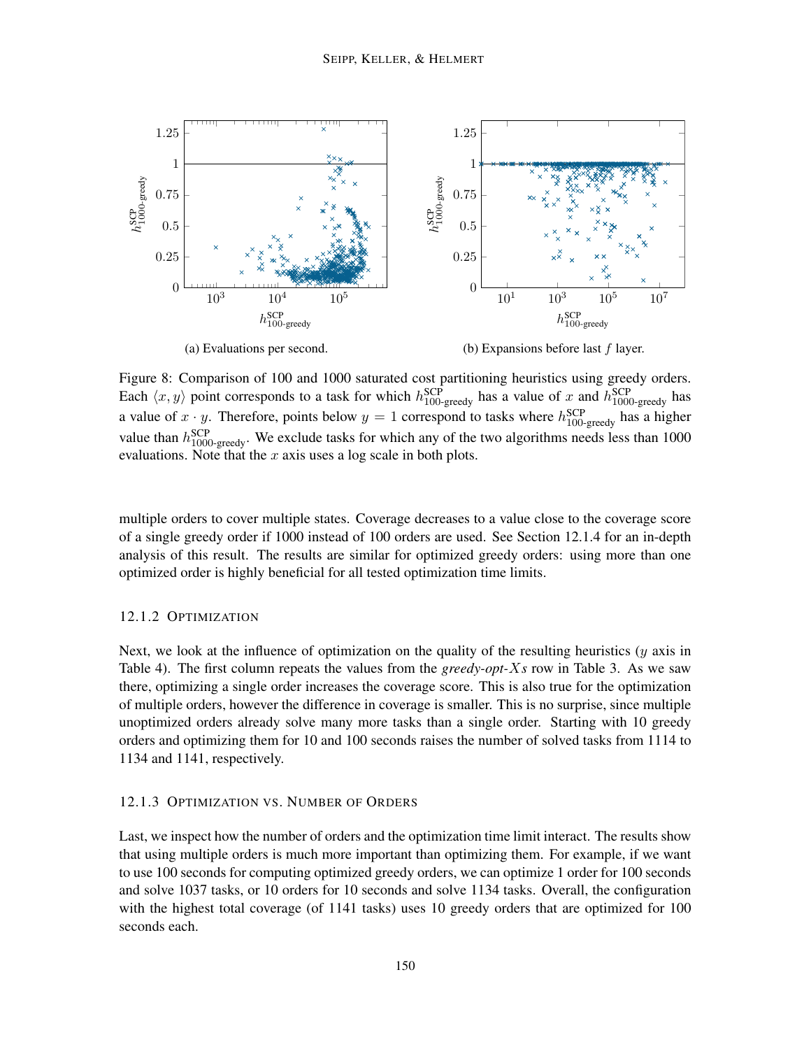(a) Evaluations per second.

(b) Expansions before last $f$ layer.

Figure 8: Comparison of 100 and 1000 saturated cost partitioning heuristics using greedy orders. Each $\langle x, y \rangle$ point corresponds to a task for which $h^{\text{SCP}}_{\text{100-greedy}}$ has a value of $x$ and $h^{\text{SCP}}_{\text{1000-greedy}}$ has a value of $x \cdot y$. Therefore, points below $y = 1$ correspond to tasks where $h^{\text{SCP}}_{\text{100-greedy}}$ has a higher value than $h^{\text{SCP}}_{\text{1000-greedy}}$. We exclude tasks for which any of the two algorithms needs less than 1000 evaluations. Note that the $x$ axis uses a log scale in both plots.

multiple orders to cover multiple states. Coverage decreases to a value close to the coverage score of a single greedy order if 1000 instead of 100 orders are used. See Section 12.1.4 for an in-depth analysis of this result. The results are similar for optimized greedy orders: using more than one optimized order is highly beneficial for all tested optimization time limits.

### 12.1.2 Optimization

Next, we look at the influence of optimization on the quality of the resulting heuristics ($y$ axis in Table 4). The first column repeats the values from the *greedy-opt-Xs* row in Table 3. As we saw there, optimizing a single order increases the coverage score. This is also true for the optimization of multiple orders, however the difference in coverage is smaller. This is no surprise, since multiple unoptimized orders already solve many more tasks than a single order. Starting with 10 greedy orders and optimizing them for 10 and 100 seconds raises the number of solved tasks from 1114 to 1134 and 1141, respectively.

### 12.1.3 Optimization vs. Number of Orders

Last, we inspect how the number of orders and the optimization time limit interact. The results show that using multiple orders is much more important than optimizing them. For example, if we want to use 100 seconds for computing optimized greedy orders, we can optimize 1 order for 100 seconds and solve 1037 tasks, or 10 orders for 10 seconds and solve 1134 tasks. Overall, the configuration with the highest total coverage (of 1141 tasks) uses 10 greedy orders that are optimized for 100 seconds each.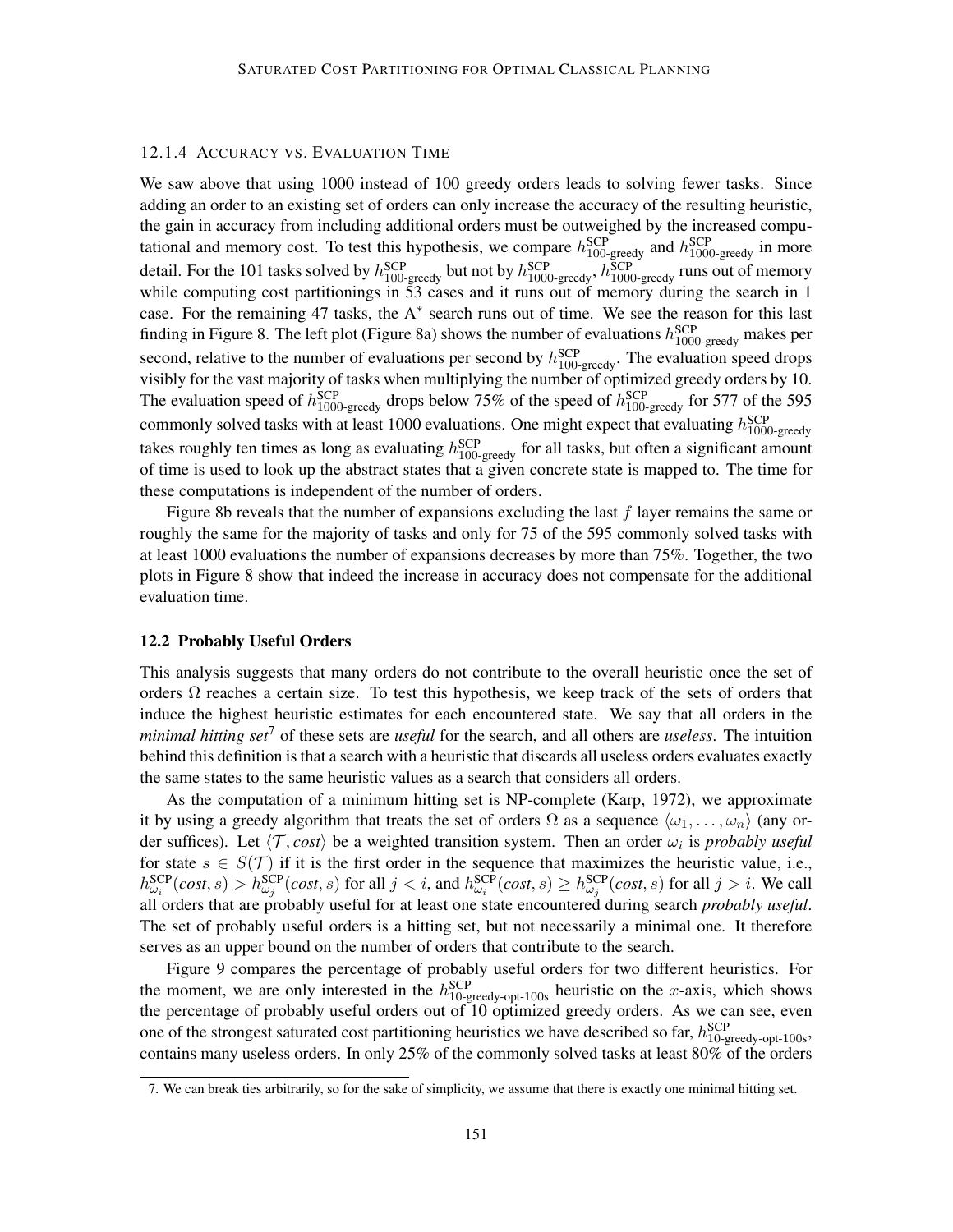### 12.1.4 Accuracy vs. Evaluation Time

We saw above that using 1000 instead of 100 greedy orders leads to solving fewer tasks. Since adding an order to an existing set of orders can only increase the accuracy of the resulting heuristic, the gain in accuracy from including additional orders must be outweighed by the increased computational and memory cost. To test this hypothesis, we compare $h^{\text{SCP}}_{\text{100-greedy}}$ and $h^{\text{SCP}}_{\text{1000-greedy}}$ in more detail. For the 101 tasks solved by $h^{\text{SCP}}_{\text{100-greedy}}$ but not by $h^{\text{SCP}}_{\text{1000-greedy}}$, $h^{\text{SCP}}_{\text{1000-greedy}}$ runs out of memory while computing cost partitionings in 53 cases and it runs out of memory during the search in 1 case. For the remaining 47 tasks, the A$^*$ search runs out of time. We see the reason for this last finding in Figure 8. The left plot (Figure 8a) shows the number of evaluations $h^{\text{SCP}}_{\text{1000-greedy}}$ makes per second, relative to the number of evaluations per second by $h^{\text{SCP}}_{\text{100-greedy}}$. The evaluation speed drops visibly for the vast majority of tasks when multiplying the number of optimized greedy orders by 10. The evaluation speed of $h^{\text{SCP}}_{\text{1000-greedy}}$ drops below 75% of the speed of $h^{\text{SCP}}_{\text{100-greedy}}$ for 577 of the 595 commonly solved tasks with at least 1000 evaluations. One might expect that evaluating $h^{\text{SCP}}_{\text{1000-greedy}}$ takes roughly ten times as long as evaluating $h^{\text{SCP}}_{\text{100-greedy}}$ for all tasks, but often a significant amount of time is used to look up the abstract states that a given concrete state is mapped to. The time for these computations is independent of the number of orders.

Figure 8b reveals that the number of expansions excluding the last $f$ layer remains the same or roughly the same for the majority of tasks and only for 75 of the 595 commonly solved tasks with at least 1000 evaluations the number of expansions decreases by more than 75%. Together, the two plots in Figure 8 show that indeed the increase in accuracy does not compensate for the additional evaluation time.

## 12.2 Probably Useful Orders

This analysis suggests that many orders do not contribute to the overall heuristic once the set of orders $\Omega$ reaches a certain size. To test this hypothesis, we keep track of the sets of orders that induce the highest heuristic estimates for each encountered state. We say that all orders in the *minimal hitting set*[7] of these sets are *useful* for the search, and all others are *useless*. The intuition behind this definition is that a search with a heuristic that discards all useless orders evaluates exactly the same states to the same heuristic values as a search that considers all orders.

As the computation of a minimum hitting set is NP-complete (Karp, 1972), we approximate it by using a greedy algorithm that treats the set of orders $\Omega$ as a sequence $\langle \omega_1, \dots, \omega_n \rangle$ (any order suffices). Let $\langle \mathcal{T}, cost \rangle$ be a weighted transition system. Then an order $\omega_i$ is *probably useful* for state $s \in S(\mathcal{T})$ if it is the first order in the sequence that maximizes the heuristic value, i.e., $h^{\text{SCP}}_{\omega_i}(cost, s) > h^{\text{SCP}}_{\omega_j}(cost, s)$ for all $j < i$, and $h^{\text{SCP}}_{\omega_i}(cost, s) \geq h^{\text{SCP}}_{\omega_j}(cost, s)$ for all $j > i$. We call all orders that are probably useful for at least one state encountered during search *probably useful*. The set of probably useful orders is a hitting set, but not necessarily a minimal one. It therefore serves as an upper bound on the number of orders that contribute to the search.

Figure 9 compares the percentage of probably useful orders for two different heuristics. For the moment, we are only interested in the $h^{\text{SCP}}_{\text{10-greedy-opt-100s}}$ heuristic on the $x$-axis, which shows the percentage of probably useful orders out of 10 optimized greedy orders. As we can see, even one of the strongest saturated cost partitioning heuristics we have described so far, $h^{\text{SCP}}_{\text{10-greedy-opt-100s}}$, contains many useless orders. In only 25% of the commonly solved tasks at least 80% of the orders

7. We can break ties arbitrarily, so for the sake of simplicity, we assume that there is exactly one minimal hitting set.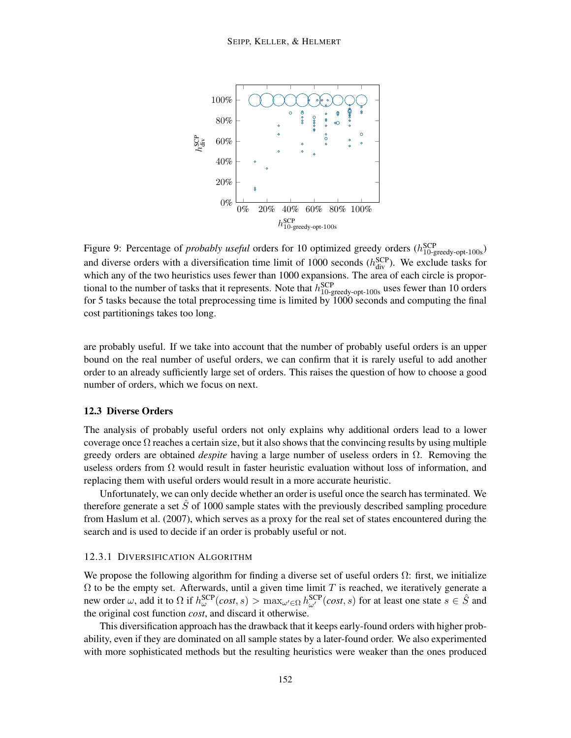Figure 9: Percentage of *probably useful* orders for 10 optimized greedy orders ($h^{\text{SCP}}_{\text{10-greedy-opt-100s}}$) and diverse orders with a diversification time limit of 1000 seconds ($h^{\text{SCP}}_{\text{div}}$). We exclude tasks for which any of the two heuristics uses fewer than 1000 expansions. The area of each circle is proportional to the number of tasks that it represents. Note that $h^{\text{SCP}}_{\text{10-greedy-opt-100s}}$ uses fewer than 10 orders for 5 tasks because the total preprocessing time is limited by 1000 seconds and computing the final cost partitionings takes too long.

are probably useful. If we take into account that the number of probably useful orders is an upper bound on the real number of useful orders, we can confirm that it is rarely useful to add another order to an already sufficiently large set of orders. This raises the question of how to choose a good number of orders, which we focus on next.

### 12.3 Diverse Orders

The analysis of probably useful orders not only explains why additional orders lead to a lower coverage once $\Omega$ reaches a certain size, but it also shows that the convincing results by using multiple greedy orders are obtained *despite* having a large number of useless orders in $\Omega$. Removing the useless orders from $\Omega$ would result in faster heuristic evaluation without loss of information, and replacing them with useful orders would result in a more accurate heuristic.

Unfortunately, we can only decide whether an order is useful once the search has terminated. We therefore generate a set $\hat{S}$ of 1000 sample states with the previously described sampling procedure from Haslum et al. (2007), which serves as a proxy for the real set of states encountered during the search and is used to decide if an order is probably useful or not.

#### 12.3.1 Diversification Algorithm

We propose the following algorithm for finding a diverse set of useful orders $\Omega$: first, we initialize $\Omega$ to be the empty set. Afterwards, until a given time limit $T$ is reached, we iteratively generate a new order $\omega$, add it to $\Omega$ if $h^{\text{SCP}}_{\omega}(\textit{cost}, s) > \max_{\omega' \in \Omega} h^{\text{SCP}}_{\omega'}(\textit{cost}, s)$ for at least one state $s \in \hat{S}$ and the original cost function *cost*, and discard it otherwise.

This diversification approach has the drawback that it keeps early-found orders with higher probability, even if they are dominated on all sample states by a later-found order. We also experimented with more sophisticated methods but the resulting heuristics were weaker than the ones produced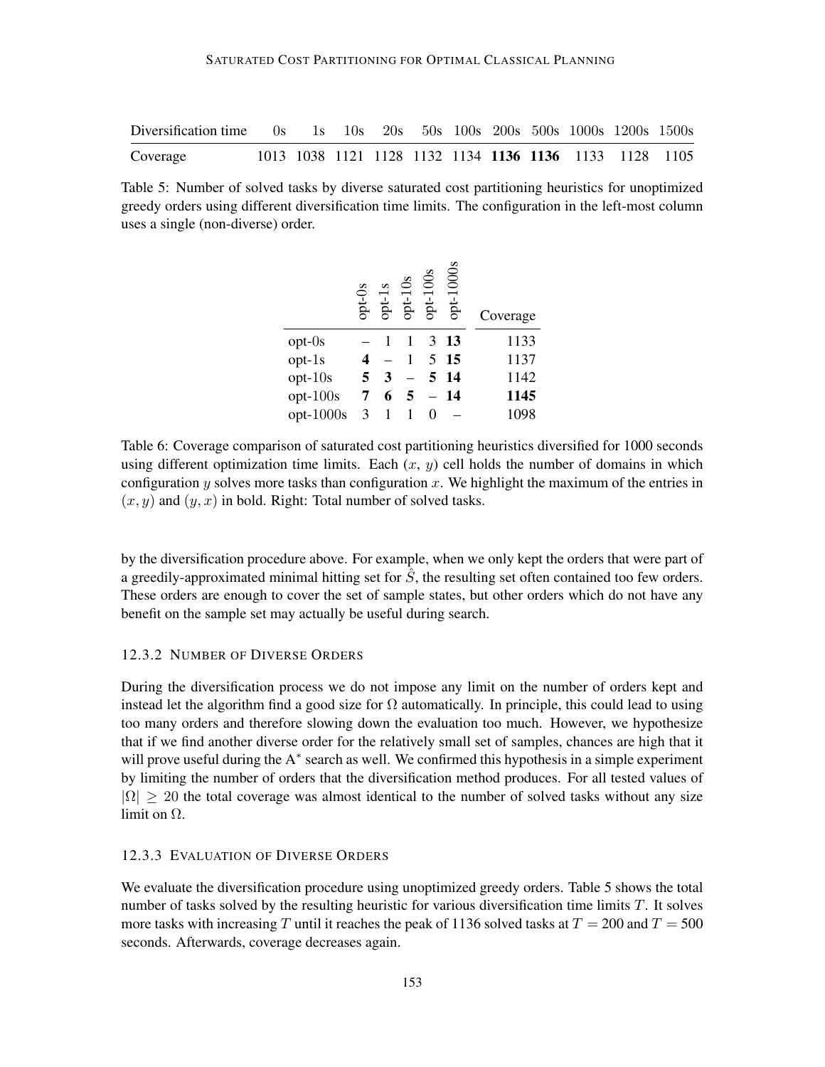| Diversification time | 0s | 1s | 10s | 20s | 50s | 100s | 200s | 500s | 1000s | 1200s | 1500s |
|---|---|---|---|---|---|---|---|---|---|---|---|
| Coverage | 1013 | 1038 | 1121 | 1128 | 1132 | 1134 | **1136** | **1136** | 1133 | 1128 | 1105 |

Table 5: Number of solved tasks by diverse saturated cost partitioning heuristics for unoptimized greedy orders using different diversification time limits. The configuration in the left-most column uses a single (non-diverse) order.

| | opt-0s | opt-1s | opt-10s | opt-100s | opt-1000s | Coverage |
|---|---|---|---|---|---|---|
| opt-0s | – | 1 | 1 | 3 | **13** | 1133 |
| opt-1s | **4** | – | 1 | 5 | **15** | 1137 |
| opt-10s | **5** | **3** | – | **5** | **14** | 1142 |
| opt-100s | **7** | **6** | **5** | – | **14** | **1145** |
| opt-1000s | 3 | 1 | 1 | 0 | – | 1098 |

Table 6: Coverage comparison of saturated cost partitioning heuristics diversified for 1000 seconds using different optimization time limits. Each ($x$, $y$) cell holds the number of domains in which configuration $y$ solves more tasks than configuration $x$. We highlight the maximum of the entries in $(x, y)$ and $(y, x)$ in bold. Right: Total number of solved tasks.

by the diversification procedure above. For example, when we only kept the orders that were part of a greedily-approximated minimal hitting set for $\hat{S}$, the resulting set often contained too few orders. These orders are enough to cover the set of sample states, but other orders which do not have any benefit on the sample set may actually be useful during search.

### 12.3.2 Number of Diverse Orders

During the diversification process we do not impose any limit on the number of orders kept and instead let the algorithm find a good size for $\Omega$ automatically. In principle, this could lead to using too many orders and therefore slowing down the evaluation too much. However, we hypothesize that if we find another diverse order for the relatively small set of samples, chances are high that it will prove useful during the A$^*$ search as well. We confirmed this hypothesis in a simple experiment by limiting the number of orders that the diversification method produces. For all tested values of $|\Omega| \geq 20$ the total coverage was almost identical to the number of solved tasks without any size limit on $\Omega$.

### 12.3.3 Evaluation of Diverse Orders

We evaluate the diversification procedure using unoptimized greedy orders. Table 5 shows the total number of tasks solved by the resulting heuristic for various diversification time limits $T$. It solves more tasks with increasing $T$ until it reaches the peak of 1136 solved tasks at $T = 200$ and $T = 500$ seconds. Afterwards, coverage decreases again.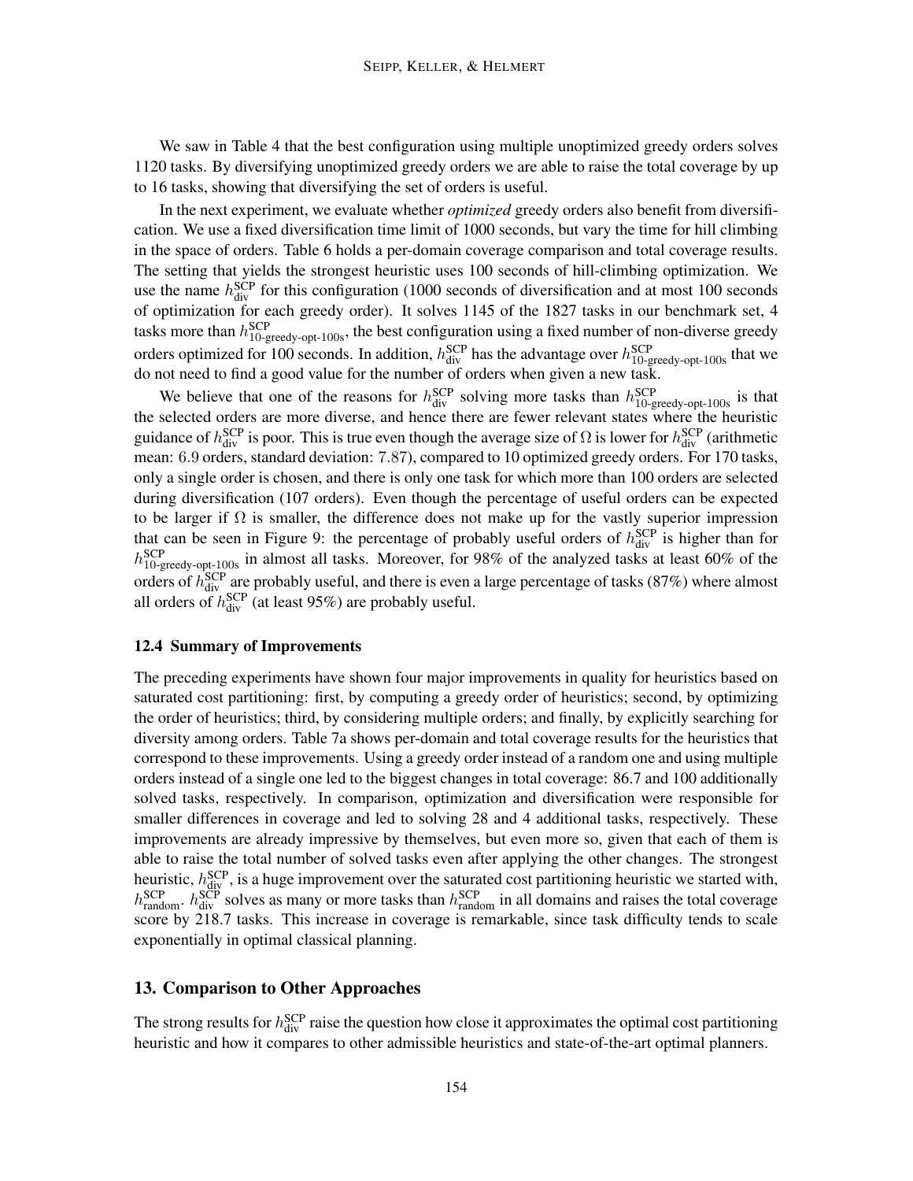We saw in Table 4 that the best configuration using multiple unoptimized greedy orders solves 1120 tasks. By diversifying unoptimized greedy orders we are able to raise the total coverage by up to 16 tasks, showing that diversifying the set of orders is useful.

In the next experiment, we evaluate whether *optimized* greedy orders also benefit from diversification. We use a fixed diversification time limit of 1000 seconds, but vary the time for hill climbing in the space of orders. Table 6 holds a per-domain coverage comparison and total coverage results. The setting that yields the strongest heuristic uses 100 seconds of hill-climbing optimization. We use the name $h^{\text{SCP}}_{\text{div}}$ for this configuration (1000 seconds of diversification and at most 100 seconds of optimization for each greedy order). It solves 1145 of the 1827 tasks in our benchmark set, 4 tasks more than $h^{\text{SCP}}_{\text{10-greedy-opt-100s}}$, the best configuration using a fixed number of non-diverse greedy orders optimized for 100 seconds. In addition, $h^{\text{SCP}}_{\text{div}}$ has the advantage over $h^{\text{SCP}}_{\text{10-greedy-opt-100s}}$ that we do not need to find a good value for the number of orders when given a new task.

We believe that one of the reasons for $h^{\text{SCP}}_{\text{div}}$ solving more tasks than $h^{\text{SCP}}_{\text{10-greedy-opt-100s}}$ is that the selected orders are more diverse, and hence there are fewer relevant states where the heuristic guidance of $h^{\text{SCP}}_{\text{div}}$ is poor. This is true even though the average size of $\Omega$ is lower for $h^{\text{SCP}}_{\text{div}}$ (arithmetic mean: 6.9 orders, standard deviation: 7.87), compared to 10 optimized greedy orders. For 170 tasks, only a single order is chosen, and there is only one task for which more than 100 orders are selected during diversification (107 orders). Even though the percentage of useful orders can be expected to be larger if $\Omega$ is smaller, the difference does not make up for the vastly superior impression that can be seen in Figure 9: the percentage of probably useful orders of $h^{\text{SCP}}_{\text{div}}$ is higher than for $h^{\text{SCP}}_{\text{10-greedy-opt-100s}}$ in almost all tasks. Moreover, for 98% of the analyzed tasks at least 60% of the orders of $h^{\text{SCP}}_{\text{div}}$ are probably useful, and there is even a large percentage of tasks (87%) where almost all orders of $h^{\text{SCP}}_{\text{div}}$ (at least 95%) are probably useful.

### 12.4 Summary of Improvements

The preceding experiments have shown four major improvements in quality for heuristics based on saturated cost partitioning: first, by computing a greedy order of heuristics; second, by optimizing the order of heuristics; third, by considering multiple orders; and finally, by explicitly searching for diversity among orders. Table 7a shows per-domain and total coverage results for the heuristics that correspond to these improvements. Using a greedy order instead of a random one and using multiple orders instead of a single one led to the biggest changes in total coverage: 86.7 and 100 additionally solved tasks, respectively. In comparison, optimization and diversification were responsible for smaller differences in coverage and led to solving 28 and 4 additional tasks, respectively. These improvements are already impressive by themselves, but even more so, given that each of them is able to raise the total number of solved tasks even after applying the other changes. The strongest heuristic, $h^{\text{SCP}}_{\text{div}}$, is a huge improvement over the saturated cost partitioning heuristic we started with, $h^{\text{SCP}}_{\text{random}}$. $h^{\text{SCP}}_{\text{div}}$ solves as many or more tasks than $h^{\text{SCP}}_{\text{random}}$ in all domains and raises the total coverage score by 218.7 tasks. This increase in coverage is remarkable, since task difficulty tends to scale exponentially in optimal classical planning.

## 13. Comparison to Other Approaches

The strong results for $h^{\text{SCP}}_{\text{div}}$ raise the question how close it approximates the optimal cost partitioning heuristic and how it compares to other admissible heuristics and state-of-the-art optimal planners.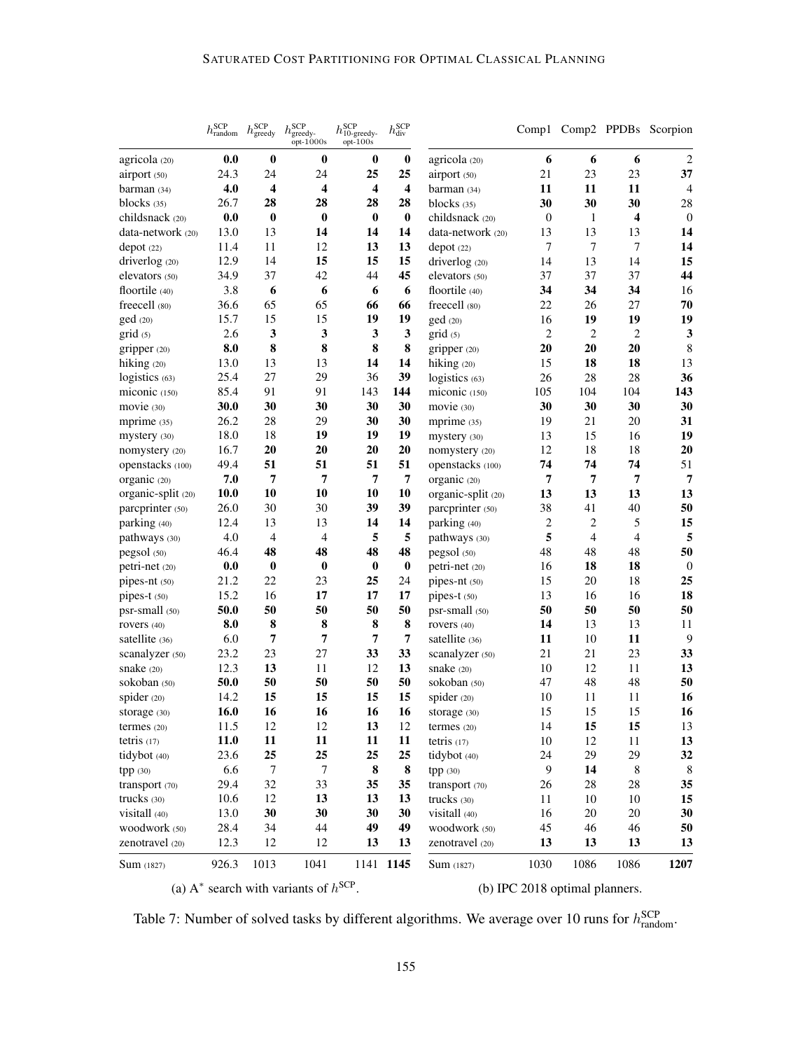| | $h^{\text{SCP}}_{\text{random}}$ | $h^{\text{SCP}}_{\text{greedy}}$ | $h^{\text{SCP}}_{\text{greedy-opt-1000s}}$ | $h^{\text{SCP}}_{\text{10-greedy-opt-100s}}$ | $h^{\text{SCP}}_{\text{div}}$ |
|---|---|---|---|---|---|
| agricola (20) | **0.0** | **0** | **0** | **0** | **0** |
| airport (50) | 24.3 | 24 | 24 | **25** | **25** |
| barman (34) | **4.0** | **4** | **4** | **4** | **4** |
| blocks (35) | 26.7 | **28** | **28** | **28** | **28** |
| childsnack (20) | **0.0** | **0** | **0** | **0** | **0** |
| data-network (20) | 13.0 | 13 | **14** | **14** | **14** |
| depot (22) | 11.4 | 11 | 12 | **13** | **13** |
| driverlog (20) | 12.9 | 14 | **15** | **15** | **15** |
| elevators (50) | 34.9 | 37 | 42 | 44 | **45** |
| floortile (40) | 3.8 | **6** | **6** | **6** | **6** |
| freecell (80) | 36.6 | 65 | 65 | **66** | **66** |
| ged (20) | 15.7 | 15 | 15 | **19** | **19** |
| grid (5) | 2.6 | **3** | **3** | **3** | **3** |
| gripper (20) | **8.0** | **8** | **8** | **8** | **8** |
| hiking (20) | 13.0 | 13 | 13 | **14** | **14** |
| logistics (63) | 25.4 | 27 | 29 | 36 | **39** |
| miconic (150) | 85.4 | 91 | 91 | 143 | **144** |
| movie (30) | **30.0** | **30** | **30** | **30** | **30** |
| mprime (35) | 26.2 | 28 | 29 | **30** | **30** |
| mystery (30) | 18.0 | 18 | **19** | **19** | **19** |
| nomystery (20) | 16.7 | **20** | **20** | **20** | **20** |
| openstacks (100) | 49.4 | **51** | **51** | **51** | **51** |
| organic (20) | **7.0** | **7** | **7** | **7** | **7** |
| organic-split (20) | **10.0** | **10** | **10** | **10** | **10** |
| parcprinter (50) | 26.0 | 30 | 30 | **39** | **39** |
| parking (40) | 12.4 | 13 | 13 | **14** | **14** |
| pathways (30) | 4.0 | 4 | 4 | **5** | **5** |
| pegsol (50) | 46.4 | **48** | **48** | **48** | **48** |
| petri-net (20) | **0.0** | **0** | **0** | **0** | **0** |
| pipes-nt (50) | 21.2 | 22 | 23 | **25** | 24 |
| pipes-t (50) | 15.2 | 16 | **17** | **17** | **17** |
| psr-small (50) | **50.0** | **50** | **50** | **50** | **50** |
| rovers (40) | **8.0** | **8** | **8** | **8** | **8** |
| satellite (36) | 6.0 | **7** | **7** | **7** | **7** |
| scanalyzer (50) | 23.2 | 23 | 27 | **33** | **33** |
| snake (20) | 12.3 | **13** | 11 | 12 | **13** |
| sokoban (50) | **50.0** | **50** | **50** | **50** | **50** |
| spider (20) | 14.2 | **15** | **15** | **15** | **15** |
| storage (30) | **16.0** | **16** | **16** | **16** | **16** |
| termes (20) | 11.5 | 12 | 12 | **13** | 12 |
| tetris (17) | **11.0** | **11** | **11** | **11** | **11** |
| tidybot (40) | 23.6 | **25** | **25** | **25** | **25** |
| tpp (30) | 6.6 | 7 | 7 | **8** | **8** |
| transport (70) | 29.4 | 32 | 33 | **35** | **35** |
| trucks (30) | 10.6 | 12 | **13** | **13** | **13** |
| visitall (40) | 13.0 | **30** | **30** | **30** | **30** |
| woodwork (50) | 28.4 | 34 | 44 | **49** | **49** |
| zenotravel (20) | 12.3 | 12 | 12 | **13** | **13** |
| Sum (1827) | 926.3 | 1013 | 1041 | 1141 | **1145** |

(a) A* search with variants of $h^{\text{SCP}}$.

| | Comp1 | Comp2 | PPDBs | Scorpion |
|---|---|---|---|---|
| agricola (20) | **6** | **6** | **6** | 2 |
| airport (50) | 21 | 23 | 23 | **37** |
| barman (34) | **11** | **11** | **11** | 4 |
| blocks (35) | **30** | **30** | **30** | 28 |
| childsnack (20) | 0 | 1 | **4** | 0 |
| data-network (20) | 13 | 13 | 13 | **14** |
| depot (22) | 7 | 7 | 7 | **14** |
| driverlog (20) | 14 | 13 | 14 | **15** |
| elevators (50) | 37 | 37 | 37 | **44** |
| floortile (40) | **34** | **34** | **34** | 16 |
| freecell (80) | 22 | 26 | 27 | **70** |
| ged (20) | 16 | **19** | **19** | **19** |
| grid (5) | 2 | 2 | 2 | **3** |
| gripper (20) | **20** | **20** | **20** | 8 |
| hiking (20) | 15 | **18** | **18** | 13 |
| logistics (63) | 26 | 28 | 28 | **36** |
| miconic (150) | 105 | 104 | 104 | **143** |
| movie (30) | **30** | **30** | **30** | **30** |
| mprime (35) | 19 | 21 | 20 | **31** |
| mystery (30) | 13 | 15 | 16 | **19** |
| nomystery (20) | 12 | 18 | 18 | **20** |
| openstacks (100) | **74** | **74** | **74** | 51 |
| organic (20) | **7** | **7** | **7** | **7** |
| organic-split (20) | **13** | **13** | **13** | **13** |
| parcprinter (50) | 38 | 41 | 40 | **50** |
| parking (40) | 2 | 2 | 5 | **15** |
| pathways (30) | **5** | 4 | 4 | **5** |
| pegsol (50) | 48 | 48 | 48 | **50** |
| petri-net (20) | 16 | **18** | **18** | 0 |
| pipes-nt (50) | 15 | 20 | 18 | **25** |
| pipes-t (50) | 13 | 16 | 16 | **18** |
| psr-small (50) | **50** | **50** | **50** | **50** |
| rovers (40) | **14** | 13 | 13 | 11 |
| satellite (36) | **11** | 10 | **11** | 9 |
| scanalyzer (50) | 21 | 21 | 23 | **33** |
| snake (20) | 10 | 12 | 11 | **13** |
| sokoban (50) | 47 | 48 | 48 | **50** |
| spider (20) | 10 | 11 | 11 | **16** |
| storage (30) | 15 | 15 | 15 | **16** |
| termes (20) | 14 | **15** | **15** | 13 |
| tetris (17) | 10 | 12 | 11 | **13** |
| tidybot (40) | 24 | 29 | 29 | **32** |
| tpp (30) | 9 | **14** | 8 | 8 |
| transport (70) | 26 | 28 | 28 | **35** |
| trucks (30) | 11 | 10 | 10 | **15** |
| visitall (40) | 16 | 20 | 20 | **30** |
| woodwork (50) | 45 | 46 | 46 | **50** |
| zenotravel (20) | **13** | **13** | **13** | **13** |
| Sum (1827) | 1030 | 1086 | 1086 | **1207** |

(b) IPC 2018 optimal planners.

Table 7: Number of solved tasks by different algorithms. We average over 10 runs for $h^{\text{SCP}}_{\text{random}}$.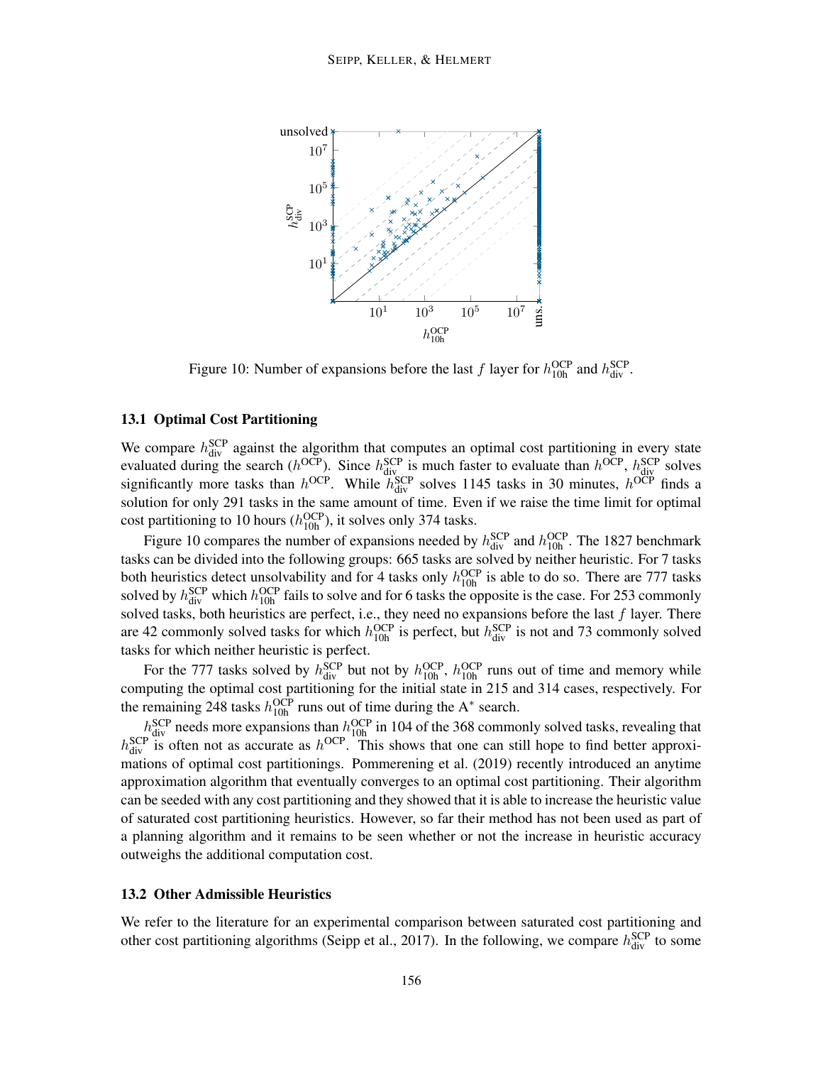Figure 10: Number of expansions before the last $f$ layer for $h^{\text{OCP}}_{\text{10h}}$ and $h^{\text{SCP}}_{\text{div}}$.

### 13.1 Optimal Cost Partitioning

We compare $h^{\text{SCP}}_{\text{div}}$ against the algorithm that computes an optimal cost partitioning in every state evaluated during the search ($h^{\text{OCP}}$). Since $h^{\text{SCP}}_{\text{div}}$ is much faster to evaluate than $h^{\text{OCP}}$, $h^{\text{SCP}}_{\text{div}}$ solves significantly more tasks than $h^{\text{OCP}}$. While $h^{\text{SCP}}_{\text{div}}$ solves 1145 tasks in 30 minutes, $h^{\text{OCP}}$ finds a solution for only 291 tasks in the same amount of time. Even if we raise the time limit for optimal cost partitioning to 10 hours ($h^{\text{OCP}}_{\text{10h}}$), it solves only 374 tasks.

Figure 10 compares the number of expansions needed by $h^{\text{SCP}}_{\text{div}}$ and $h^{\text{OCP}}_{\text{10h}}$. The 1827 benchmark tasks can be divided into the following groups: 665 tasks are solved by neither heuristic. For 7 tasks both heuristics detect unsolvability and for 4 tasks only $h^{\text{OCP}}_{\text{10h}}$ is able to do so. There are 777 tasks solved by $h^{\text{SCP}}_{\text{div}}$ which $h^{\text{OCP}}_{\text{10h}}$ fails to solve and for 6 tasks the opposite is the case. For 253 commonly solved tasks, both heuristics are perfect, i.e., they need no expansions before the last $f$ layer. There are 42 commonly solved tasks for which $h^{\text{OCP}}_{\text{10h}}$ is perfect, but $h^{\text{SCP}}_{\text{div}}$ is not and 73 commonly solved tasks for which neither heuristic is perfect.

For the 777 tasks solved by $h^{\text{SCP}}_{\text{div}}$ but not by $h^{\text{OCP}}_{\text{10h}}$, $h^{\text{OCP}}_{\text{10h}}$ runs out of time and memory while computing the optimal cost partitioning for the initial state in 215 and 314 cases, respectively. For the remaining 248 tasks $h^{\text{OCP}}_{\text{10h}}$ runs out of time during the A$^*$ search.

$h^{\text{SCP}}_{\text{div}}$ needs more expansions than $h^{\text{OCP}}_{\text{10h}}$ in 104 of the 368 commonly solved tasks, revealing that $h^{\text{SCP}}_{\text{div}}$ is often not as accurate as $h^{\text{OCP}}$. This shows that one can still hope to find better approximations of optimal cost partitionings. Pommerening et al. (2019) recently introduced an anytime approximation algorithm that eventually converges to an optimal cost partitioning. Their algorithm can be seeded with any cost partitioning and they showed that it is able to increase the heuristic value of saturated cost partitioning heuristics. However, so far their method has not been used as part of a planning algorithm and it remains to be seen whether or not the increase in heuristic accuracy outweighs the additional computation cost.

### 13.2 Other Admissible Heuristics

We refer to the literature for an experimental comparison between saturated cost partitioning and other cost partitioning algorithms (Seipp et al., 2017). In the following, we compare $h^{\text{SCP}}_{\text{div}}$ to some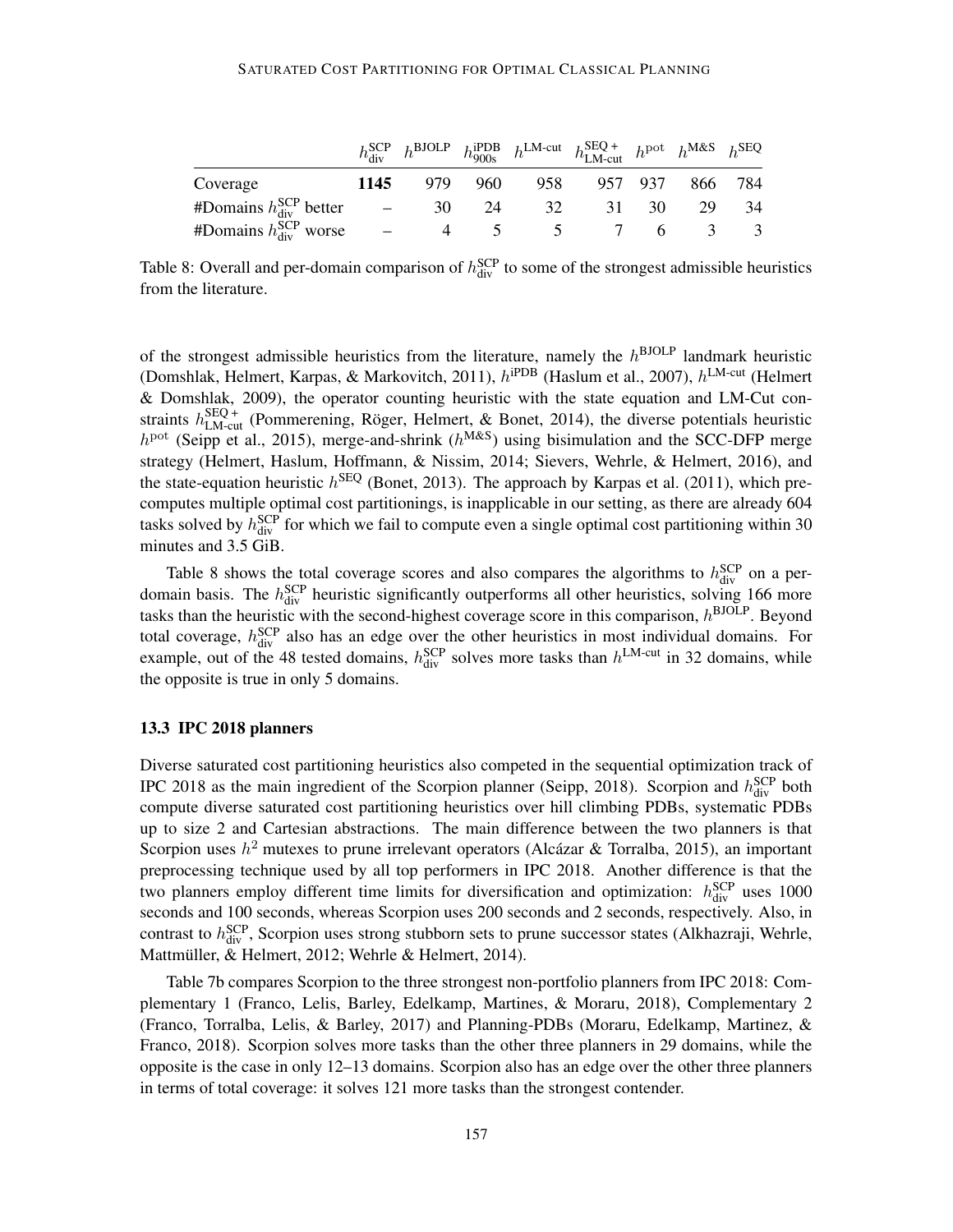| | $h^{\text{SCP}}_{\text{div}}$ | $h^{\text{BJOLP}}$ | $h^{\text{iPDB}}_{\text{900s}}$ | $h^{\text{LM-cut}}$ | $h^{\text{SEQ+}}_{\text{LM-cut}}$ | $h^{\text{pot}}$ | $h^{\text{M\&S}}$ | $h^{\text{SEQ}}$ |
|---|---|---|---|---|---|---|---|---|
| Coverage | **1145** | 979 | 960 | 958 | 957 | 937 | 866 | 784 |
| #Domains $h^{\text{SCP}}_{\text{div}}$ better | – | 30 | 24 | 32 | 31 | 30 | 29 | 34 |
| #Domains $h^{\text{SCP}}_{\text{div}}$ worse | – | 4 | 5 | 5 | 7 | 6 | 3 | 3 |

Table 8: Overall and per-domain comparison of $h^{\text{SCP}}_{\text{div}}$ to some of the strongest admissible heuristics from the literature.

of the strongest admissible heuristics from the literature, namely the $h^{\text{BJOLP}}$ landmark heuristic (Domshlak, Helmert, Karpas, & Markovitch, 2011), $h^{\text{iPDB}}$ (Haslum et al., 2007), $h^{\text{LM-cut}}$ (Helmert & Domshlak, 2009), the operator counting heuristic with the state equation and LM-Cut constraints $h^{\text{SEQ+}}_{\text{LM-cut}}$ (Pommerening, Röger, Helmert, & Bonet, 2014), the diverse potentials heuristic $h^{\text{pot}}$ (Seipp et al., 2015), merge-and-shrink ($h^{\text{M\&S}}$) using bisimulation and the SCC-DFP merge strategy (Helmert, Haslum, Hoffmann, & Nissim, 2014; Sievers, Wehrle, & Helmert, 2016), and the state-equation heuristic $h^{\text{SEQ}}$ (Bonet, 2013). The approach by Karpas et al. (2011), which precomputes multiple optimal cost partitionings, is inapplicable in our setting, as there are already 604 tasks solved by $h^{\text{SCP}}_{\text{div}}$ for which we fail to compute even a single optimal cost partitioning within 30 minutes and 3.5 GiB.

Table 8 shows the total coverage scores and also compares the algorithms to $h^{\text{SCP}}_{\text{div}}$ on a per-domain basis. The $h^{\text{SCP}}_{\text{div}}$ heuristic significantly outperforms all other heuristics, solving 166 more tasks than the heuristic with the second-highest coverage score in this comparison, $h^{\text{BJOLP}}$. Beyond total coverage, $h^{\text{SCP}}_{\text{div}}$ also has an edge over the other heuristics in most individual domains. For example, out of the 48 tested domains, $h^{\text{SCP}}_{\text{div}}$ solves more tasks than $h^{\text{LM-cut}}$ in 32 domains, while the opposite is true in only 5 domains.

### 13.3 IPC 2018 planners

Diverse saturated cost partitioning heuristics also competed in the sequential optimization track of IPC 2018 as the main ingredient of the Scorpion planner (Seipp, 2018). Scorpion and $h^{\text{SCP}}_{\text{div}}$ both compute diverse saturated cost partitioning heuristics over hill climbing PDBs, systematic PDBs up to size 2 and Cartesian abstractions. The main difference between the two planners is that Scorpion uses $h^2$ mutexes to prune irrelevant operators (Alcázar & Torralba, 2015), an important preprocessing technique used by all top performers in IPC 2018. Another difference is that the two planners employ different time limits for diversification and optimization: $h^{\text{SCP}}_{\text{div}}$ uses 1000 seconds and 100 seconds, whereas Scorpion uses 200 seconds and 2 seconds, respectively. Also, in contrast to $h^{\text{SCP}}_{\text{div}}$, Scorpion uses strong stubborn sets to prune successor states (Alkhazraji, Wehrle, Mattmüller, & Helmert, 2012; Wehrle & Helmert, 2014).

Table 7b compares Scorpion to the three strongest non-portfolio planners from IPC 2018: Complementary 1 (Franco, Lelis, Barley, Edelkamp, Martines, & Moraru, 2018), Complementary 2 (Franco, Torralba, Lelis, & Barley, 2017) and Planning-PDBs (Moraru, Edelkamp, Martinez, & Franco, 2018). Scorpion solves more tasks than the other three planners in 29 domains, while the opposite is the case in only 12–13 domains. Scorpion also has an edge over the other three planners in terms of total coverage: it solves 121 more tasks than the strongest contender.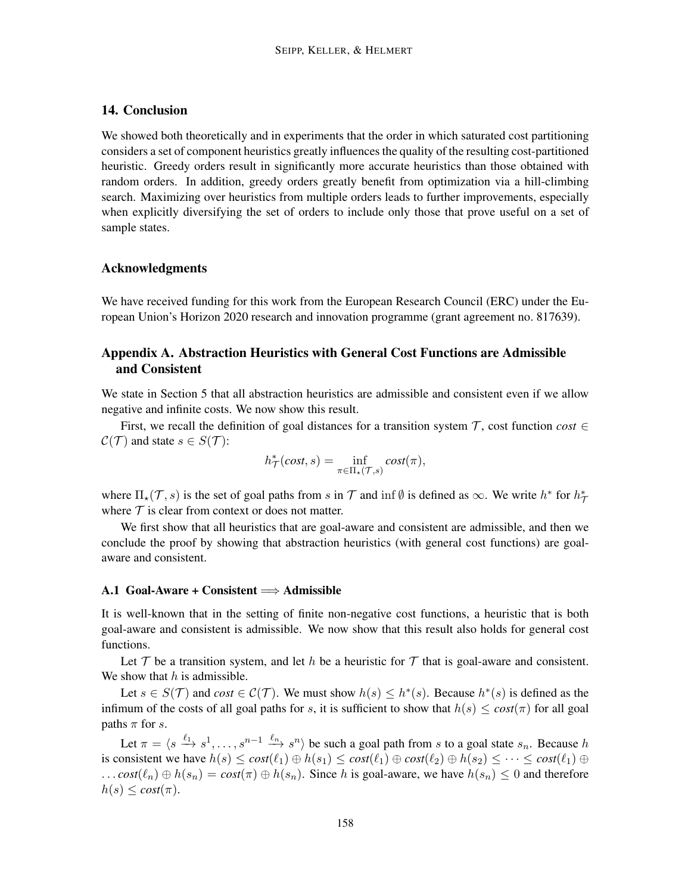## 14. Conclusion

We showed both theoretically and in experiments that the order in which saturated cost partitioning considers a set of component heuristics greatly influences the quality of the resulting cost-partitioned heuristic. Greedy orders result in significantly more accurate heuristics than those obtained with random orders. In addition, greedy orders greatly benefit from optimization via a hill-climbing search. Maximizing over heuristics from multiple orders leads to further improvements, especially when explicitly diversifying the set of orders to include only those that prove useful on a set of sample states.

## Acknowledgments

We have received funding for this work from the European Research Council (ERC) under the European Union's Horizon 2020 research and innovation programme (grant agreement no. 817639).

## Appendix A. Abstraction Heuristics with General Cost Functions are Admissible and Consistent

We state in Section 5 that all abstraction heuristics are admissible and consistent even if we allow negative and infinite costs. We now show this result.

First, we recall the definition of goal distances for a transition system $\mathcal{T}$, cost function $cost \in \mathcal{C}(\mathcal{T})$ and state $s \in S(\mathcal{T})$:

$$h^*_{\mathcal{T}}(cost, s) = \inf_{\pi \in \Pi_\star(\mathcal{T}, s)} cost(\pi),$$

where $\Pi_\star(\mathcal{T}, s)$ is the set of goal paths from $s$ in $\mathcal{T}$ and $\inf \emptyset$ is defined as $\infty$. We write $h^*$ for $h^*_{\mathcal{T}}$ where $\mathcal{T}$ is clear from context or does not matter.

We first show that all heuristics that are goal-aware and consistent are admissible, and then we conclude the proof by showing that abstraction heuristics (with general cost functions) are goal-aware and consistent.

### A.1 Goal-Aware + Consistent $\Longrightarrow$ Admissible

It is well-known that in the setting of finite non-negative cost functions, a heuristic that is both goal-aware and consistent is admissible. We now show that this result also holds for general cost functions.

Let $\mathcal{T}$ be a transition system, and let $h$ be a heuristic for $\mathcal{T}$ that is goal-aware and consistent. We show that $h$ is admissible.

Let $s \in S(\mathcal{T})$ and $cost \in \mathcal{C}(\mathcal{T})$. We must show $h(s) \leq h^*(s)$. Because $h^*(s)$ is defined as the infimum of the costs of all goal paths for $s$, it is sufficient to show that $h(s) \leq cost(\pi)$ for all goal paths $\pi$ for $s$.

Let $\pi = \langle s \xrightarrow{\ell_1} s^1, \ldots, s^{n-1} \xrightarrow{\ell_n} s^n \rangle$ be such a goal path from $s$ to a goal state $s_n$. Because $h$ is consistent we have $h(s) \leq cost(\ell_1) \oplus h(s_1) \leq cost(\ell_1) \oplus cost(\ell_2) \oplus h(s_2) \leq \cdots \leq cost(\ell_1) \oplus \ldots cost(\ell_n) \oplus h(s_n) = cost(\pi) \oplus h(s_n)$. Since $h$ is goal-aware, we have $h(s_n) \leq 0$ and therefore $h(s) \leq cost(\pi)$.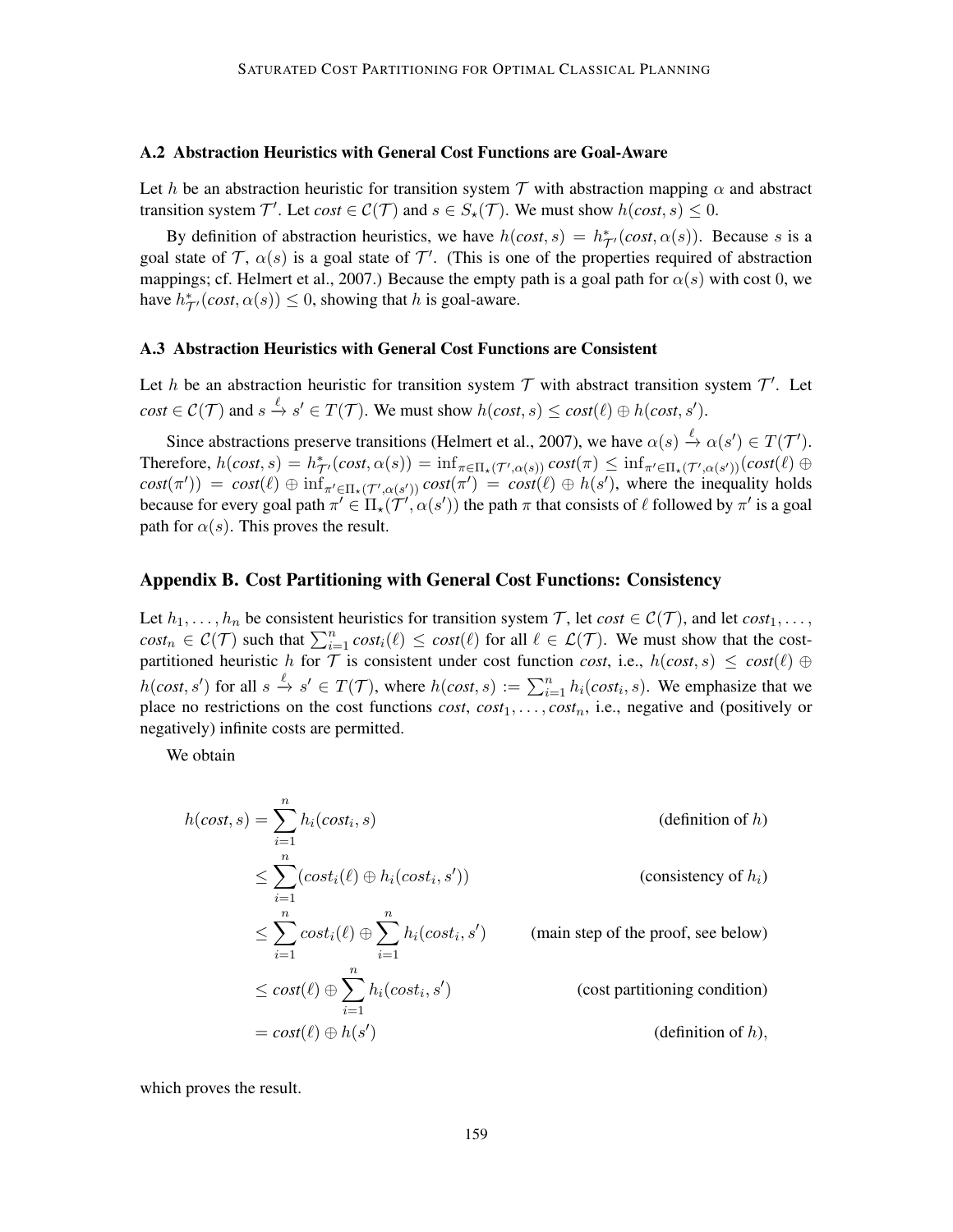### A.2 Abstraction Heuristics with General Cost Functions are Goal-Aware

Let $h$ be an abstraction heuristic for transition system $\mathcal{T}$ with abstraction mapping $\alpha$ and abstract transition system $\mathcal{T}'$. Let $cost \in \mathcal{C}(\mathcal{T})$ and $s \in S_\star(\mathcal{T})$. We must show $h(cost, s) \leq 0$.

By definition of abstraction heuristics, we have $h(cost, s) = h^*_{\mathcal{T}'}(cost, \alpha(s))$. Because $s$ is a goal state of $\mathcal{T}$, $\alpha(s)$ is a goal state of $\mathcal{T}'$. (This is one of the properties required of abstraction mappings; cf. Helmert et al., 2007.) Because the empty path is a goal path for $\alpha(s)$ with cost 0, we have $h^*_{\mathcal{T}'}(cost, \alpha(s)) \leq 0$, showing that $h$ is goal-aware.

### A.3 Abstraction Heuristics with General Cost Functions are Consistent

Let $h$ be an abstraction heuristic for transition system $\mathcal{T}$ with abstract transition system $\mathcal{T}'$. Let $cost \in \mathcal{C}(\mathcal{T})$ and $s \xrightarrow{\ell} s' \in T(\mathcal{T})$. We must show $h(cost, s) \leq cost(\ell) \oplus h(cost, s')$.

Since abstractions preserve transitions (Helmert et al., 2007), we have $\alpha(s) \xrightarrow{\ell} \alpha(s') \in T(\mathcal{T}')$. Therefore, $h(cost, s) = h^*_{\mathcal{T}'}(cost, \alpha(s)) = \inf_{\pi \in \Pi_\star(\mathcal{T}', \alpha(s))} cost(\pi) \leq \inf_{\pi' \in \Pi_\star(\mathcal{T}', \alpha(s'))}(cost(\ell) \oplus cost(\pi')) = cost(\ell) \oplus \inf_{\pi' \in \Pi_\star(\mathcal{T}', \alpha(s'))} cost(\pi') = cost(\ell) \oplus h(s')$, where the inequality holds because for every goal path $\pi' \in \Pi_\star(\mathcal{T}', \alpha(s'))$ the path $\pi$ that consists of $\ell$ followed by $\pi'$ is a goal path for $\alpha(s)$. This proves the result.

## Appendix B. Cost Partitioning with General Cost Functions: Consistency

Let $h_1, \dots, h_n$ be consistent heuristics for transition system $\mathcal{T}$, let $cost \in \mathcal{C}(\mathcal{T})$, and let $cost_1, \dots, cost_n \in \mathcal{C}(\mathcal{T})$ such that $\sum_{i=1}^n cost_i(\ell) \leq cost(\ell)$ for all $\ell \in \mathcal{L}(\mathcal{T})$. We must show that the cost-partitioned heuristic $h$ for $\mathcal{T}$ is consistent under cost function $cost$, i.e., $h(cost, s) \leq cost(\ell) \oplus h(cost, s')$ for all $s \xrightarrow{\ell} s' \in T(\mathcal{T})$, where $h(cost, s) := \sum_{i=1}^n h_i(cost_i, s)$. We emphasize that we place no restrictions on the cost functions $cost, cost_1, \dots, cost_n$, i.e., negative and (positively or negatively) infinite costs are permitted.

We obtain

$$
\begin{aligned}
h(cost, s) &= \sum_{i=1}^n h_i(cost_i, s) && \text{(definition of } h\text{)} \\
&\leq \sum_{i=1}^n (cost_i(\ell) \oplus h_i(cost_i, s')) && \text{(consistency of } h_i\text{)} \\
&\leq \sum_{i=1}^n cost_i(\ell) \oplus \sum_{i=1}^n h_i(cost_i, s') && \text{(main step of the proof, see below)} \\
&\leq cost(\ell) \oplus \sum_{i=1}^n h_i(cost_i, s') && \text{(cost partitioning condition)} \\
&= cost(\ell) \oplus h(s') && \text{(definition of } h\text{),}
\end{aligned}
$$

which proves the result.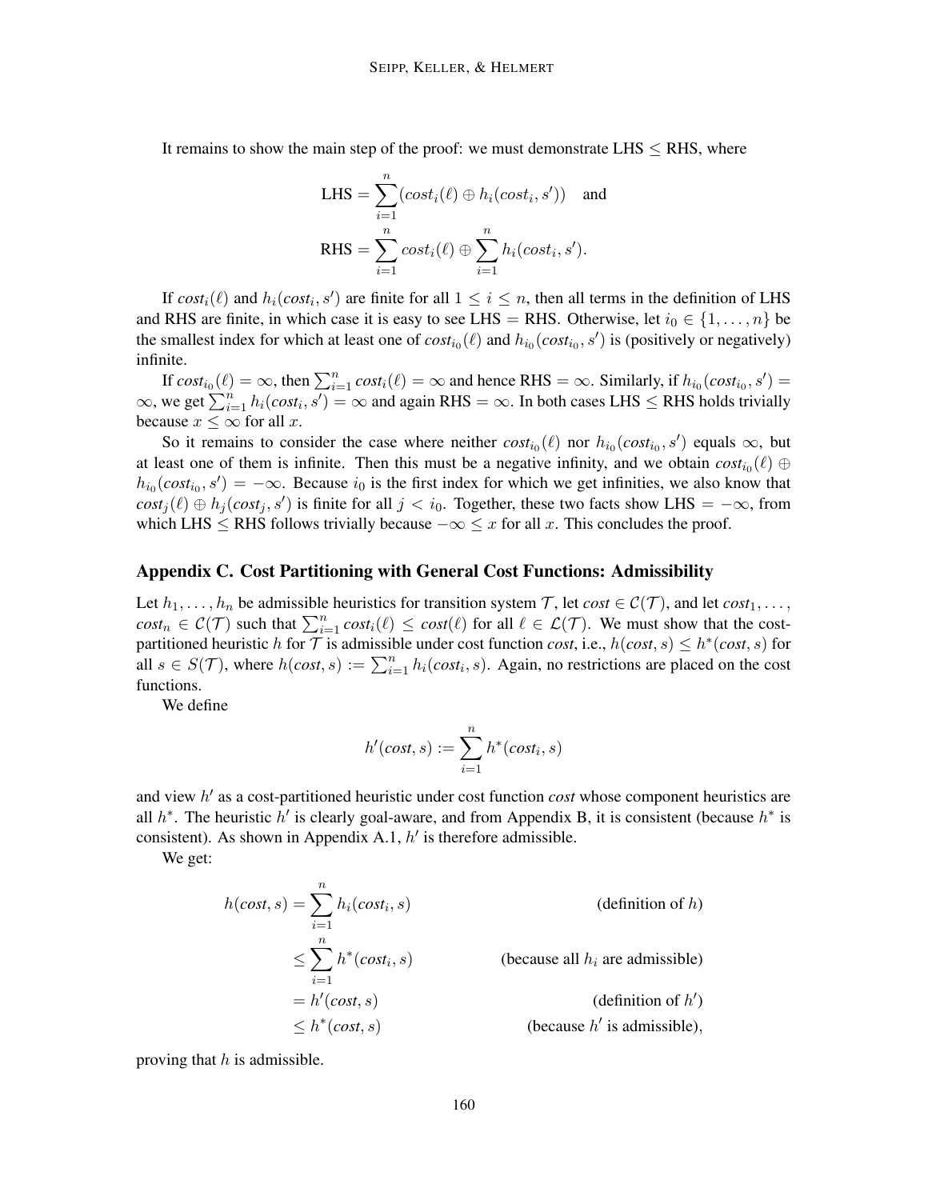It remains to show the main step of the proof: we must demonstrate LHS $\leq$ RHS, where

$$\text{LHS} = \sum_{i=1}^{n} (cost_i(\ell) \oplus h_i(cost_i, s')) \quad \text{and}$$

$$\text{RHS} = \sum_{i=1}^{n} cost_i(\ell) \oplus \sum_{i=1}^{n} h_i(cost_i, s').$$

If $cost_i(\ell)$ and $h_i(cost_i, s')$ are finite for all $1 \leq i \leq n$, then all terms in the definition of LHS and RHS are finite, in which case it is easy to see LHS = RHS. Otherwise, let $i_0 \in \{1, \ldots, n\}$ be the smallest index for which at least one of $cost_{i_0}(\ell)$ and $h_{i_0}(cost_{i_0}, s')$ is (positively or negatively) infinite.

If $cost_{i_0}(\ell) = \infty$, then $\sum_{i=1}^{n} cost_i(\ell) = \infty$ and hence RHS $= \infty$. Similarly, if $h_{i_0}(cost_{i_0}, s') = \infty$, we get $\sum_{i=1}^{n} h_i(cost_i, s') = \infty$ and again RHS $= \infty$. In both cases LHS $\leq$ RHS holds trivially because $x \leq \infty$ for all $x$.

So it remains to consider the case where neither $cost_{i_0}(\ell)$ nor $h_{i_0}(cost_{i_0}, s')$ equals $\infty$, but at least one of them is infinite. Then this must be a negative infinity, and we obtain $cost_{i_0}(\ell) \oplus h_{i_0}(cost_{i_0}, s') = -\infty$. Because $i_0$ is the first index for which we get infinities, we also know that $cost_j(\ell) \oplus h_j(cost_j, s')$ is finite for all $j < i_0$. Together, these two facts show LHS $= -\infty$, from which LHS $\leq$ RHS follows trivially because $-\infty \leq x$ for all $x$. This concludes the proof.

## Appendix C. Cost Partitioning with General Cost Functions: Admissibility

Let $h_1, \ldots, h_n$ be admissible heuristics for transition system $\mathcal{T}$, let $cost \in \mathcal{C}(\mathcal{T})$, and let $cost_1, \ldots, cost_n \in \mathcal{C}(\mathcal{T})$ such that $\sum_{i=1}^{n} cost_i(\ell) \leq cost(\ell)$ for all $\ell \in \mathcal{L}(\mathcal{T})$. We must show that the cost-partitioned heuristic $h$ for $\mathcal{T}$ is admissible under cost function *cost*, i.e., $h(cost, s) \leq h^*(cost, s)$ for all $s \in S(\mathcal{T})$, where $h(cost, s) := \sum_{i=1}^{n} h_i(cost_i, s)$. Again, no restrictions are placed on the cost functions.

We define

$$h'(cost, s) := \sum_{i=1}^{n} h^*(cost_i, s)$$

and view $h'$ as a cost-partitioned heuristic under cost function *cost* whose component heuristics are all $h^*$. The heuristic $h'$ is clearly goal-aware, and from Appendix B, it is consistent (because $h^*$ is consistent). As shown in Appendix A.1, $h'$ is therefore admissible.

We get:

$$\begin{aligned}
h(cost, s) &= \sum_{i=1}^{n} h_i(cost_i, s) && \text{(definition of } h\text{)} \\
&\leq \sum_{i=1}^{n} h^*(cost_i, s) && \text{(because all } h_i \text{ are admissible)} \\
&= h'(cost, s) && \text{(definition of } h'\text{)} \\
&\leq h^*(cost, s) && \text{(because } h' \text{ is admissible),}
\end{aligned}$$

proving that $h$ is admissible.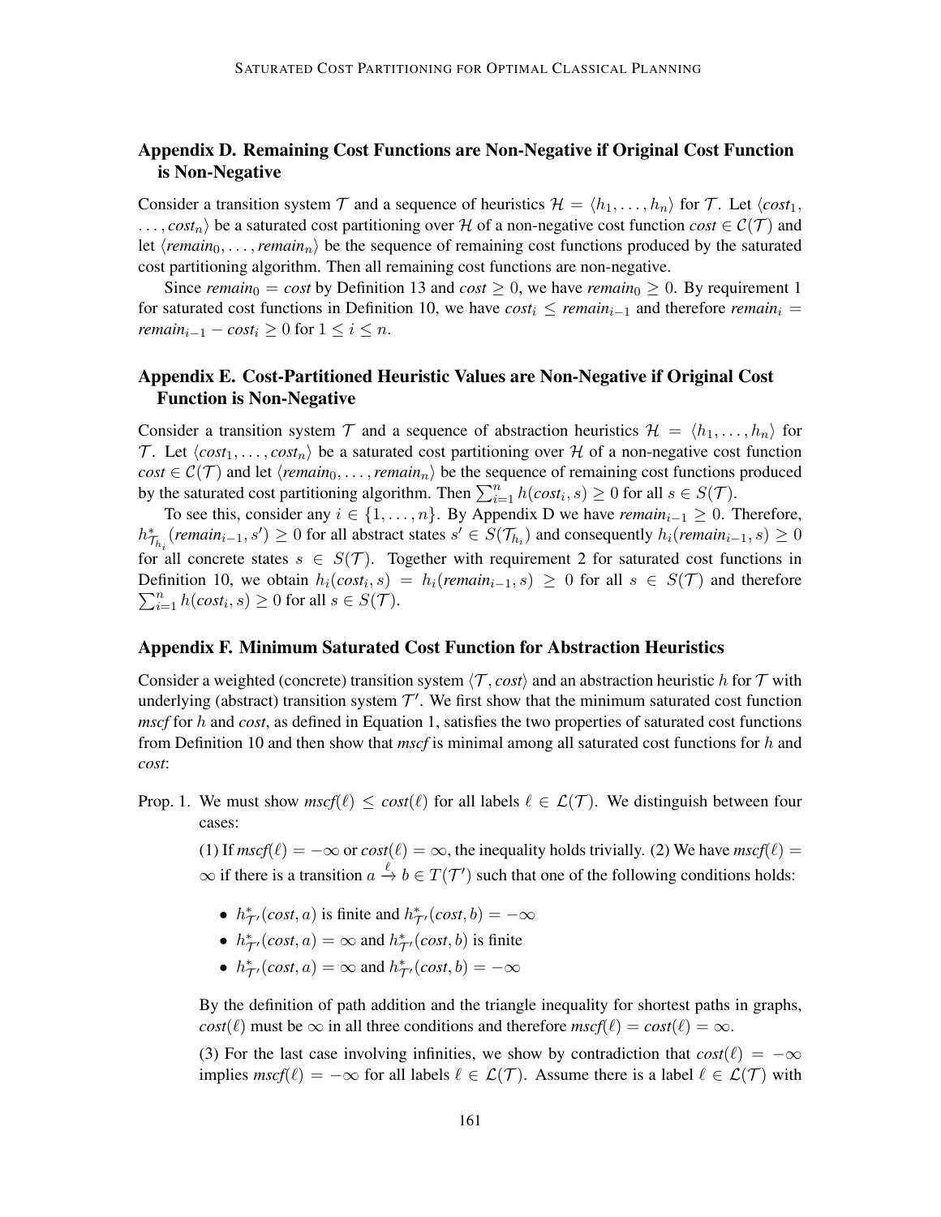## Appendix D. Remaining Cost Functions are Non-Negative if Original Cost Function is Non-Negative

Consider a transition system $\mathcal{T}$ and a sequence of heuristics $\mathcal{H} = \langle h_1, \dots, h_n \rangle$ for $\mathcal{T}$. Let $\langle cost_1, \dots, cost_n \rangle$ be a saturated cost partitioning over $\mathcal{H}$ of a non-negative cost function $cost \in \mathcal{C}(\mathcal{T})$ and let $\langle remain_0, \dots, remain_n \rangle$ be the sequence of remaining cost functions produced by the saturated cost partitioning algorithm. Then all remaining cost functions are non-negative.

Since $remain_0 = cost$ by Definition 13 and $cost \geq 0$, we have $remain_0 \geq 0$. By requirement 1 for saturated cost functions in Definition 10, we have $cost_i \leq remain_{i-1}$ and therefore $remain_i = remain_{i-1} - cost_i \geq 0$ for $1 \leq i \leq n$.

## Appendix E. Cost-Partitioned Heuristic Values are Non-Negative if Original Cost Function is Non-Negative

Consider a transition system $\mathcal{T}$ and a sequence of abstraction heuristics $\mathcal{H} = \langle h_1, \dots, h_n \rangle$ for $\mathcal{T}$. Let $\langle cost_1, \dots, cost_n \rangle$ be a saturated cost partitioning over $\mathcal{H}$ of a non-negative cost function $cost \in \mathcal{C}(\mathcal{T})$ and let $\langle remain_0, \dots, remain_n \rangle$ be the sequence of remaining cost functions produced by the saturated cost partitioning algorithm. Then $\sum_{i=1}^{n} h(cost_i, s) \geq 0$ for all $s \in S(\mathcal{T})$.

To see this, consider any $i \in \{1, \dots, n\}$. By Appendix D we have $remain_{i-1} \geq 0$. Therefore, $h^*_{\mathcal{T}_{h_i}}(remain_{i-1}, s') \geq 0$ for all abstract states $s' \in S(\mathcal{T}_{h_i})$ and consequently $h_i(remain_{i-1}, s) \geq 0$ for all concrete states $s \in S(\mathcal{T})$. Together with requirement 2 for saturated cost functions in Definition 10, we obtain $h_i(cost_i, s) = h_i(remain_{i-1}, s) \geq 0$ for all $s \in S(\mathcal{T})$ and therefore $\sum_{i=1}^{n} h(cost_i, s) \geq 0$ for all $s \in S(\mathcal{T})$.

## Appendix F. Minimum Saturated Cost Function for Abstraction Heuristics

Consider a weighted (concrete) transition system $\langle \mathcal{T}, cost \rangle$ and an abstraction heuristic $h$ for $\mathcal{T}$ with underlying (abstract) transition system $\mathcal{T}'$. We first show that the minimum saturated cost function *mscf* for $h$ and *cost*, as defined in Equation 1, satisfies the two properties of saturated cost functions from Definition 10 and then show that *mscf* is minimal among all saturated cost functions for $h$ and *cost*:

Prop. 1. We must show $mscf(\ell) \leq cost(\ell)$ for all labels $\ell \in \mathcal{L}(\mathcal{T})$. We distinguish between four cases:

(1) If $mscf(\ell) = -\infty$ or $cost(\ell) = \infty$, the inequality holds trivially. (2) We have $mscf(\ell) = \infty$ if there is a transition $a \xrightarrow{\ell} b \in T(\mathcal{T}')$ such that one of the following conditions holds:

- $h^*_{\mathcal{T}'}(cost, a)$ is finite and $h^*_{\mathcal{T}'}(cost, b) = -\infty$
- $h^*_{\mathcal{T}'}(cost, a) = \infty$ and $h^*_{\mathcal{T}'}(cost, b)$ is finite
- $h^*_{\mathcal{T}'}(cost, a) = \infty$ and $h^*_{\mathcal{T}'}(cost, b) = -\infty$

By the definition of path addition and the triangle inequality for shortest paths in graphs, $cost(\ell)$ must be $\infty$ in all three conditions and therefore $mscf(\ell) = cost(\ell) = \infty$.

(3) For the last case involving infinities, we show by contradiction that $cost(\ell) = -\infty$ implies $mscf(\ell) = -\infty$ for all labels $\ell \in \mathcal{L}(\mathcal{T})$. Assume there is a label $\ell \in \mathcal{L}(\mathcal{T})$ with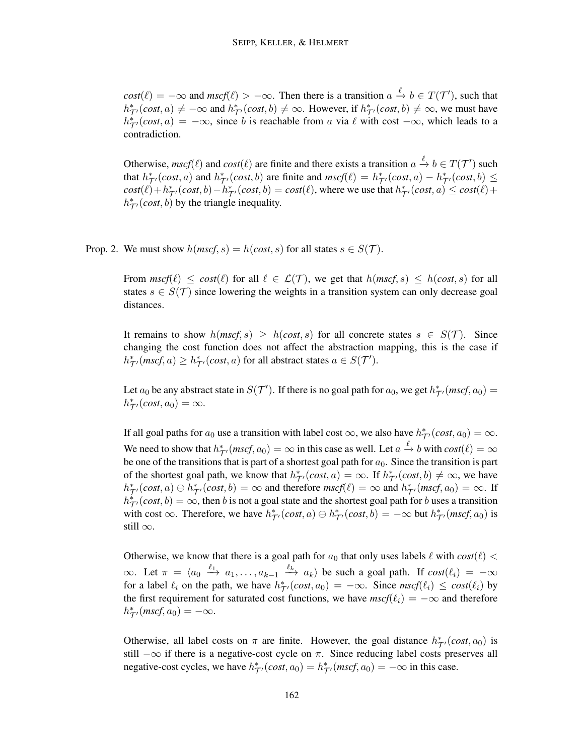$cost(\ell) = -\infty$ and $mscf(\ell) > -\infty$. Then there is a transition $a \xrightarrow{\ell} b \in T(\mathcal{T}')$, such that $h^*_{\mathcal{T}'}(cost, a) \neq -\infty$ and $h^*_{\mathcal{T}'}(cost, b) \neq \infty$. However, if $h^*_{\mathcal{T}'}(cost, b) \neq \infty$, we must have $h^*_{\mathcal{T}'}(cost, a) = -\infty$, since $b$ is reachable from $a$ via $\ell$ with cost $-\infty$, which leads to a contradiction.

Otherwise, $mscf(\ell)$ and $cost(\ell)$ are finite and there exists a transition $a \xrightarrow{\ell} b \in T(\mathcal{T}')$ such that $h^*_{\mathcal{T}'}(cost, a)$ and $h^*_{\mathcal{T}'}(cost, b)$ are finite and $mscf(\ell) = h^*_{\mathcal{T}'}(cost, a) - h^*_{\mathcal{T}'}(cost, b) \leq cost(\ell) + h^*_{\mathcal{T}'}(cost, b) - h^*_{\mathcal{T}'}(cost, b) = cost(\ell)$, where we use that $h^*_{\mathcal{T}'}(cost, a) \leq cost(\ell) + h^*_{\mathcal{T}'}(cost, b)$ by the triangle inequality.

Prop. 2. We must show $h(mscf, s) = h(cost, s)$ for all states $s \in S(\mathcal{T})$.

From $mscf(\ell) \leq cost(\ell)$ for all $\ell \in \mathcal{L}(\mathcal{T})$, we get that $h(mscf, s) \leq h(cost, s)$ for all states $s \in S(\mathcal{T})$ since lowering the weights in a transition system can only decrease goal distances.

It remains to show $h(mscf, s) \geq h(cost, s)$ for all concrete states $s \in S(\mathcal{T})$. Since changing the cost function does not affect the abstraction mapping, this is the case if $h^*_{\mathcal{T}'}(mscf, a) \geq h^*_{\mathcal{T}'}(cost, a)$ for all abstract states $a \in S(\mathcal{T}')$.

Let $a_0$ be any abstract state in $S(\mathcal{T}')$. If there is no goal path for $a_0$, we get $h^*_{\mathcal{T}'}(mscf, a_0) = h^*_{\mathcal{T}'}(cost, a_0) = \infty$.

If all goal paths for $a_0$ use a transition with label cost $\infty$, we also have $h^*_{\mathcal{T}'}(cost, a_0) = \infty$. We need to show that $h^*_{\mathcal{T}'}(mscf, a_0) = \infty$ in this case as well. Let $a \xrightarrow{\ell} b$ with $cost(\ell) = \infty$ be one of the transitions that is part of a shortest goal path for $a_0$. Since the transition is part of the shortest goal path, we know that $h^*_{\mathcal{T}'}(cost, a) = \infty$. If $h^*_{\mathcal{T}'}(cost, b) \neq \infty$, we have $h^*_{\mathcal{T}'}(cost, a) \ominus h^*_{\mathcal{T}'}(cost, b) = \infty$ and therefore $mscf(\ell) = \infty$ and $h^*_{\mathcal{T}'}(mscf, a_0) = \infty$. If $h^*_{\mathcal{T}'}(cost, b) = \infty$, then $b$ is not a goal state and the shortest goal path for $b$ uses a transition with cost $\infty$. Therefore, we have $h^*_{\mathcal{T}'}(cost, a) \ominus h^*_{\mathcal{T}'}(cost, b) = -\infty$ but $h^*_{\mathcal{T}'}(mscf, a_0)$ is still $\infty$.

Otherwise, we know that there is a goal path for $a_0$ that only uses labels $\ell$ with $cost(\ell) < \infty$. Let $\pi = \langle a_0 \xrightarrow{\ell_1} a_1, \ldots, a_{k-1} \xrightarrow{\ell_k} a_k \rangle$ be such a goal path. If $cost(\ell_i) = -\infty$ for a label $\ell_i$ on the path, we have $h^*_{\mathcal{T}'}(cost, a_0) = -\infty$. Since $mscf(\ell_i) \leq cost(\ell_i)$ by the first requirement for saturated cost functions, we have $mscf(\ell_i) = -\infty$ and therefore $h^*_{\mathcal{T}'}(mscf, a_0) = -\infty$.

Otherwise, all label costs on $\pi$ are finite. However, the goal distance $h^*_{\mathcal{T}'}(cost, a_0)$ is still $-\infty$ if there is a negative-cost cycle on $\pi$. Since reducing label costs preserves all negative-cost cycles, we have $h^*_{\mathcal{T}'}(cost, a_0) = h^*_{\mathcal{T}'}(mscf, a_0) = -\infty$ in this case.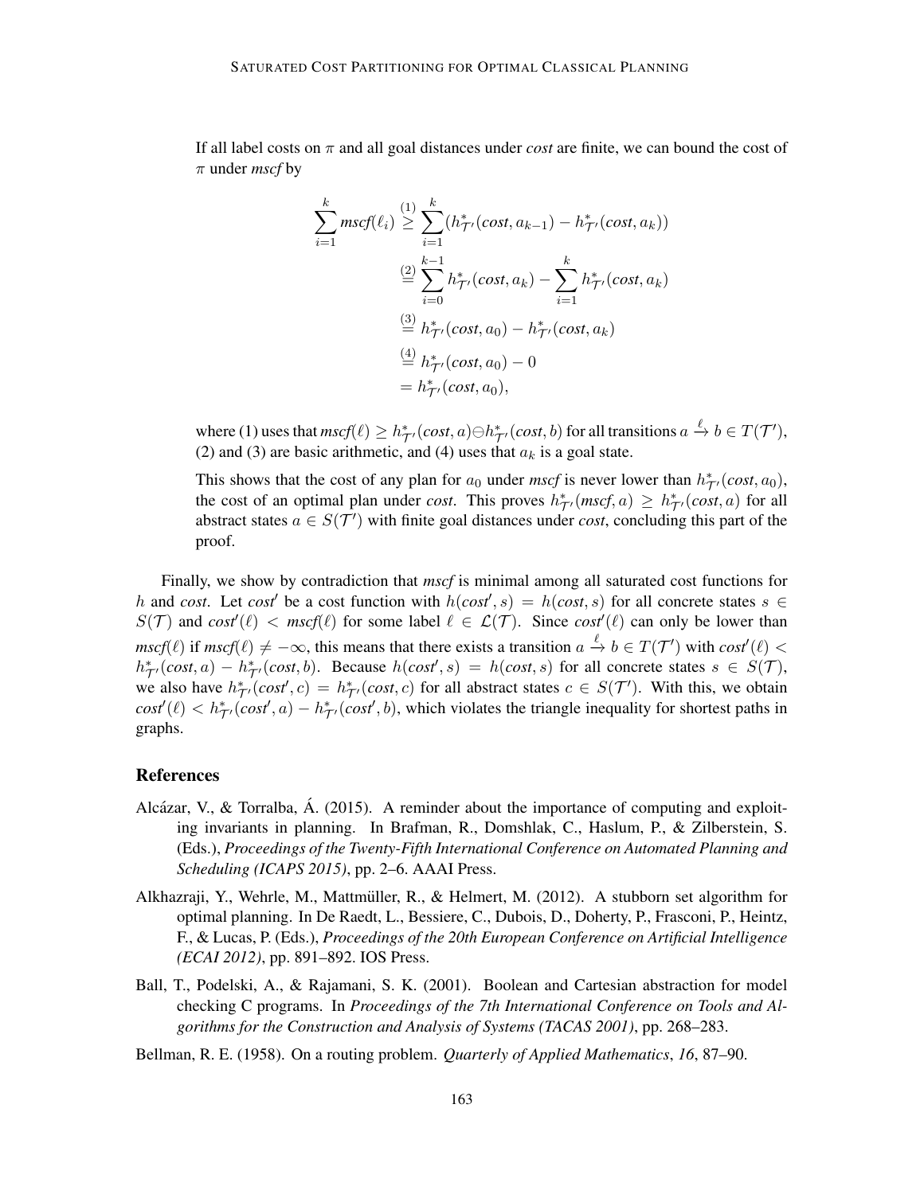If all label costs on $\pi$ and all goal distances under *cost* are finite, we can bound the cost of $\pi$ under *mscf* by

$$
\begin{aligned}
\sum_{i=1}^{k} \mathit{mscf}(\ell_i) &\stackrel{(1)}{\geq} \sum_{i=1}^{k} (h^*_{\mathcal{T}'}(\mathit{cost}, a_{k-1}) - h^*_{\mathcal{T}'}(\mathit{cost}, a_k)) \\
&\stackrel{(2)}{=} \sum_{i=0}^{k-1} h^*_{\mathcal{T}'}(\mathit{cost}, a_k) - \sum_{i=1}^{k} h^*_{\mathcal{T}'}(\mathit{cost}, a_k) \\
&\stackrel{(3)}{=} h^*_{\mathcal{T}'}(\mathit{cost}, a_0) - h^*_{\mathcal{T}'}(\mathit{cost}, a_k) \\
&\stackrel{(4)}{=} h^*_{\mathcal{T}'}(\mathit{cost}, a_0) - 0 \\
&= h^*_{\mathcal{T}'}(\mathit{cost}, a_0),
\end{aligned}
$$

where (1) uses that $\mathit{mscf}(\ell) \geq h^*_{\mathcal{T}'}(\mathit{cost}, a) \ominus h^*_{\mathcal{T}'}(\mathit{cost}, b)$ for all transitions $a \xrightarrow{\ell} b \in T(\mathcal{T}')$, (2) and (3) are basic arithmetic, and (4) uses that $a_k$ is a goal state.

This shows that the cost of any plan for $a_0$ under *mscf* is never lower than $h^*_{\mathcal{T}'}(\mathit{cost}, a_0)$, the cost of an optimal plan under *cost*. This proves $h^*_{\mathcal{T}'}(\mathit{mscf}, a) \geq h^*_{\mathcal{T}'}(\mathit{cost}, a)$ for all abstract states $a \in S(\mathcal{T}')$ with finite goal distances under *cost*, concluding this part of the proof.

Finally, we show by contradiction that *mscf* is minimal among all saturated cost functions for $h$ and *cost*. Let $\mathit{cost}'$ be a cost function with $h(\mathit{cost}', s) = h(\mathit{cost}, s)$ for all concrete states $s \in S(\mathcal{T})$ and $\mathit{cost}'(\ell) < \mathit{mscf}(\ell)$ for some label $\ell \in \mathcal{L}(\mathcal{T})$. Since $\mathit{cost}'(\ell)$ can only be lower than $\mathit{mscf}(\ell)$ if $\mathit{mscf}(\ell) \neq -\infty$, this means that there exists a transition $a \xrightarrow{\ell} b \in T(\mathcal{T}')$ with $\mathit{cost}'(\ell) < h^*_{\mathcal{T}'}(\mathit{cost}, a) - h^*_{\mathcal{T}'}(\mathit{cost}, b)$. Because $h(\mathit{cost}', s) = h(\mathit{cost}, s)$ for all concrete states $s \in S(\mathcal{T})$, we also have $h^*_{\mathcal{T}'}(\mathit{cost}', c) = h^*_{\mathcal{T}'}(\mathit{cost}, c)$ for all abstract states $c \in S(\mathcal{T}')$. With this, we obtain $\mathit{cost}'(\ell) < h^*_{\mathcal{T}'}(\mathit{cost}', a) - h^*_{\mathcal{T}'}(\mathit{cost}', b)$, which violates the triangle inequality for shortest paths in graphs.

## References

Alcázar, V., & Torralba, Á. (2015). A reminder about the importance of computing and exploiting invariants in planning. In Brafman, R., Domshlak, C., Haslum, P., & Zilberstein, S. (Eds.), *Proceedings of the Twenty-Fifth International Conference on Automated Planning and Scheduling (ICAPS 2015)*, pp. 2–6. AAAI Press.

Alkhazraji, Y., Wehrle, M., Mattmüller, R., & Helmert, M. (2012). A stubborn set algorithm for optimal planning. In De Raedt, L., Bessiere, C., Dubois, D., Doherty, P., Frasconi, P., Heintz, F., & Lucas, P. (Eds.), *Proceedings of the 20th European Conference on Artificial Intelligence (ECAI 2012)*, pp. 891–892. IOS Press.

Ball, T., Podelski, A., & Rajamani, S. K. (2001). Boolean and Cartesian abstraction for model checking C programs. In *Proceedings of the 7th International Conference on Tools and Algorithms for the Construction and Analysis of Systems (TACAS 2001)*, pp. 268–283.

Bellman, R. E. (1958). On a routing problem. *Quarterly of Applied Mathematics*, *16*, 87–90.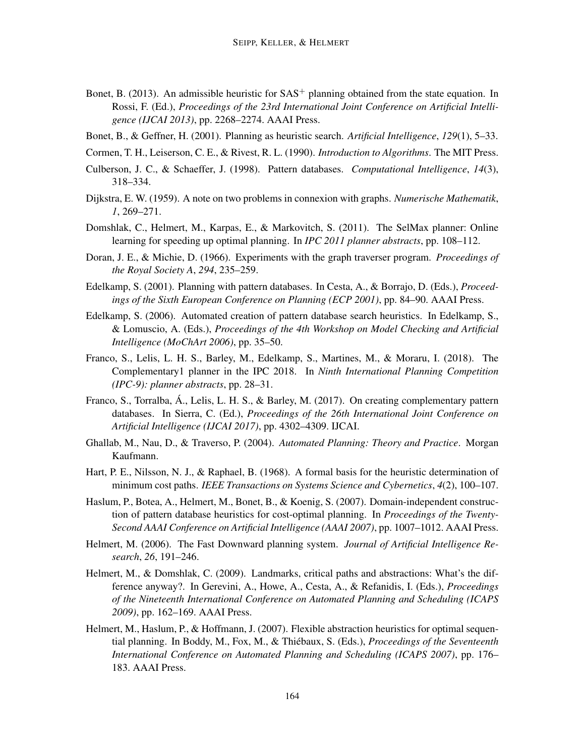Bonet, B. (2013). An admissible heuristic for $SAS^+$ planning obtained from the state equation. In Rossi, F. (Ed.), *Proceedings of the 23rd International Joint Conference on Artificial Intelligence (IJCAI 2013)*, pp. 2268–2274. AAAI Press.

Bonet, B., & Geffner, H. (2001). Planning as heuristic search. *Artificial Intelligence*, *129*(1), 5–33.

Cormen, T. H., Leiserson, C. E., & Rivest, R. L. (1990). *Introduction to Algorithms*. The MIT Press.

Culberson, J. C., & Schaeffer, J. (1998). Pattern databases. *Computational Intelligence*, *14*(3), 318–334.

Dijkstra, E. W. (1959). A note on two problems in connexion with graphs. *Numerische Mathematik*, *1*, 269–271.

Domshlak, C., Helmert, M., Karpas, E., & Markovitch, S. (2011). The SelMax planner: Online learning for speeding up optimal planning. In *IPC 2011 planner abstracts*, pp. 108–112.

Doran, J. E., & Michie, D. (1966). Experiments with the graph traverser program. *Proceedings of the Royal Society A*, *294*, 235–259.

Edelkamp, S. (2001). Planning with pattern databases. In Cesta, A., & Borrajo, D. (Eds.), *Proceedings of the Sixth European Conference on Planning (ECP 2001)*, pp. 84–90. AAAI Press.

Edelkamp, S. (2006). Automated creation of pattern database search heuristics. In Edelkamp, S., & Lomuscio, A. (Eds.), *Proceedings of the 4th Workshop on Model Checking and Artificial Intelligence (MoChArt 2006)*, pp. 35–50.

Franco, S., Lelis, L. H. S., Barley, M., Edelkamp, S., Martines, M., & Moraru, I. (2018). The Complementary1 planner in the IPC 2018. In *Ninth International Planning Competition (IPC-9): planner abstracts*, pp. 28–31.

Franco, S., Torralba, Á., Lelis, L. H. S., & Barley, M. (2017). On creating complementary pattern databases. In Sierra, C. (Ed.), *Proceedings of the 26th International Joint Conference on Artificial Intelligence (IJCAI 2017)*, pp. 4302–4309. IJCAI.

Ghallab, M., Nau, D., & Traverso, P. (2004). *Automated Planning: Theory and Practice*. Morgan Kaufmann.

Hart, P. E., Nilsson, N. J., & Raphael, B. (1968). A formal basis for the heuristic determination of minimum cost paths. *IEEE Transactions on Systems Science and Cybernetics*, *4*(2), 100–107.

Haslum, P., Botea, A., Helmert, M., Bonet, B., & Koenig, S. (2007). Domain-independent construction of pattern database heuristics for cost-optimal planning. In *Proceedings of the Twenty-Second AAAI Conference on Artificial Intelligence (AAAI 2007)*, pp. 1007–1012. AAAI Press.

Helmert, M. (2006). The Fast Downward planning system. *Journal of Artificial Intelligence Research*, *26*, 191–246.

Helmert, M., & Domshlak, C. (2009). Landmarks, critical paths and abstractions: What's the difference anyway?. In Gerevini, A., Howe, A., Cesta, A., & Refanidis, I. (Eds.), *Proceedings of the Nineteenth International Conference on Automated Planning and Scheduling (ICAPS 2009)*, pp. 162–169. AAAI Press.

Helmert, M., Haslum, P., & Hoffmann, J. (2007). Flexible abstraction heuristics for optimal sequential planning. In Boddy, M., Fox, M., & Thiébaux, S. (Eds.), *Proceedings of the Seventeenth International Conference on Automated Planning and Scheduling (ICAPS 2007)*, pp. 176–183. AAAI Press.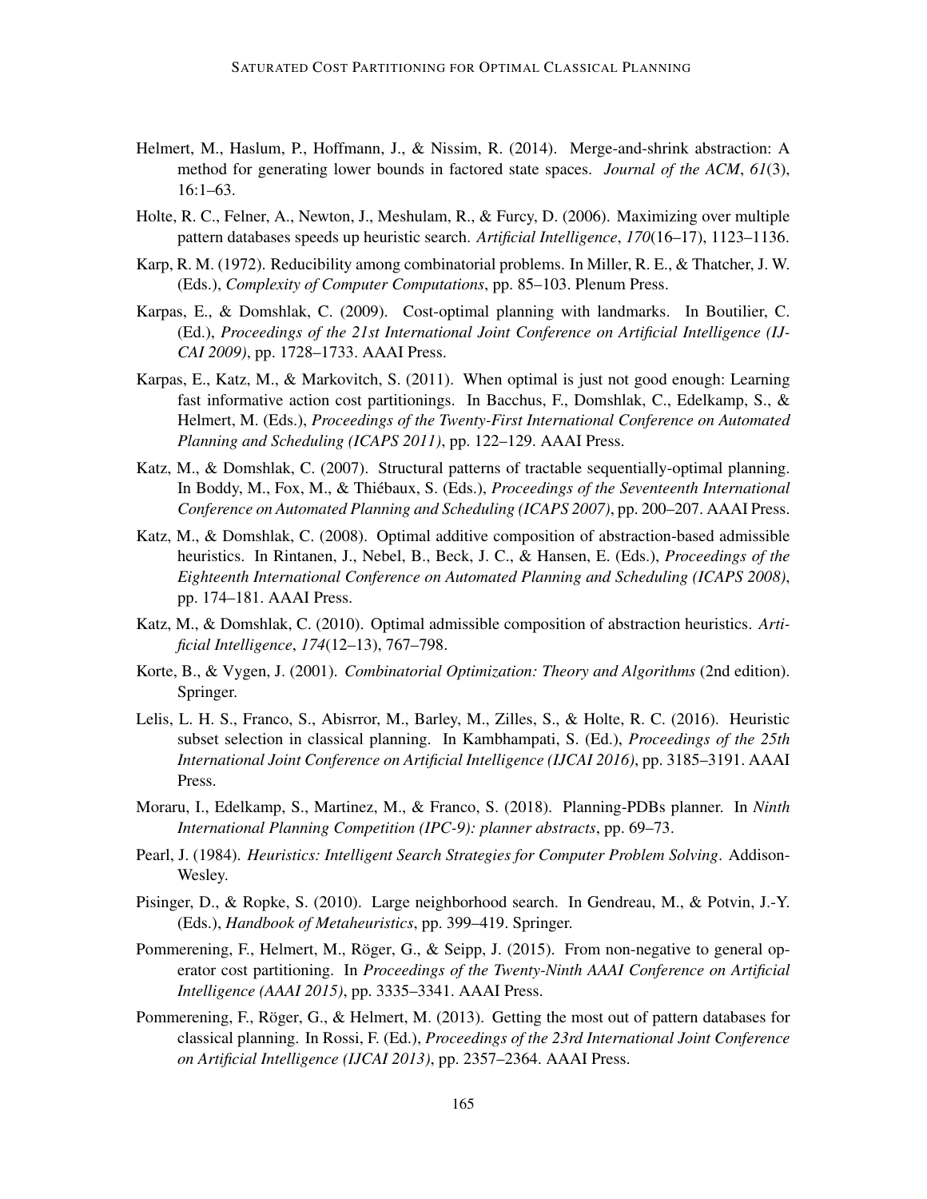Helmert, M., Haslum, P., Hoffmann, J., & Nissim, R. (2014). Merge-and-shrink abstraction: A method for generating lower bounds in factored state spaces. *Journal of the ACM*, *61*(3), 16:1–63.

Holte, R. C., Felner, A., Newton, J., Meshulam, R., & Furcy, D. (2006). Maximizing over multiple pattern databases speeds up heuristic search. *Artificial Intelligence*, *170*(16–17), 1123–1136.

Karp, R. M. (1972). Reducibility among combinatorial problems. In Miller, R. E., & Thatcher, J. W. (Eds.), *Complexity of Computer Computations*, pp. 85–103. Plenum Press.

Karpas, E., & Domshlak, C. (2009). Cost-optimal planning with landmarks. In Boutilier, C. (Ed.), *Proceedings of the 21st International Joint Conference on Artificial Intelligence (IJCAI 2009)*, pp. 1728–1733. AAAI Press.

Karpas, E., Katz, M., & Markovitch, S. (2011). When optimal is just not good enough: Learning fast informative action cost partitionings. In Bacchus, F., Domshlak, C., Edelkamp, S., & Helmert, M. (Eds.), *Proceedings of the Twenty-First International Conference on Automated Planning and Scheduling (ICAPS 2011)*, pp. 122–129. AAAI Press.

Katz, M., & Domshlak, C. (2007). Structural patterns of tractable sequentially-optimal planning. In Boddy, M., Fox, M., & Thiébaux, S. (Eds.), *Proceedings of the Seventeenth International Conference on Automated Planning and Scheduling (ICAPS 2007)*, pp. 200–207. AAAI Press.

Katz, M., & Domshlak, C. (2008). Optimal additive composition of abstraction-based admissible heuristics. In Rintanen, J., Nebel, B., Beck, J. C., & Hansen, E. (Eds.), *Proceedings of the Eighteenth International Conference on Automated Planning and Scheduling (ICAPS 2008)*, pp. 174–181. AAAI Press.

Katz, M., & Domshlak, C. (2010). Optimal admissible composition of abstraction heuristics. *Artificial Intelligence*, *174*(12–13), 767–798.

Korte, B., & Vygen, J. (2001). *Combinatorial Optimization: Theory and Algorithms* (2nd edition). Springer.

Lelis, L. H. S., Franco, S., Abisrror, M., Barley, M., Zilles, S., & Holte, R. C. (2016). Heuristic subset selection in classical planning. In Kambhampati, S. (Ed.), *Proceedings of the 25th International Joint Conference on Artificial Intelligence (IJCAI 2016)*, pp. 3185–3191. AAAI Press.

Moraru, I., Edelkamp, S., Martinez, M., & Franco, S. (2018). Planning-PDBs planner. In *Ninth International Planning Competition (IPC-9): planner abstracts*, pp. 69–73.

Pearl, J. (1984). *Heuristics: Intelligent Search Strategies for Computer Problem Solving*. Addison-Wesley.

Pisinger, D., & Ropke, S. (2010). Large neighborhood search. In Gendreau, M., & Potvin, J.-Y. (Eds.), *Handbook of Metaheuristics*, pp. 399–419. Springer.

Pommerening, F., Helmert, M., Röger, G., & Seipp, J. (2015). From non-negative to general operator cost partitioning. In *Proceedings of the Twenty-Ninth AAAI Conference on Artificial Intelligence (AAAI 2015)*, pp. 3335–3341. AAAI Press.

Pommerening, F., Röger, G., & Helmert, M. (2013). Getting the most out of pattern databases for classical planning. In Rossi, F. (Ed.), *Proceedings of the 23rd International Joint Conference on Artificial Intelligence (IJCAI 2013)*, pp. 2357–2364. AAAI Press.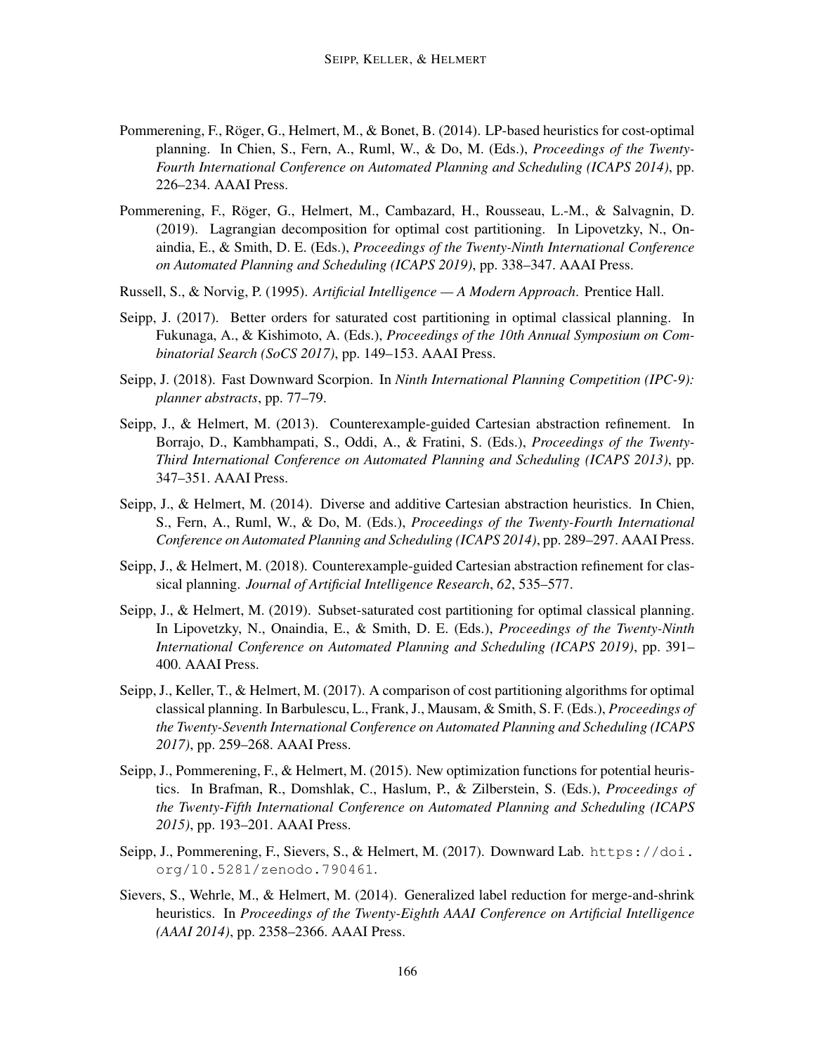Pommerening, F., Röger, G., Helmert, M., & Bonet, B. (2014). LP-based heuristics for cost-optimal planning. In Chien, S., Fern, A., Ruml, W., & Do, M. (Eds.), *Proceedings of the Twenty-Fourth International Conference on Automated Planning and Scheduling (ICAPS 2014)*, pp. 226–234. AAAI Press.

Pommerening, F., Röger, G., Helmert, M., Cambazard, H., Rousseau, L.-M., & Salvagnin, D. (2019). Lagrangian decomposition for optimal cost partitioning. In Lipovetzky, N., Onaindia, E., & Smith, D. E. (Eds.), *Proceedings of the Twenty-Ninth International Conference on Automated Planning and Scheduling (ICAPS 2019)*, pp. 338–347. AAAI Press.

Russell, S., & Norvig, P. (1995). *Artificial Intelligence — A Modern Approach*. Prentice Hall.

Seipp, J. (2017). Better orders for saturated cost partitioning in optimal classical planning. In Fukunaga, A., & Kishimoto, A. (Eds.), *Proceedings of the 10th Annual Symposium on Combinatorial Search (SoCS 2017)*, pp. 149–153. AAAI Press.

Seipp, J. (2018). Fast Downward Scorpion. In *Ninth International Planning Competition (IPC-9): planner abstracts*, pp. 77–79.

Seipp, J., & Helmert, M. (2013). Counterexample-guided Cartesian abstraction refinement. In Borrajo, D., Kambhampati, S., Oddi, A., & Fratini, S. (Eds.), *Proceedings of the Twenty-Third International Conference on Automated Planning and Scheduling (ICAPS 2013)*, pp. 347–351. AAAI Press.

Seipp, J., & Helmert, M. (2014). Diverse and additive Cartesian abstraction heuristics. In Chien, S., Fern, A., Ruml, W., & Do, M. (Eds.), *Proceedings of the Twenty-Fourth International Conference on Automated Planning and Scheduling (ICAPS 2014)*, pp. 289–297. AAAI Press.

Seipp, J., & Helmert, M. (2018). Counterexample-guided Cartesian abstraction refinement for classical planning. *Journal of Artificial Intelligence Research*, *62*, 535–577.

Seipp, J., & Helmert, M. (2019). Subset-saturated cost partitioning for optimal classical planning. In Lipovetzky, N., Onaindia, E., & Smith, D. E. (Eds.), *Proceedings of the Twenty-Ninth International Conference on Automated Planning and Scheduling (ICAPS 2019)*, pp. 391–400. AAAI Press.

Seipp, J., Keller, T., & Helmert, M. (2017). A comparison of cost partitioning algorithms for optimal classical planning. In Barbulescu, L., Frank, J., Mausam, & Smith, S. F. (Eds.), *Proceedings of the Twenty-Seventh International Conference on Automated Planning and Scheduling (ICAPS 2017)*, pp. 259–268. AAAI Press.

Seipp, J., Pommerening, F., & Helmert, M. (2015). New optimization functions for potential heuristics. In Brafman, R., Domshlak, C., Haslum, P., & Zilberstein, S. (Eds.), *Proceedings of the Twenty-Fifth International Conference on Automated Planning and Scheduling (ICAPS 2015)*, pp. 193–201. AAAI Press.

Seipp, J., Pommerening, F., Sievers, S., & Helmert, M. (2017). Downward Lab. https://doi.org/10.5281/zenodo.790461.

Sievers, S., Wehrle, M., & Helmert, M. (2014). Generalized label reduction for merge-and-shrink heuristics. In *Proceedings of the Twenty-Eighth AAAI Conference on Artificial Intelligence (AAAI 2014)*, pp. 2358–2366. AAAI Press.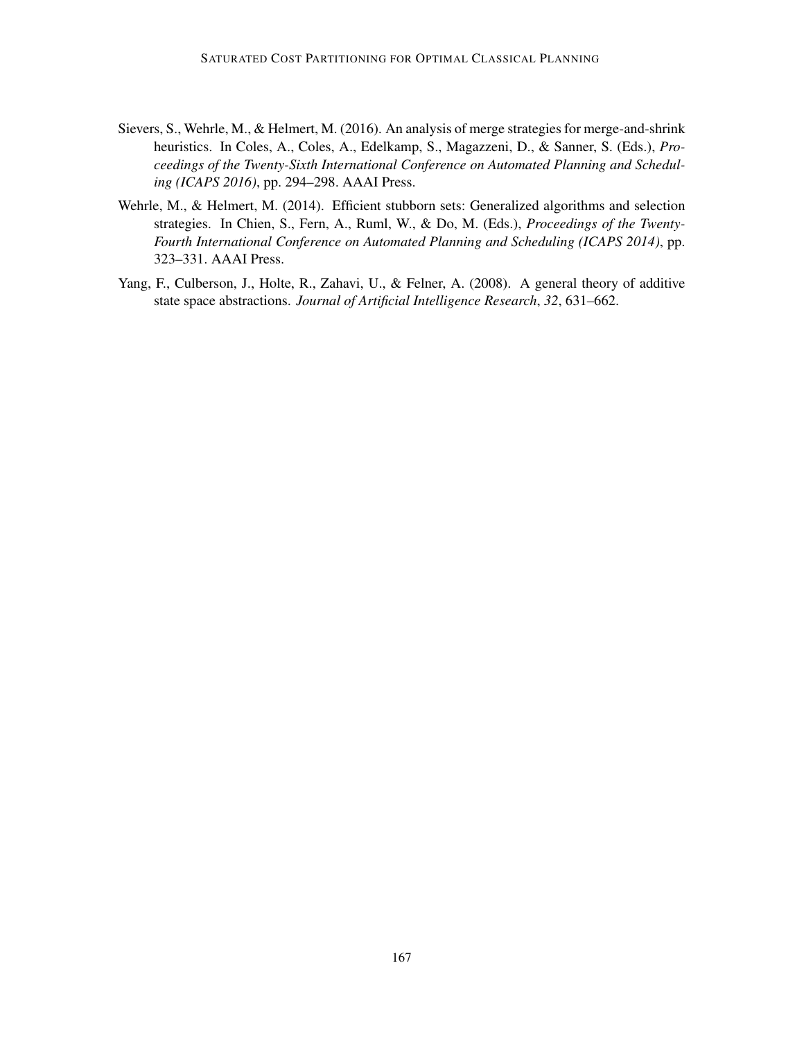Sievers, S., Wehrle, M., & Helmert, M. (2016). An analysis of merge strategies for merge-and-shrink heuristics. In Coles, A., Coles, A., Edelkamp, S., Magazzeni, D., & Sanner, S. (Eds.), *Proceedings of the Twenty-Sixth International Conference on Automated Planning and Scheduling (ICAPS 2016)*, pp. 294–298. AAAI Press.

Wehrle, M., & Helmert, M. (2014). Efficient stubborn sets: Generalized algorithms and selection strategies. In Chien, S., Fern, A., Ruml, W., & Do, M. (Eds.), *Proceedings of the Twenty-Fourth International Conference on Automated Planning and Scheduling (ICAPS 2014)*, pp. 323–331. AAAI Press.

Yang, F., Culberson, J., Holte, R., Zahavi, U., & Felner, A. (2008). A general theory of additive state space abstractions. *Journal of Artificial Intelligence Research*, *32*, 631–662.